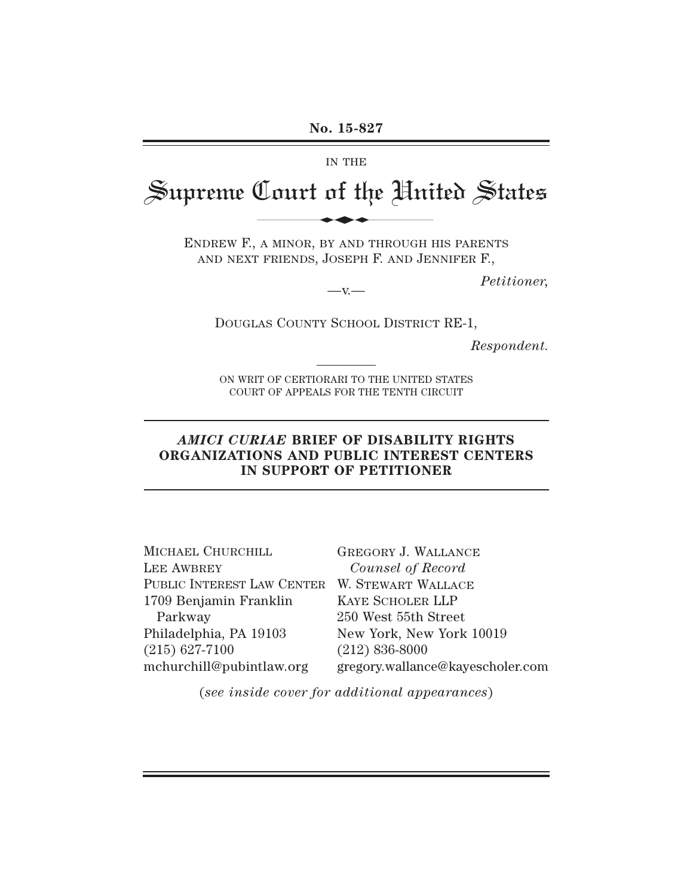**No. 15-827**

IN THE

# Supreme Court of the United States

ENDREW F., A MINOR, BY AND THROUGH HIS PARENTS AND NEXT FRIENDS, JOSEPH F. AND JENNIFER F.,

*Petitioner*,

—v.—

DOUGLAS COUNTY SCHOOL DISTRICT RE-1,

*Respondent.*

ON WRIT OF CERTIORARI TO THE UNITED STATES COURT OF APPEALS FOR THE TENTH CIRCUIT

## *AMICI CURIAE* BRIEF OF DISABILITY RIGHTS ORGANIZATIONS AND PUBLIC INTEREST CENTERS IN SUPPORT OF PETITIONER

MICHAEL CHURCHILL
LEE AWBREY
PUBLIC INTEREST LAW CENTER
1709 Benjamin Franklin Parkway
Philadelphia, PA 19103
(215) 627-7100
mchurchill@pubintlaw.org

GREGORY J. WALLACE
*Counsel of Record*
W. STEWART WALLACE
KAYE SCHOLER LLP
250 West 55th Street
New York, New York 10019
(212) 836-8000
gregory.wallace@kayescholer.com

(*see inside cover for additional appearances*)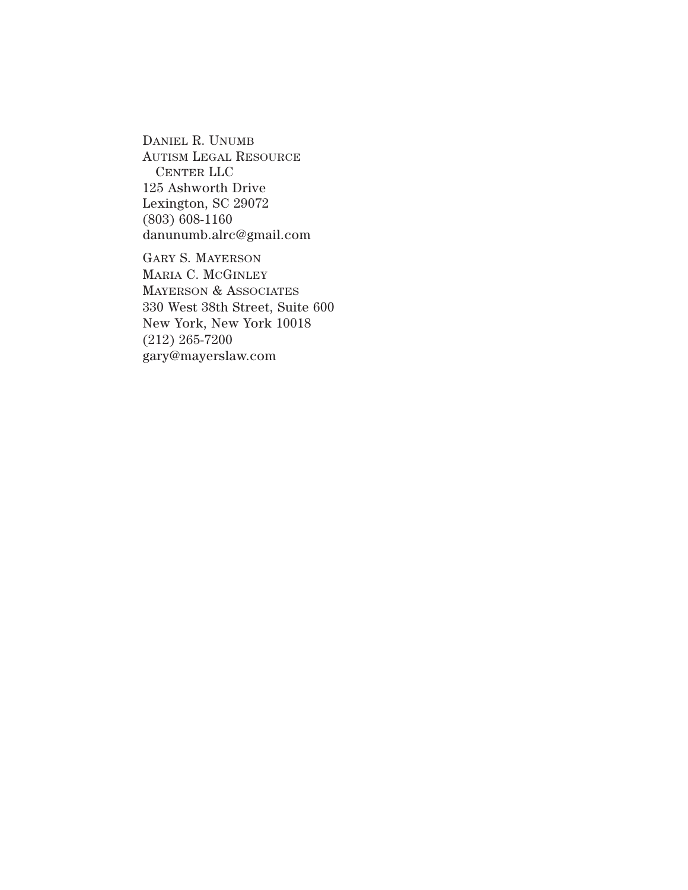DANIEL R. UNUMB
AUTISM LEGAL RESOURCE
CENTER LLC
125 Ashworth Drive
Lexington, SC 29072
(803) 608-1160
danunumb.alrc@gmail.com

GARY S. MAYERSON
MARIA C. MCGINLEY
MAYERSON & ASSOCIATES
330 West 38th Street, Suite 600
New York, New York 10018
(212) 265-7200
gary@mayerslaw.com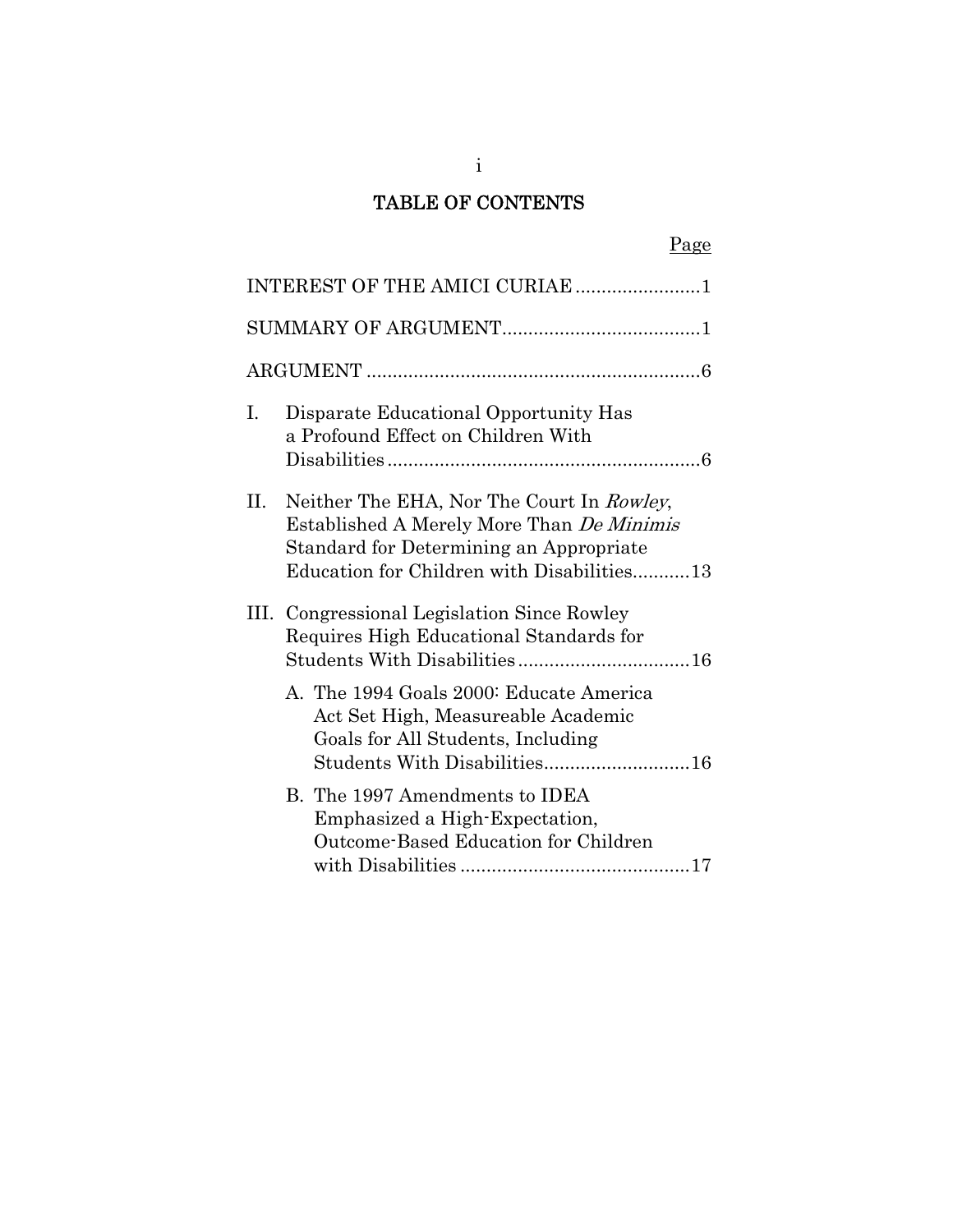# TABLE OF CONTENTS

| | Page |
|---|---|
| INTEREST OF THE AMICI CURIAE | 1 |
| SUMMARY OF ARGUMENT | 1 |
| ARGUMENT | 6 |
| I. Disparate Educational Opportunity Has a Profound Effect on Children With Disabilities | 6 |
| II. Neither The EHA, Nor The Court In *Rowley*, Established A Merely More Than *De Minimis* Standard for Determining an Appropriate Education for Children with Disabilities | 13 |
| III. Congressional Legislation Since Rowley Requires High Educational Standards for Students With Disabilities | 16 |
| A. The 1994 Goals 2000: Educate America Act Set High, Measureable Academic Goals for All Students, Including Students With Disabilities | 16 |
| B. The 1997 Amendments to IDEA Emphasized a High-Expectation, Outcome-Based Education for Children with Disabilities | 17 |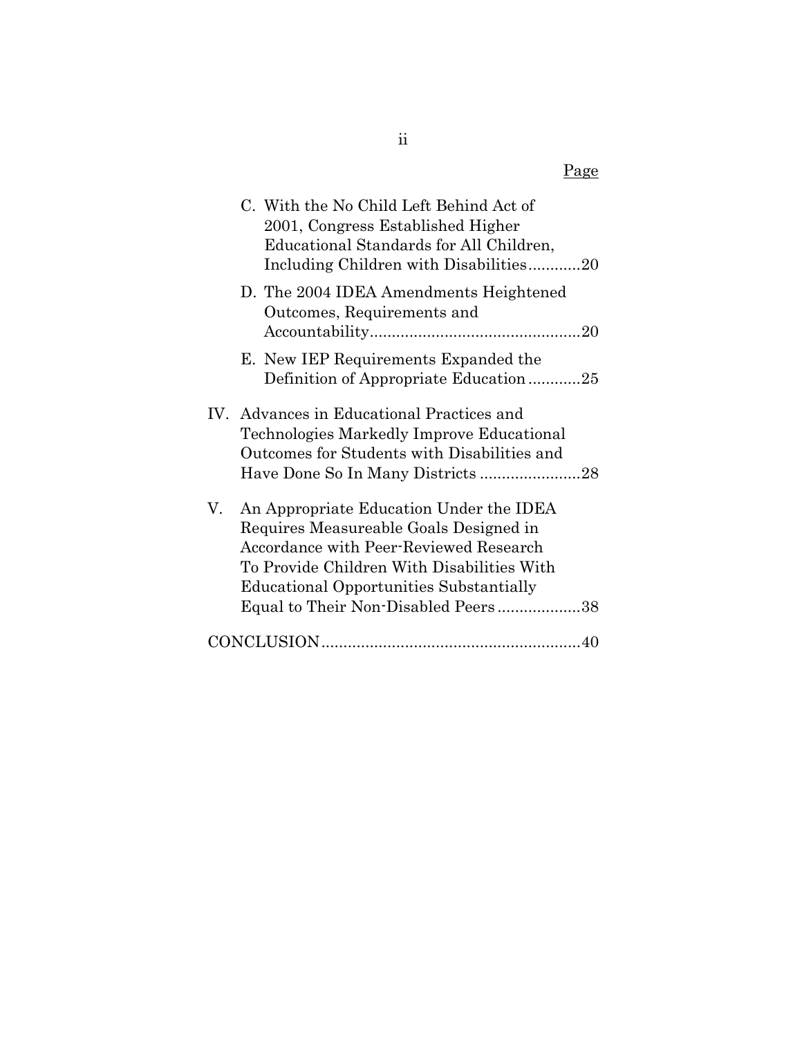Page

C. With the No Child Left Behind Act of 2001, Congress Established Higher Educational Standards for All Children, Including Children with Disabilities............20

D. The 2004 IDEA Amendments Heightened Outcomes, Requirements and Accountability................................................20

E. New IEP Requirements Expanded the Definition of Appropriate Education............25

IV. Advances in Educational Practices and Technologies Markedly Improve Educational Outcomes for Students with Disabilities and Have Done So In Many Districts .......................28

V. An Appropriate Education Under the IDEA Requires Measureable Goals Designed in Accordance with Peer-Reviewed Research To Provide Children With Disabilities With Educational Opportunities Substantially Equal to Their Non-Disabled Peers...................38

CONCLUSION..........................................................40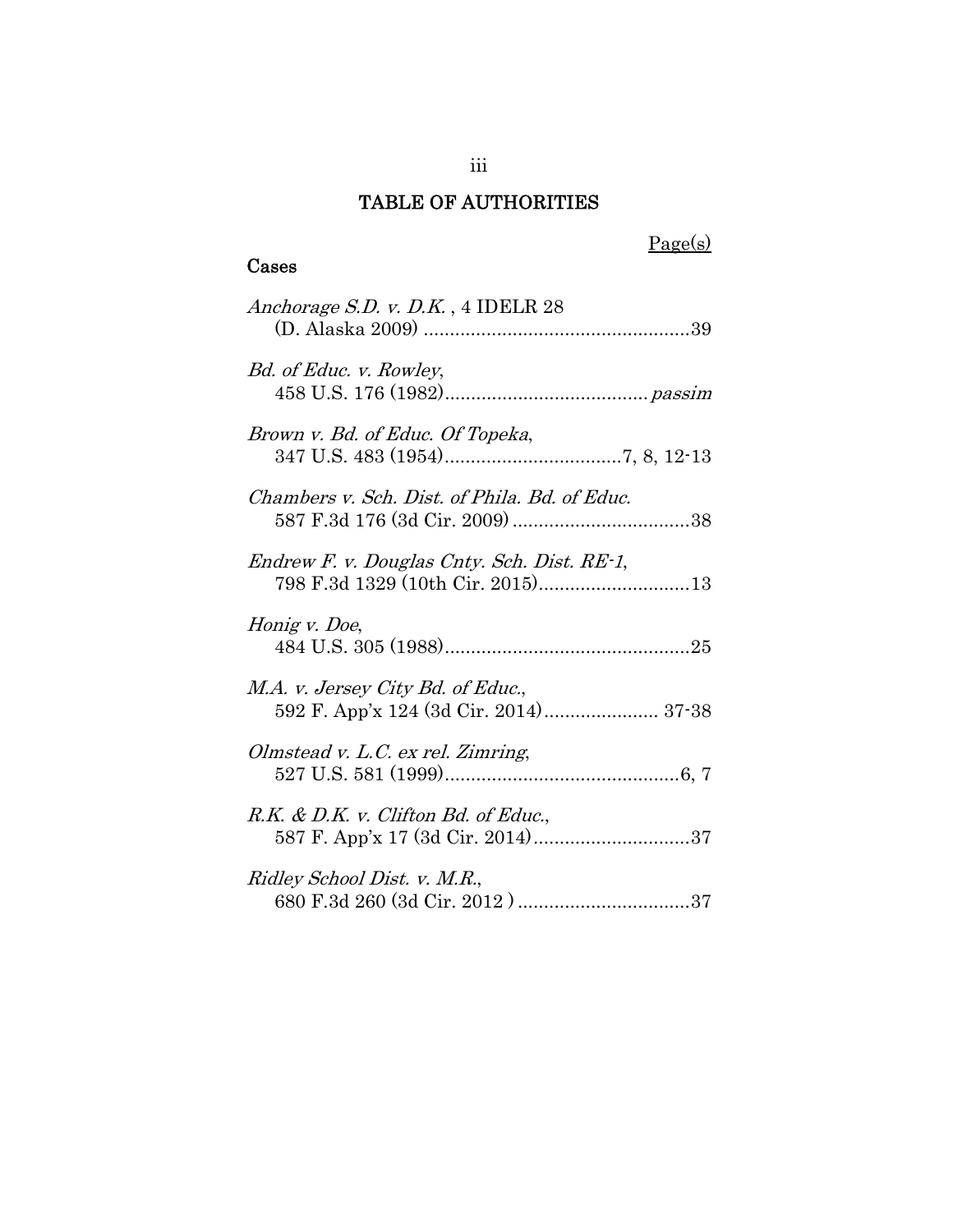# TABLE OF AUTHORITIES

Page(s)

## Cases

*Anchorage S.D. v. D.K.* , 4 IDELR 28
(D. Alaska 2009) ....................................................39

*Bd. of Educ. v. Rowley*,
458 U.S. 176 (1982)....................................... *passim*

*Brown v. Bd. of Educ. Of Topeka*,
347 U.S. 483 (1954)..................................7, 8, 12-13

*Chambers v. Sch. Dist. of Phila. Bd. of Educ.*
587 F.3d 176 (3d Cir. 2009) ..................................38

*Endrew F. v. Douglas Cnty. Sch. Dist. RE-1*,
798 F.3d 1329 (10th Cir. 2015).............................13

*Honig v. Doe*,
484 U.S. 305 (1988)...............................................25

*M.A. v. Jersey City Bd. of Educ.*,
592 F. App'x 124 (3d Cir. 2014)...................... 37-38

*Olmstead v. L.C. ex rel. Zimring*,
527 U.S. 581 (1999).............................................6, 7

*R.K. & D.K. v. Clifton Bd. of Educ.*,
587 F. App'x 17 (3d Cir. 2014)..............................37

*Ridley School Dist. v. M.R.*,
680 F.3d 260 (3d Cir. 2012 ) .................................37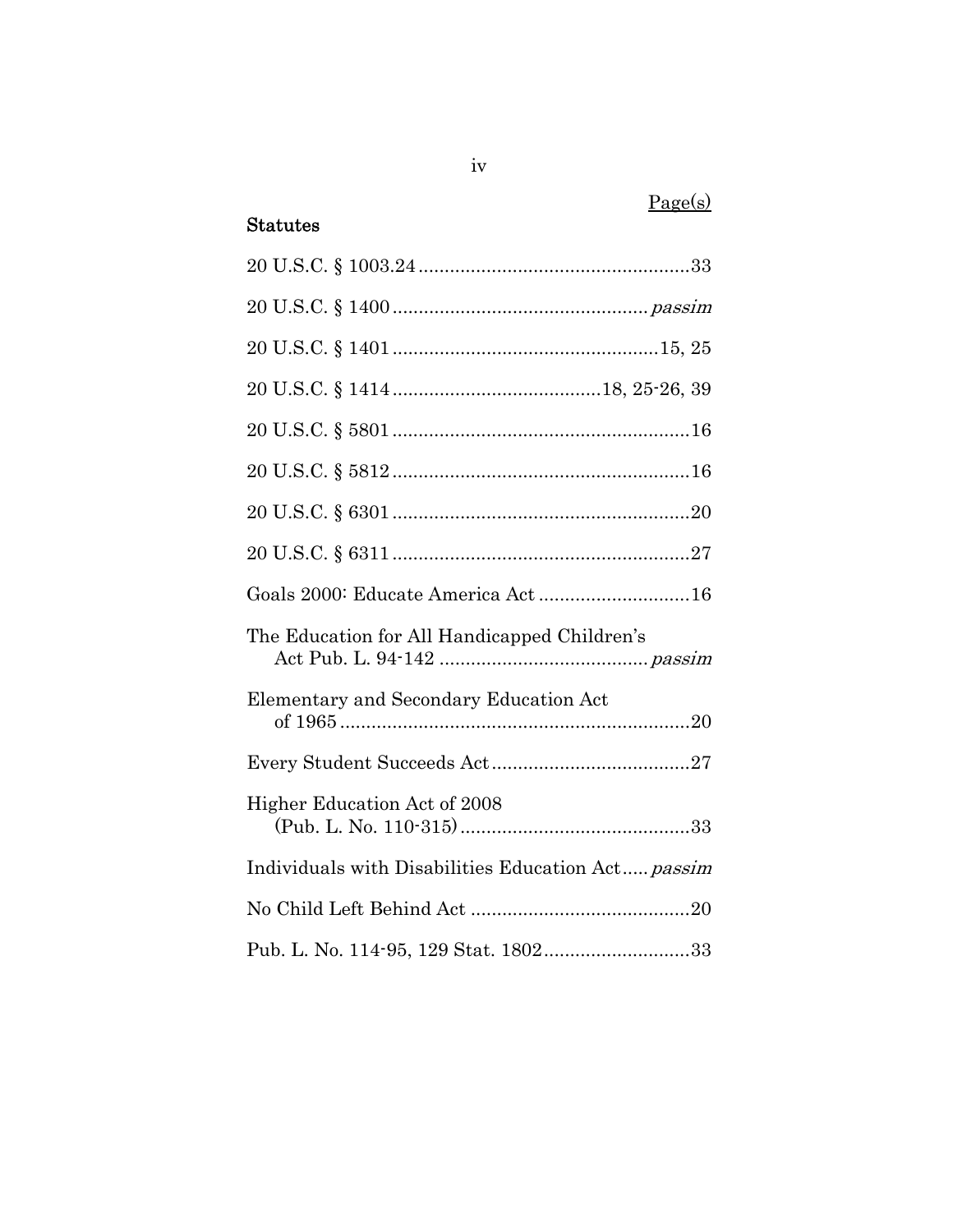Page(s)

**Statutes**

20 U.S.C. § 1003.24 .................................................... 33

20 U.S.C. § 1400 ................................................ *passim*

20 U.S.C. § 1401 .................................................. 15, 25

20 U.S.C. § 1414 ....................................... 18, 25-26, 39

20 U.S.C. § 5801 ........................................................ 16

20 U.S.C. § 5812 ........................................................ 16

20 U.S.C. § 6301 ........................................................ 20

20 U.S.C. § 6311 ........................................................ 27

Goals 2000: Educate America Act ............................ 16

The Education for All Handicapped Children's Act Pub. L. 94-142 ........................................ *passim*

Elementary and Secondary Education Act of 1965 .................................................................. 20

Every Student Succeeds Act ...................................... 27

Higher Education Act of 2008 (Pub. L. No. 110-315) ............................................ 33

Individuals with Disabilities Education Act ..... *passim*

No Child Left Behind Act .......................................... 20

Pub. L. No. 114-95, 129 Stat. 1802 ............................ 33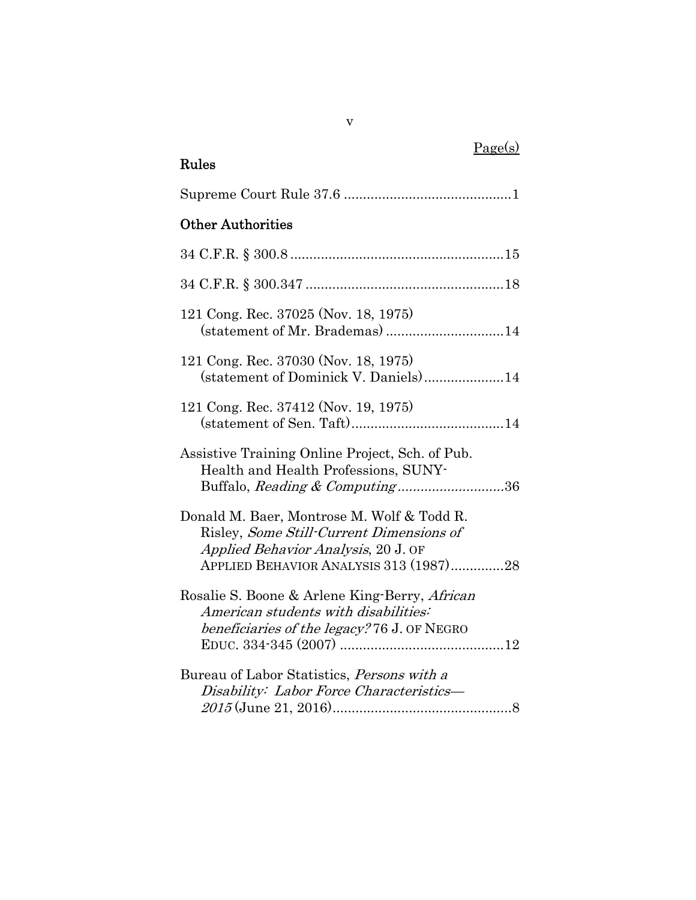Page(s)

## Rules

Supreme Court Rule 37.6 ............................................1

## Other Authorities

34 C.F.R. § 300.8 .......................................................15

34 C.F.R. § 300.347 ....................................................18

121 Cong. Rec. 37025 (Nov. 18, 1975) (statement of Mr. Brademas) ...............................14

121 Cong. Rec. 37030 (Nov. 18, 1975) (statement of Dominick V. Daniels)....................14

121 Cong. Rec. 37412 (Nov. 19, 1975) (statement of Sen. Taft).......................................14

Assistive Training Online Project, Sch. of Pub. Health and Health Professions, SUNY-Buffalo, *Reading & Computing* ............................36

Donald M. Baer, Montrose M. Wolf & Todd R. Risley, *Some Still-Current Dimensions of Applied Behavior Analysis*, 20 J. OF APPLIED BEHAVIOR ANALYSIS 313 (1987).............28

Rosalie S. Boone & Arlene King-Berry, *African American students with disabilities: beneficiaries of the legacy?* 76 J. OF NEGRO EDUC. 334-345 (2007) ..........................................12

Bureau of Labor Statistics, *Persons with a Disability: Labor Force Characteristics—2015* (June 21, 2016)..............................................8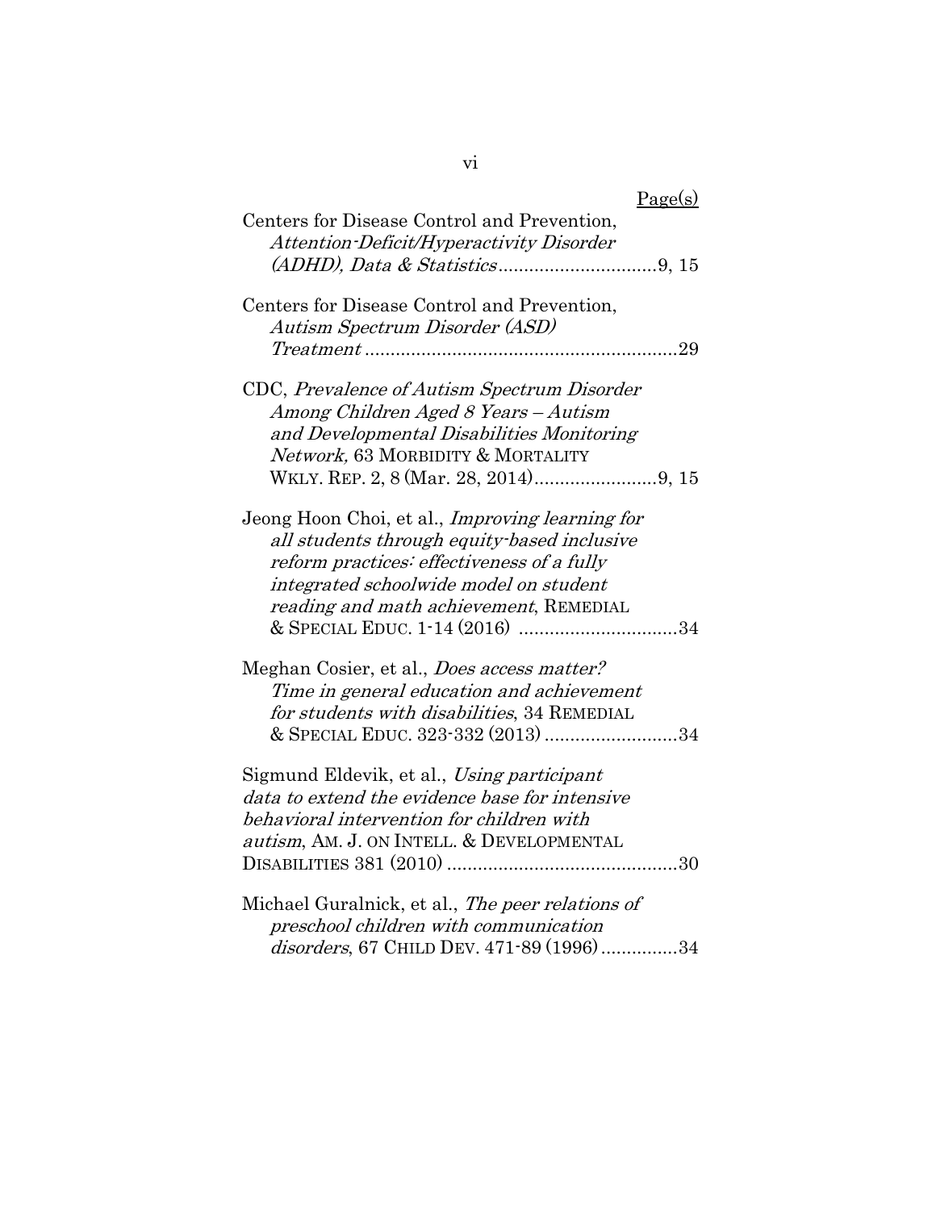Page(s)

Centers for Disease Control and Prevention, *Attention-Deficit/Hyperactivity Disorder (ADHD), Data & Statistics* ............................... 9, 15

Centers for Disease Control and Prevention, *Autism Spectrum Disorder (ASD) Treatment* ............................................................ 29

CDC, *Prevalence of Autism Spectrum Disorder Among Children Aged 8 Years – Autism and Developmental Disabilities Monitoring Network,* 63 MORBIDITY & MORTALITY WKLY. REP. 2, 8 (Mar. 28, 2014) ........................ 9, 15

Jeong Hoon Choi, et al., *Improving learning for all students through equity-based inclusive reform practices: effectiveness of a fully integrated schoolwide model on student reading and math achievement*, REMEDIAL & SPECIAL EDUC. 1-14 (2016) ............................... 34

Meghan Cosier, et al., *Does access matter? Time in general education and achievement for students with disabilities*, 34 REMEDIAL & SPECIAL EDUC. 323-332 (2013) .......................... 34

Sigmund Eldevik, et al., *Using participant data to extend the evidence base for intensive behavioral intervention for children with autism*, AM. J. ON INTELL. & DEVELOPMENTAL DISABILITIES 381 (2010) ............................................ 30

Michael Guralnick, et al., *The peer relations of preschool children with communication disorders*, 67 CHILD DEV. 471-89 (1996) ............... 34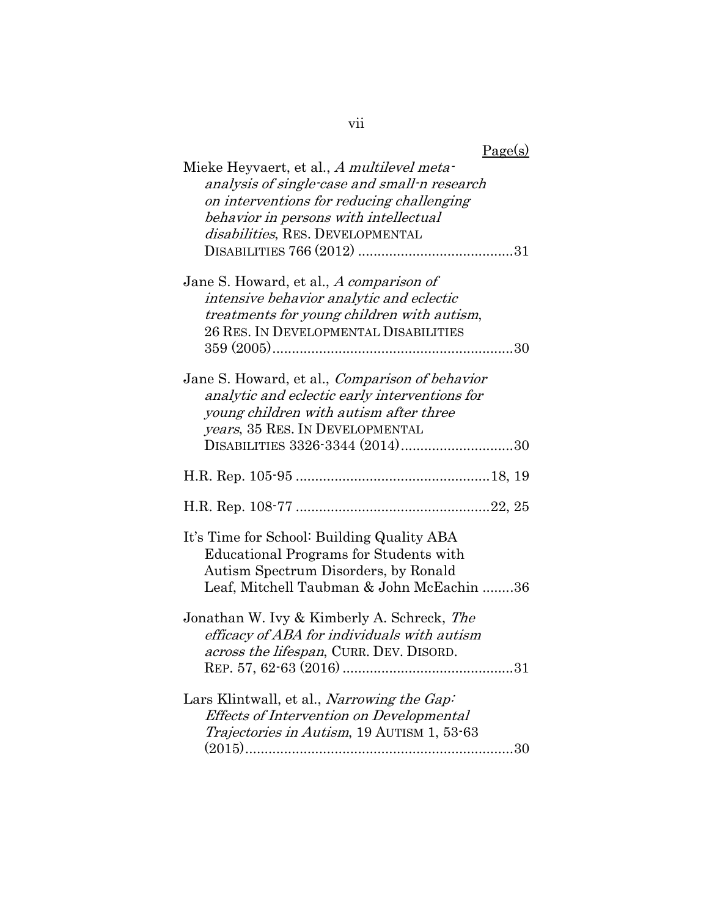Page(s)

Mieke Heyvaert, et al., *A multilevel meta-analysis of single-case and small-n research on interventions for reducing challenging behavior in persons with intellectual disabilities*, RES. DEVELOPMENTAL DISABILITIES 766 (2012) ........................................31

Jane S. Howard, et al., *A comparison of intensive behavior analytic and eclectic treatments for young children with autism*, 26 RES. IN DEVELOPMENTAL DISABILITIES 359 (2005)..............................................................30

Jane S. Howard, et al., *Comparison of behavior analytic and eclectic early interventions for young children with autism after three years*, 35 RES. IN DEVELOPMENTAL DISABILITIES 3326-3344 (2014).............................30

H.R. Rep. 105-95 ..................................................18, 19

H.R. Rep. 108-77 ..................................................22, 25

It's Time for School: Building Quality ABA Educational Programs for Students with Autism Spectrum Disorders, by Ronald Leaf, Mitchell Taubman & John McEachin ........36

Jonathan W. Ivy & Kimberly A. Schreck, *The efficacy of ABA for individuals with autism across the lifespan*, CURR. DEV. DISORD. REP. 57, 62-63 (2016) ............................................31

Lars Klintwall, et al., *Narrowing the Gap: Effects of Intervention on Developmental Trajectories in Autism*, 19 AUTISM 1, 53-63 (2015).....................................................................30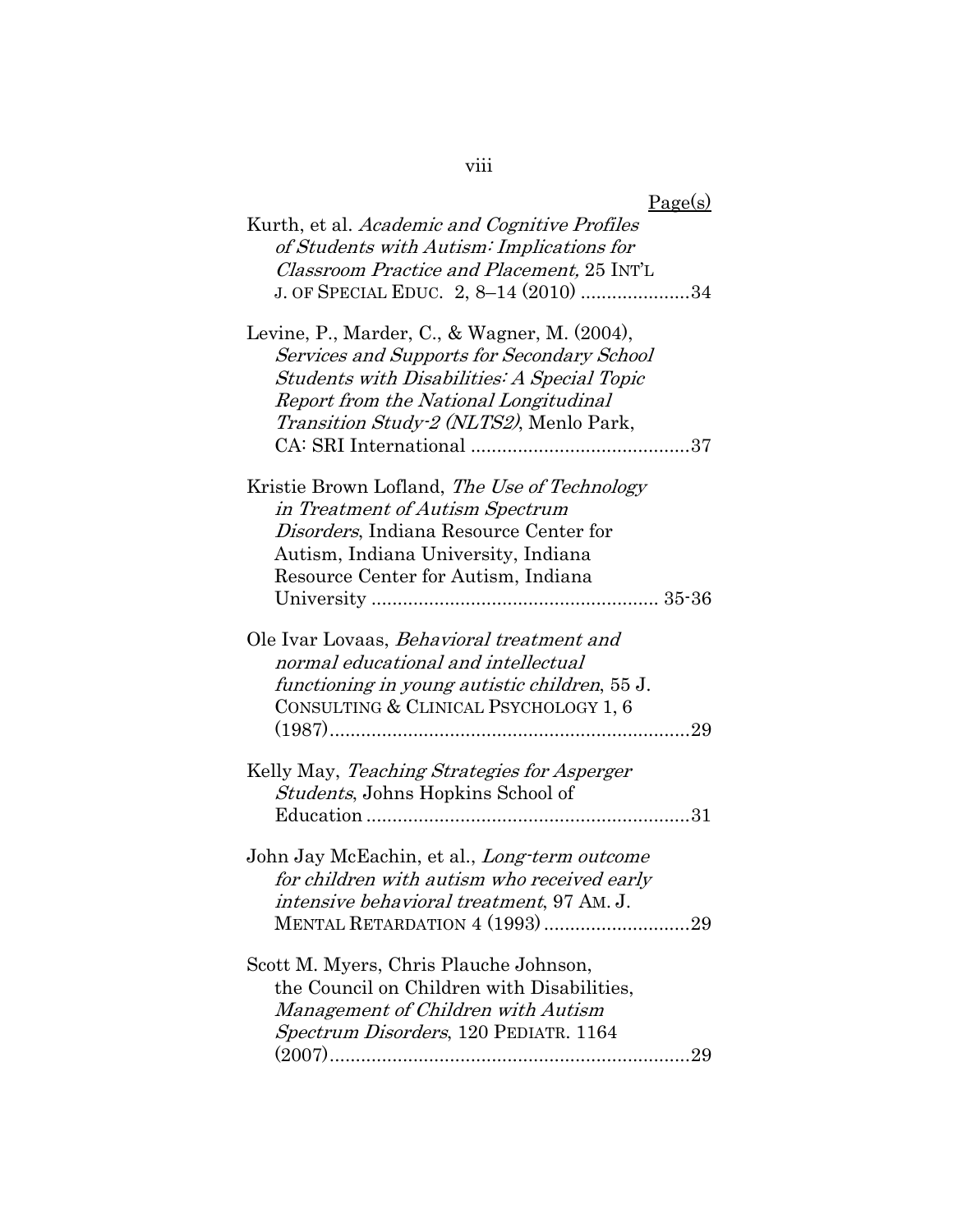Page(s)

Kurth, et al. *Academic and Cognitive Profiles of Students with Autism: Implications for Classroom Practice and Placement,* 25 INT'L J. OF SPECIAL EDUC. 2, 8–14 (2010) .....................34

Levine, P., Marder, C., & Wagner, M. (2004), *Services and Supports for Secondary School Students with Disabilities: A Special Topic Report from the National Longitudinal Transition Study-2 (NLTS2)*, Menlo Park, CA: SRI International ..........................................37

Kristie Brown Lofland, *The Use of Technology in Treatment of Autism Spectrum Disorders*, Indiana Resource Center for Autism, Indiana University, Indiana Resource Center for Autism, Indiana University ...................................................... 35-36

Ole Ivar Lovaas, *Behavioral treatment and normal educational and intellectual functioning in young autistic children*, 55 J. CONSULTING & CLINICAL PSYCHOLOGY 1, 6 (1987)....................................................................29

Kelly May, *Teaching Strategies for Asperger Students*, Johns Hopkins School of Education .............................................................31

John Jay McEachin, et al., *Long-term outcome for children with autism who received early intensive behavioral treatment*, 97 AM. J. MENTAL RETARDATION 4 (1993) ...........................29

Scott M. Myers, Chris Plauche Johnson, the Council on Children with Disabilities, *Management of Children with Autism Spectrum Disorders*, 120 PEDIATR. 1164 (2007)....................................................................29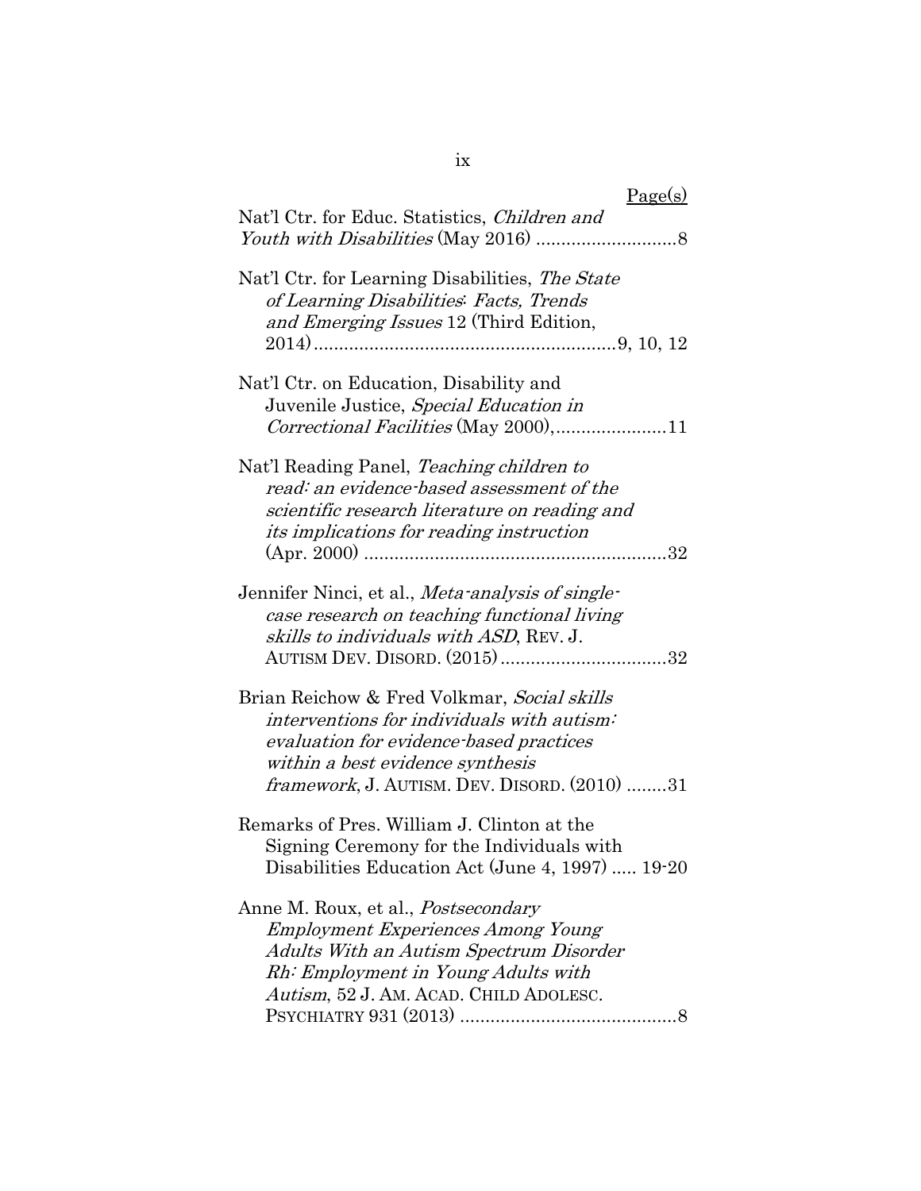Page(s)

Nat'l Ctr. for Educ. Statistics, *Children and Youth with Disabilities* (May 2016) ............................8

Nat'l Ctr. for Learning Disabilities, *The State of Learning Disabilities: Facts, Trends and Emerging Issues* 12 (Third Edition, 2014)...........................................................9, 10, 12

Nat'l Ctr. on Education, Disability and Juvenile Justice, *Special Education in Correctional Facilities* (May 2000),......................11

Nat'l Reading Panel, *Teaching children to read: an evidence-based assessment of the scientific research literature on reading and its implications for reading instruction* (Apr. 2000) ............................................................32

Jennifer Ninci, et al., *Meta-analysis of single-case research on teaching functional living skills to individuals with ASD*, REV. J. AUTISM DEV. DISORD. (2015).................................32

Brian Reichow & Fred Volkmar, *Social skills interventions for individuals with autism: evaluation for evidence-based practices within a best evidence synthesis framework*, J. AUTISM. DEV. DISORD. (2010) ........31

Remarks of Pres. William J. Clinton at the Signing Ceremony for the Individuals with Disabilities Education Act (June 4, 1997) ..... 19-20

Anne M. Roux, et al., *Postsecondary Employment Experiences Among Young Adults With an Autism Spectrum Disorder Rh: Employment in Young Adults with Autism*, 52 J. AM. ACAD. CHILD ADOLESC. PSYCHIATRY 931 (2013) ...........................................8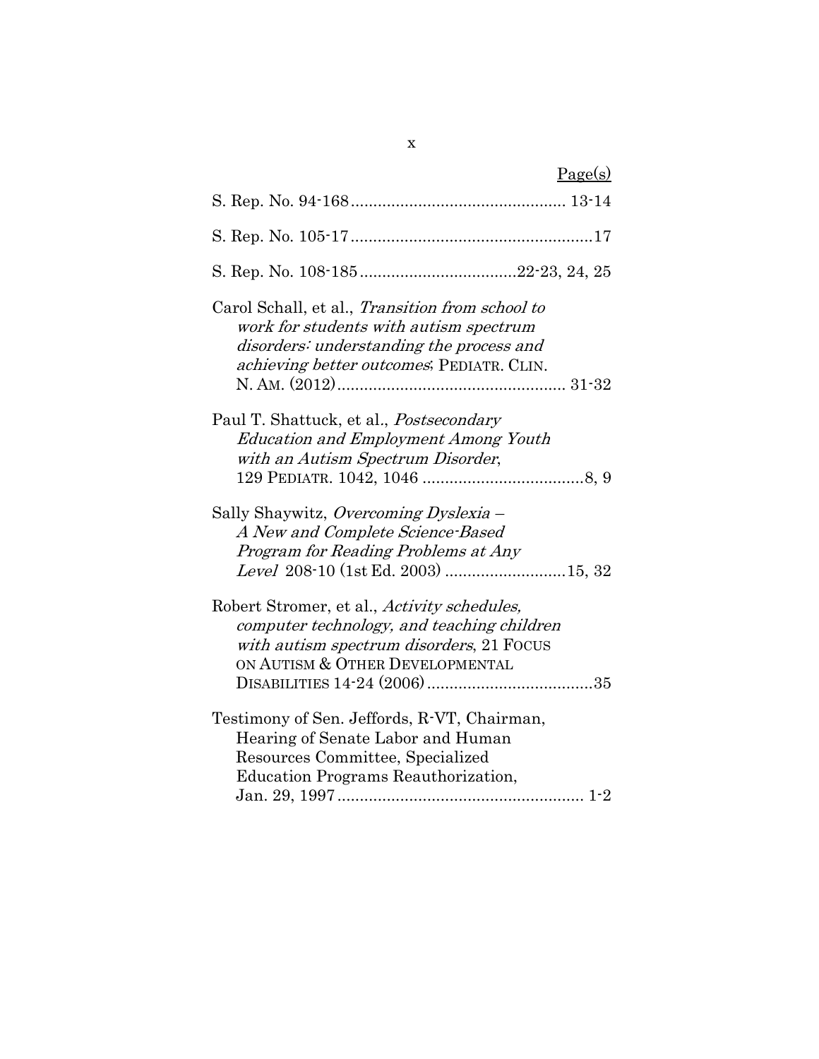Page(s)

S. Rep. No. 94-168 ................................................ 13-14

S. Rep. No. 105-17 ......................................................17

S. Rep. No. 108-185 ..................................22-23, 24, 25

Carol Schall, et al., *Transition from school to work for students with autism spectrum disorders: understanding the process and achieving better outcomes*; PEDIATR. CLIN. N. AM. (2012) .................................................. 31-32

Paul T. Shattuck, et al., *Postsecondary Education and Employment Among Youth with an Autism Spectrum Disorder*, 129 PEDIATR. 1042, 1046 ....................................8, 9

Sally Shaywitz, *Overcoming Dyslexia – A New and Complete Science-Based Program for Reading Problems at Any Level* 208-10 (1st Ed. 2003) ...........................15, 32

Robert Stromer, et al., *Activity schedules, computer technology, and teaching children with autism spectrum disorders*, 21 FOCUS ON AUTISM & OTHER DEVELOPMENTAL DISABILITIES 14-24 (2006) .....................................35

Testimony of Sen. Jeffords, R-VT, Chairman, Hearing of Senate Labor and Human Resources Committee, Specialized Education Programs Reauthorization, Jan. 29, 1997 ....................................................... 1-2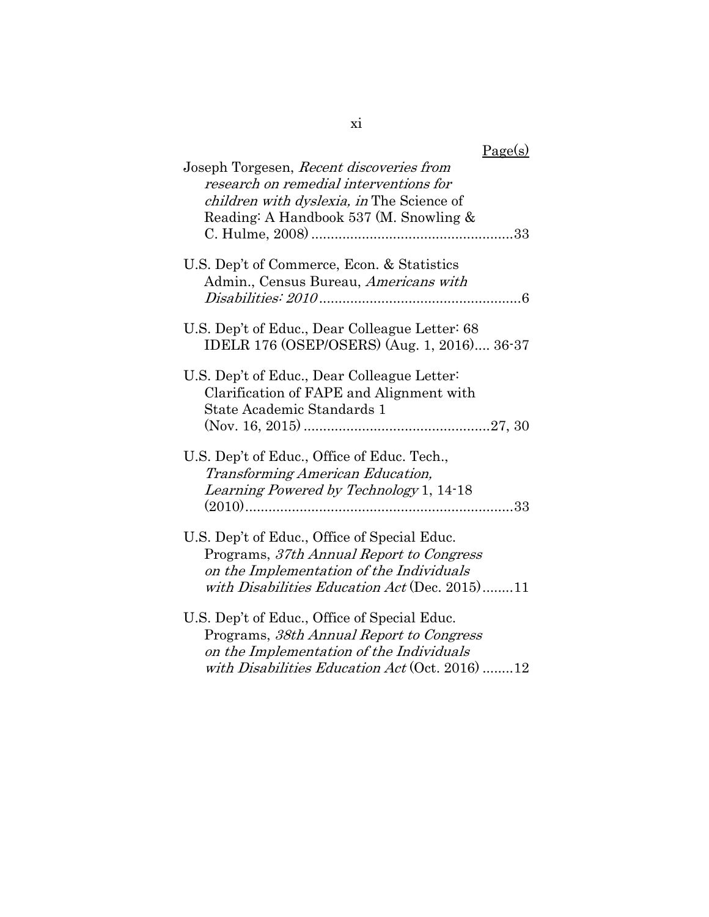Page(s)

Joseph Torgesen, *Recent discoveries from research on remedial interventions for children with dyslexia, in* The Science of Reading: A Handbook 537 (M. Snowling & C. Hulme, 2008) ....................................................33

U.S. Dep't of Commerce, Econ. & Statistics Admin., Census Bureau, *Americans with Disabilities: 2010* ....................................................6

U.S. Dep't of Educ., Dear Colleague Letter: 68 IDELR 176 (OSEP/OSERS) (Aug. 1, 2016).... 36-37

U.S. Dep't of Educ., Dear Colleague Letter: Clarification of FAPE and Alignment with State Academic Standards 1 (Nov. 16, 2015) ................................................27, 30

U.S. Dep't of Educ., Office of Educ. Tech., *Transforming American Education, Learning Powered by Technology* 1, 14-18 (2010)......................................................................33

U.S. Dep't of Educ., Office of Special Educ. Programs, *37th Annual Report to Congress on the Implementation of the Individuals with Disabilities Education Act* (Dec. 2015)........11

U.S. Dep't of Educ., Office of Special Educ. Programs, *38th Annual Report to Congress on the Implementation of the Individuals with Disabilities Education Act* (Oct. 2016) ........12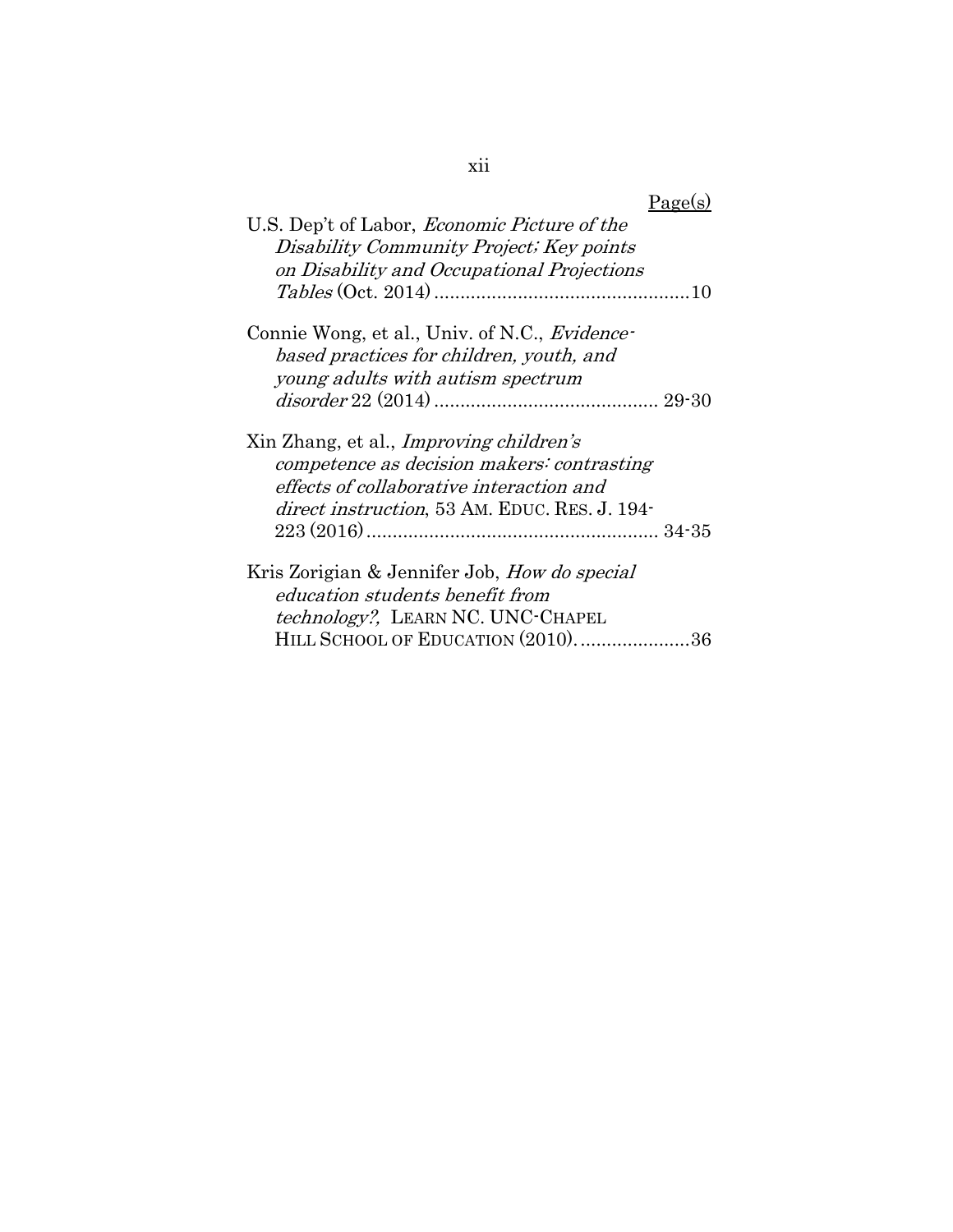Page(s)

U.S. Dep't of Labor, *Economic Picture of the Disability Community Project; Key points on Disability and Occupational Projections Tables* (Oct. 2014) ................................................10

Connie Wong, et al., Univ. of N.C., *Evidence-based practices for children, youth, and young adults with autism spectrum disorder* 22 (2014) ........................................... 29-30

Xin Zhang, et al., *Improving children's competence as decision makers: contrasting effects of collaborative interaction and direct instruction*, 53 AM. EDUC. RES. J. 194-223 (2016) ........................................................ 34-35

Kris Zorigian & Jennifer Job, *How do special education students benefit from technology?*, LEARN NC. UNC-CHAPEL HILL SCHOOL OF EDUCATION (2010). ....................36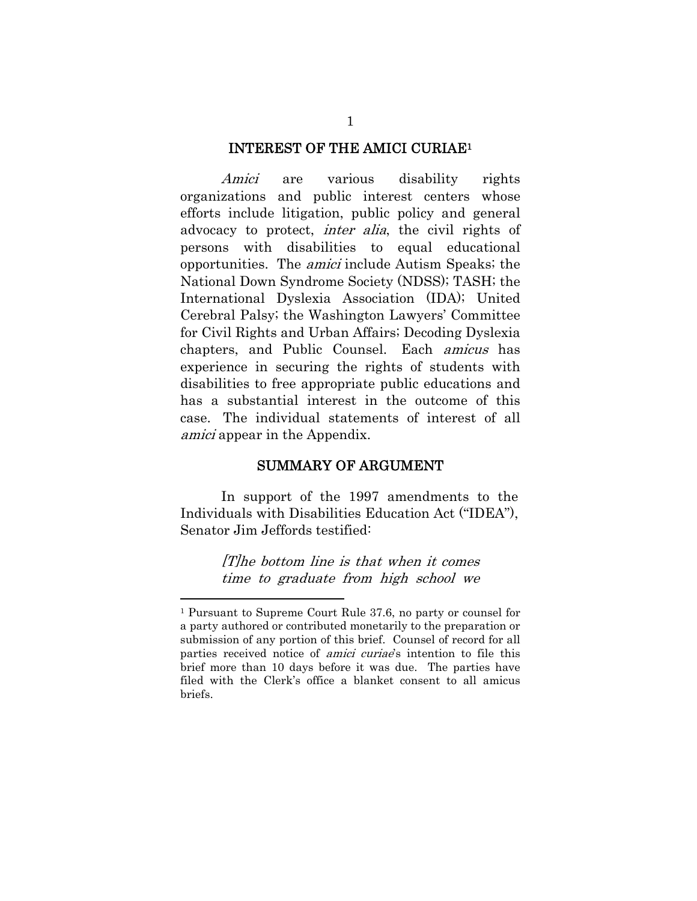## INTEREST OF THE AMICI CURIAE[1]

*Amici* are various disability rights organizations and public interest centers whose efforts include litigation, public policy and general advocacy to protect, *inter alia*, the civil rights of persons with disabilities to equal educational opportunities. The *amici* include Autism Speaks; the National Down Syndrome Society (NDSS); TASH; the International Dyslexia Association (IDA); United Cerebral Palsy; the Washington Lawyers' Committee for Civil Rights and Urban Affairs; Decoding Dyslexia chapters, and Public Counsel. Each *amicus* has experience in securing the rights of students with disabilities to free appropriate public educations and has a substantial interest in the outcome of this case. The individual statements of interest of all *amici* appear in the Appendix.

## SUMMARY OF ARGUMENT

In support of the 1997 amendments to the Individuals with Disabilities Education Act ("IDEA"), Senator Jim Jeffords testified:

> *[T]he bottom line is that when it comes time to graduate from high school we*

---

[1] Pursuant to Supreme Court Rule 37.6, no party or counsel for a party authored or contributed monetarily to the preparation or submission of any portion of this brief. Counsel of record for all parties received notice of *amici curiae*'s intention to file this brief more than 10 days before it was due. The parties have filed with the Clerk's office a blanket consent to all amicus briefs.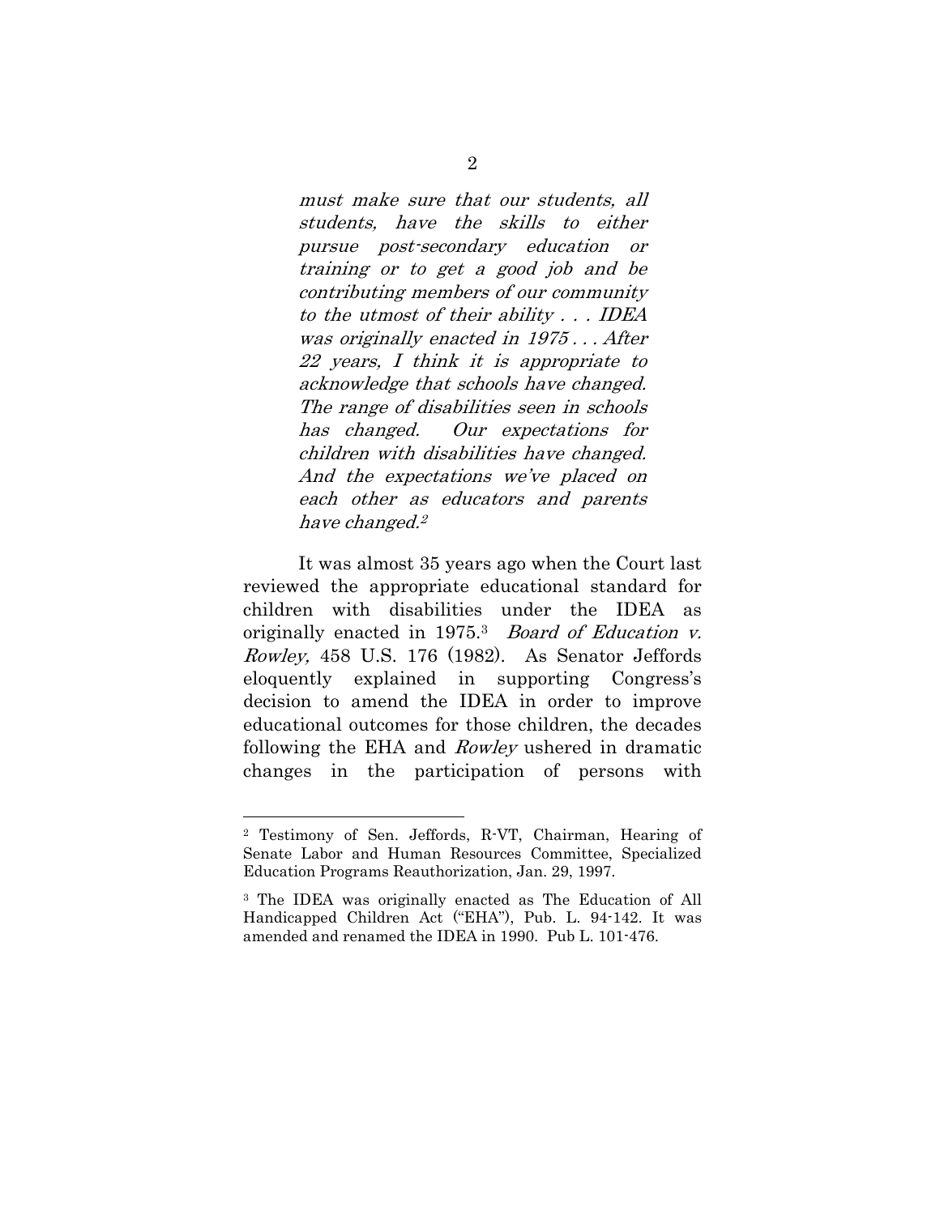> *must make sure that our students, all students, have the skills to either pursue post-secondary education or training or to get a good job and be contributing members of our community to the utmost of their ability . . . IDEA was originally enacted in 1975 . . . After 22 years, I think it is appropriate to acknowledge that schools have changed. The range of disabilities seen in schools has changed. Our expectations for children with disabilities have changed. And the expectations we've placed on each other as educators and parents have changed.*[2]

It was almost 35 years ago when the Court last reviewed the appropriate educational standard for children with disabilities under the IDEA as originally enacted in 1975.[3] *Board of Education v. Rowley,* 458 U.S. 176 (1982). As Senator Jeffords eloquently explained in supporting Congress's decision to amend the IDEA in order to improve educational outcomes for those children, the decades following the EHA and *Rowley* ushered in dramatic changes in the participation of persons with

---

[2] Testimony of Sen. Jeffords, R-VT, Chairman, Hearing of Senate Labor and Human Resources Committee, Specialized Education Programs Reauthorization, Jan. 29, 1997.

[3] The IDEA was originally enacted as The Education of All Handicapped Children Act ("EHA"), Pub. L. 94-142. It was amended and renamed the IDEA in 1990. Pub L. 101-476.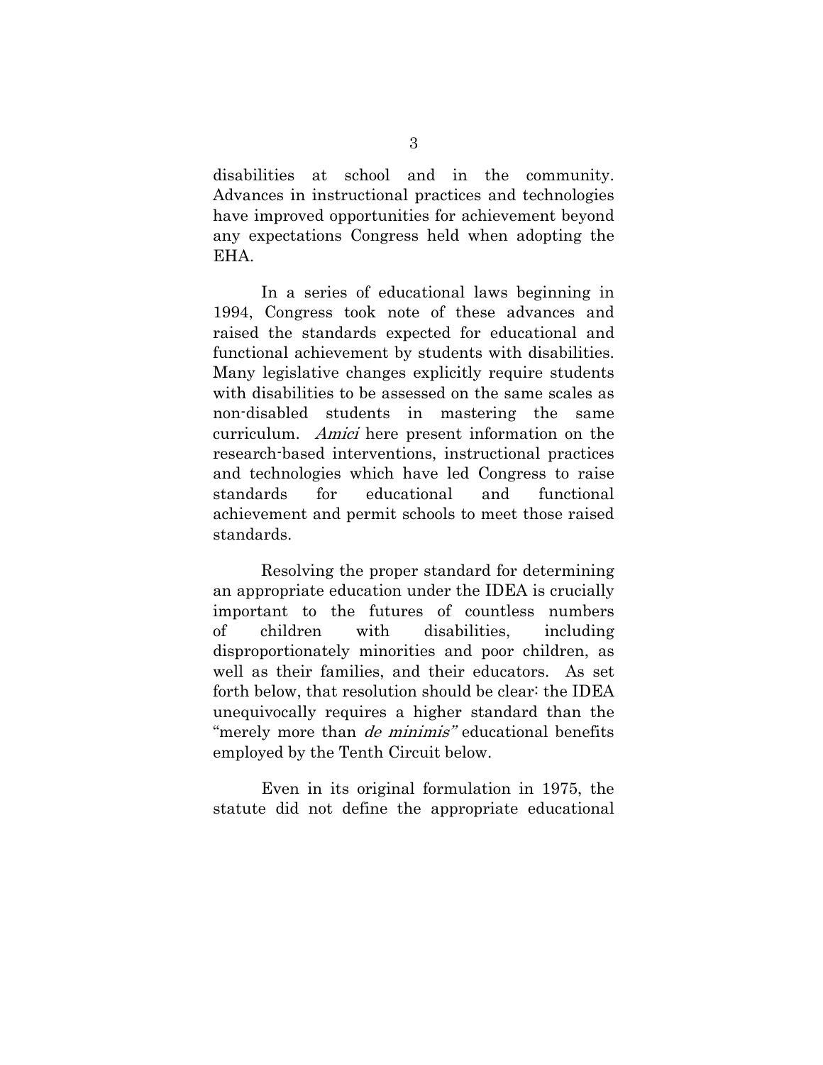disabilities at school and in the community. Advances in instructional practices and technologies have improved opportunities for achievement beyond any expectations Congress held when adopting the EHA.

In a series of educational laws beginning in 1994, Congress took note of these advances and raised the standards expected for educational and functional achievement by students with disabilities. Many legislative changes explicitly require students with disabilities to be assessed on the same scales as non-disabled students in mastering the same curriculum. *Amici* here present information on the research-based interventions, instructional practices and technologies which have led Congress to raise standards for educational and functional achievement and permit schools to meet those raised standards.

Resolving the proper standard for determining an appropriate education under the IDEA is crucially important to the futures of countless numbers of children with disabilities, including disproportionately minorities and poor children, as well as their families, and their educators. As set forth below, that resolution should be clear: the IDEA unequivocally requires a higher standard than the "merely more than *de minimis"* educational benefits employed by the Tenth Circuit below.

Even in its original formulation in 1975, the statute did not define the appropriate educational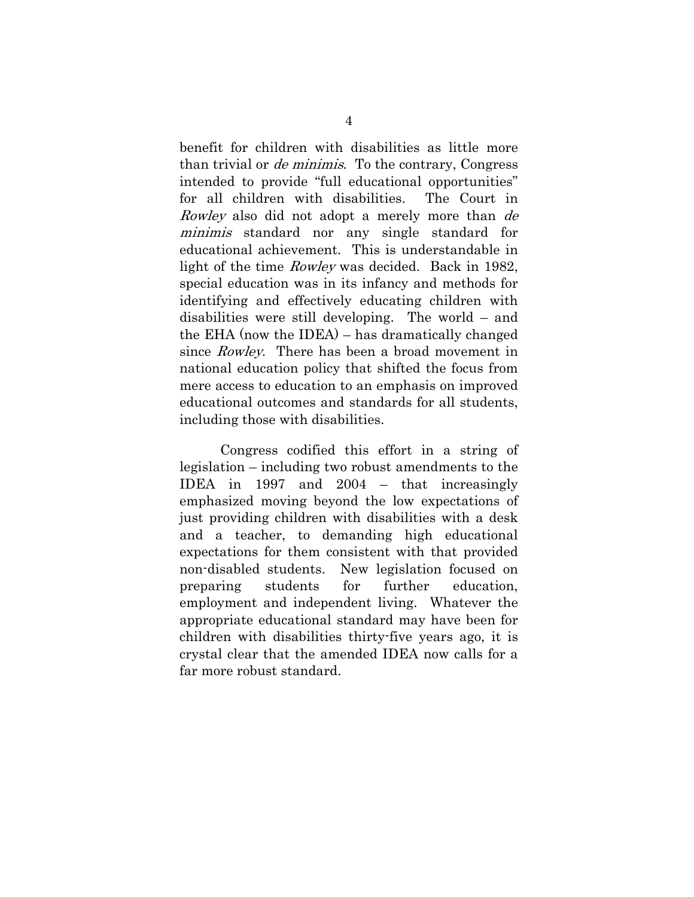benefit for children with disabilities as little more than trivial or *de minimis*. To the contrary, Congress intended to provide "full educational opportunities" for all children with disabilities. The Court in *Rowley* also did not adopt a merely more than *de minimis* standard nor any single standard for educational achievement. This is understandable in light of the time *Rowley* was decided. Back in 1982, special education was in its infancy and methods for identifying and effectively educating children with disabilities were still developing. The world – and the EHA (now the IDEA) – has dramatically changed since *Rowley*. There has been a broad movement in national education policy that shifted the focus from mere access to education to an emphasis on improved educational outcomes and standards for all students, including those with disabilities.

Congress codified this effort in a string of legislation – including two robust amendments to the IDEA in 1997 and 2004 – that increasingly emphasized moving beyond the low expectations of just providing children with disabilities with a desk and a teacher, to demanding high educational expectations for them consistent with that provided non-disabled students. New legislation focused on preparing students for further education, employment and independent living. Whatever the appropriate educational standard may have been for children with disabilities thirty-five years ago, it is crystal clear that the amended IDEA now calls for a far more robust standard.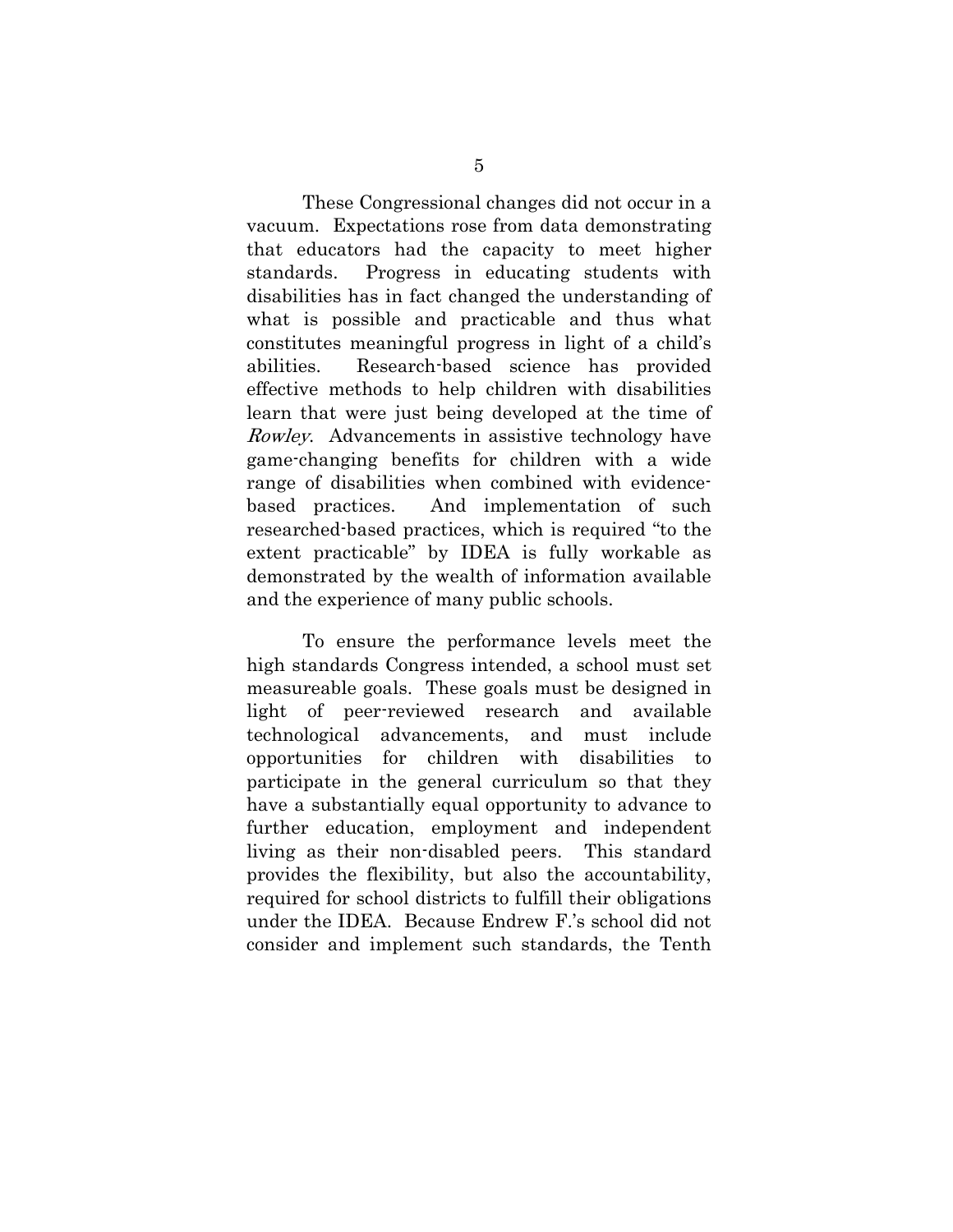These Congressional changes did not occur in a vacuum. Expectations rose from data demonstrating that educators had the capacity to meet higher standards. Progress in educating students with disabilities has in fact changed the understanding of what is possible and practicable and thus what constitutes meaningful progress in light of a child's abilities. Research-based science has provided effective methods to help children with disabilities learn that were just being developed at the time of *Rowley*. Advancements in assistive technology have game-changing benefits for children with a wide range of disabilities when combined with evidence-based practices. And implementation of such researched-based practices, which is required "to the extent practicable" by IDEA is fully workable as demonstrated by the wealth of information available and the experience of many public schools.

To ensure the performance levels meet the high standards Congress intended, a school must set measureable goals. These goals must be designed in light of peer-reviewed research and available technological advancements, and must include opportunities for children with disabilities to participate in the general curriculum so that they have a substantially equal opportunity to advance to further education, employment and independent living as their non-disabled peers. This standard provides the flexibility, but also the accountability, required for school districts to fulfill their obligations under the IDEA. Because Endrew F.'s school did not consider and implement such standards, the Tenth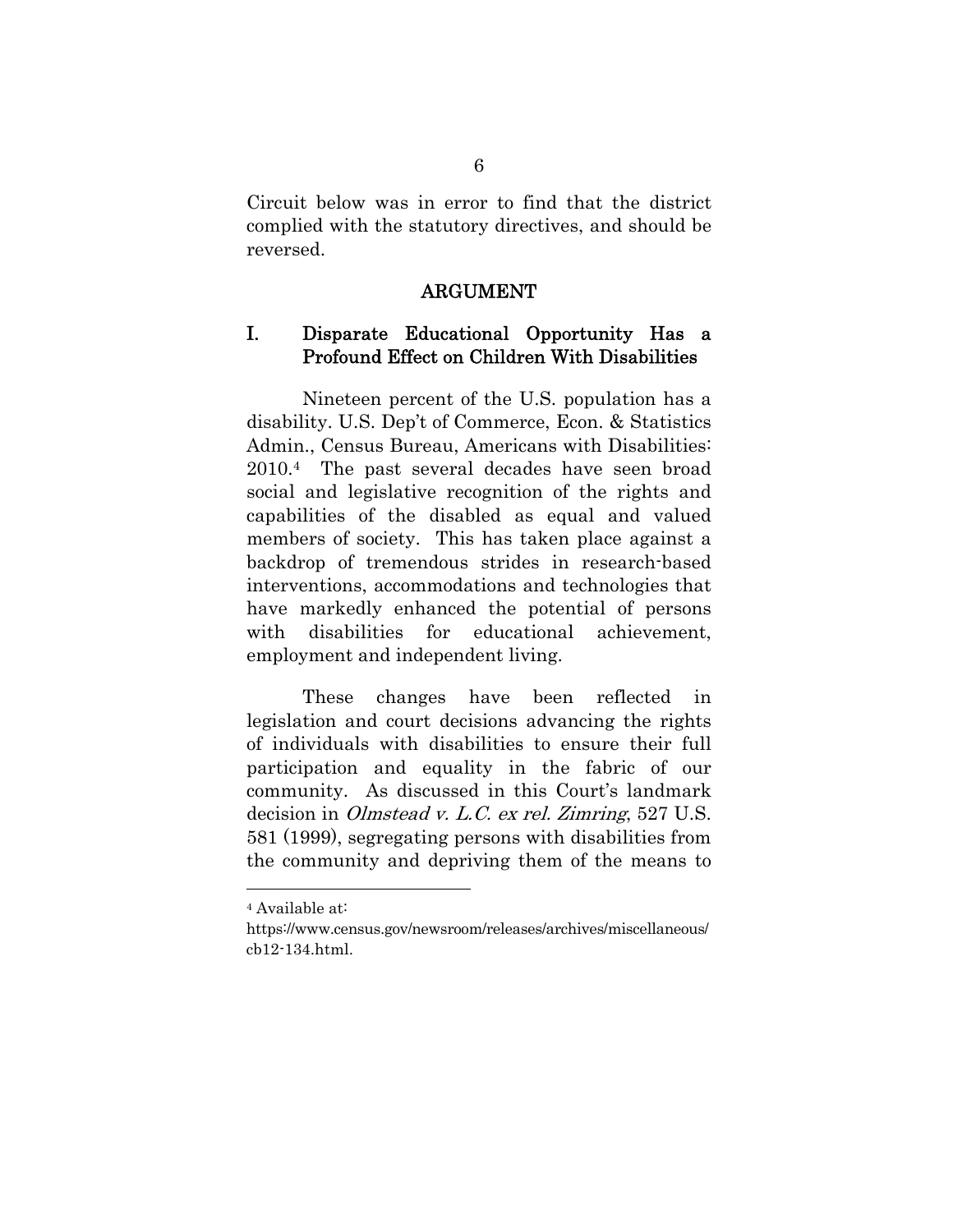Circuit below was in error to find that the district complied with the statutory directives, and should be reversed.

## ARGUMENT

### I. Disparate Educational Opportunity Has a Profound Effect on Children With Disabilities

Nineteen percent of the U.S. population has a disability. U.S. Dep't of Commerce, Econ. & Statistics Admin., Census Bureau, Americans with Disabilities: 2010.[4] The past several decades have seen broad social and legislative recognition of the rights and capabilities of the disabled as equal and valued members of society. This has taken place against a backdrop of tremendous strides in research-based interventions, accommodations and technologies that have markedly enhanced the potential of persons with disabilities for educational achievement, employment and independent living.

These changes have been reflected in legislation and court decisions advancing the rights of individuals with disabilities to ensure their full participation and equality in the fabric of our community. As discussed in this Court's landmark decision in *Olmstead v. L.C. ex rel. Zimring*, 527 U.S. 581 (1999), segregating persons with disabilities from the community and depriving them of the means to

[4] Available at: https://www.census.gov/newsroom/releases/archives/miscellaneous/cb12-134.html.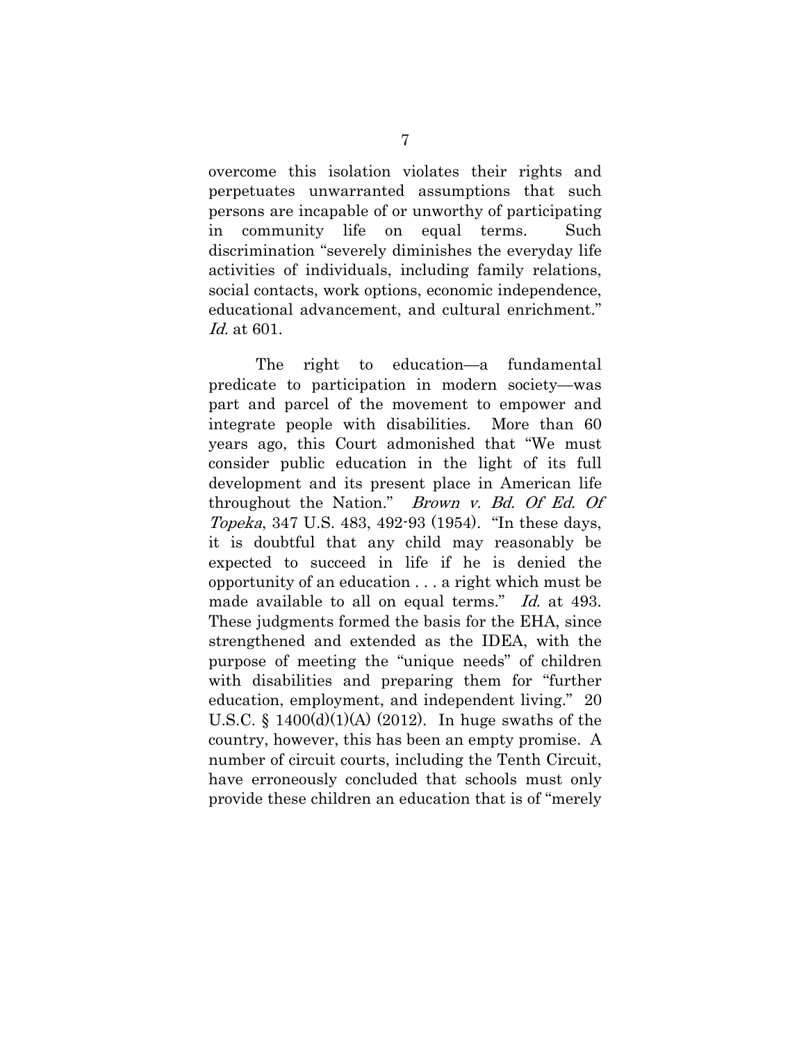overcome this isolation violates their rights and perpetuates unwarranted assumptions that such persons are incapable of or unworthy of participating in community life on equal terms. Such discrimination "severely diminishes the everyday life activities of individuals, including family relations, social contacts, work options, economic independence, educational advancement, and cultural enrichment." *Id.* at 601.

The right to education—a fundamental predicate to participation in modern society—was part and parcel of the movement to empower and integrate people with disabilities. More than 60 years ago, this Court admonished that "We must consider public education in the light of its full development and its present place in American life throughout the Nation." *Brown v. Bd. Of Ed. Of Topeka*, 347 U.S. 483, 492-93 (1954). "In these days, it is doubtful that any child may reasonably be expected to succeed in life if he is denied the opportunity of an education . . . a right which must be made available to all on equal terms." *Id.* at 493. These judgments formed the basis for the EHA, since strengthened and extended as the IDEA, with the purpose of meeting the "unique needs" of children with disabilities and preparing them for "further education, employment, and independent living." 20 U.S.C. § 1400(d)(1)(A) (2012). In huge swaths of the country, however, this has been an empty promise. A number of circuit courts, including the Tenth Circuit, have erroneously concluded that schools must only provide these children an education that is of "merely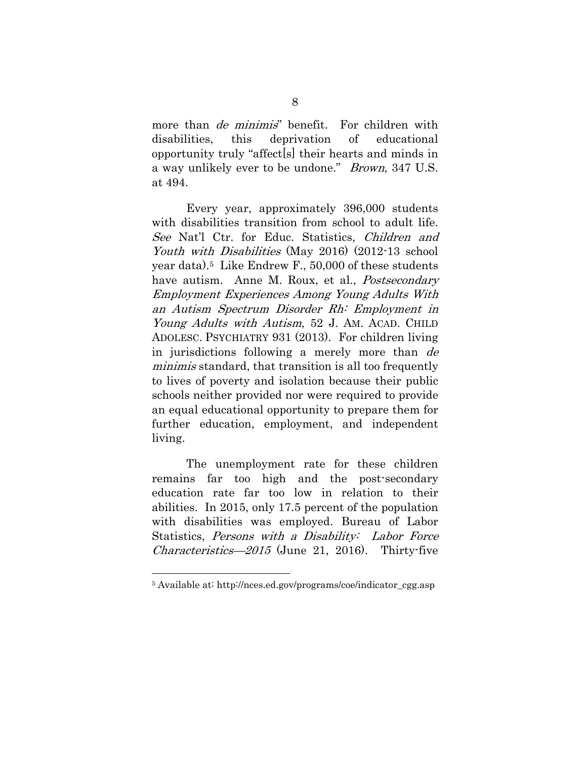more than *de minimis*" benefit. For children with disabilities, this deprivation of educational opportunity truly "affect[s] their hearts and minds in a way unlikely ever to be undone." *Brown*, 347 U.S. at 494.

Every year, approximately 396,000 students with disabilities transition from school to adult life. *See* Nat'l Ctr. for Educ. Statistics, *Children and Youth with Disabilities* (May 2016) (2012-13 school year data).[5] Like Endrew F., 50,000 of these students have autism. Anne M. Roux, et al., *Postsecondary Employment Experiences Among Young Adults With an Autism Spectrum Disorder Rh: Employment in Young Adults with Autism*, 52 J. AM. ACAD. CHILD ADOLESC. PSYCHIATRY 931 (2013). For children living in jurisdictions following a merely more than *de minimis* standard, that transition is all too frequently to lives of poverty and isolation because their public schools neither provided nor were required to provide an equal educational opportunity to prepare them for further education, employment, and independent living.

The unemployment rate for these children remains far too high and the post-secondary education rate far too low in relation to their abilities. In 2015, only 17.5 percent of the population with disabilities was employed. Bureau of Labor Statistics, *Persons with a Disability: Labor Force Characteristics—2015* (June 21, 2016). Thirty-five

---

[5] Available at: http://nces.ed.gov/programs/coe/indicator_cgg.asp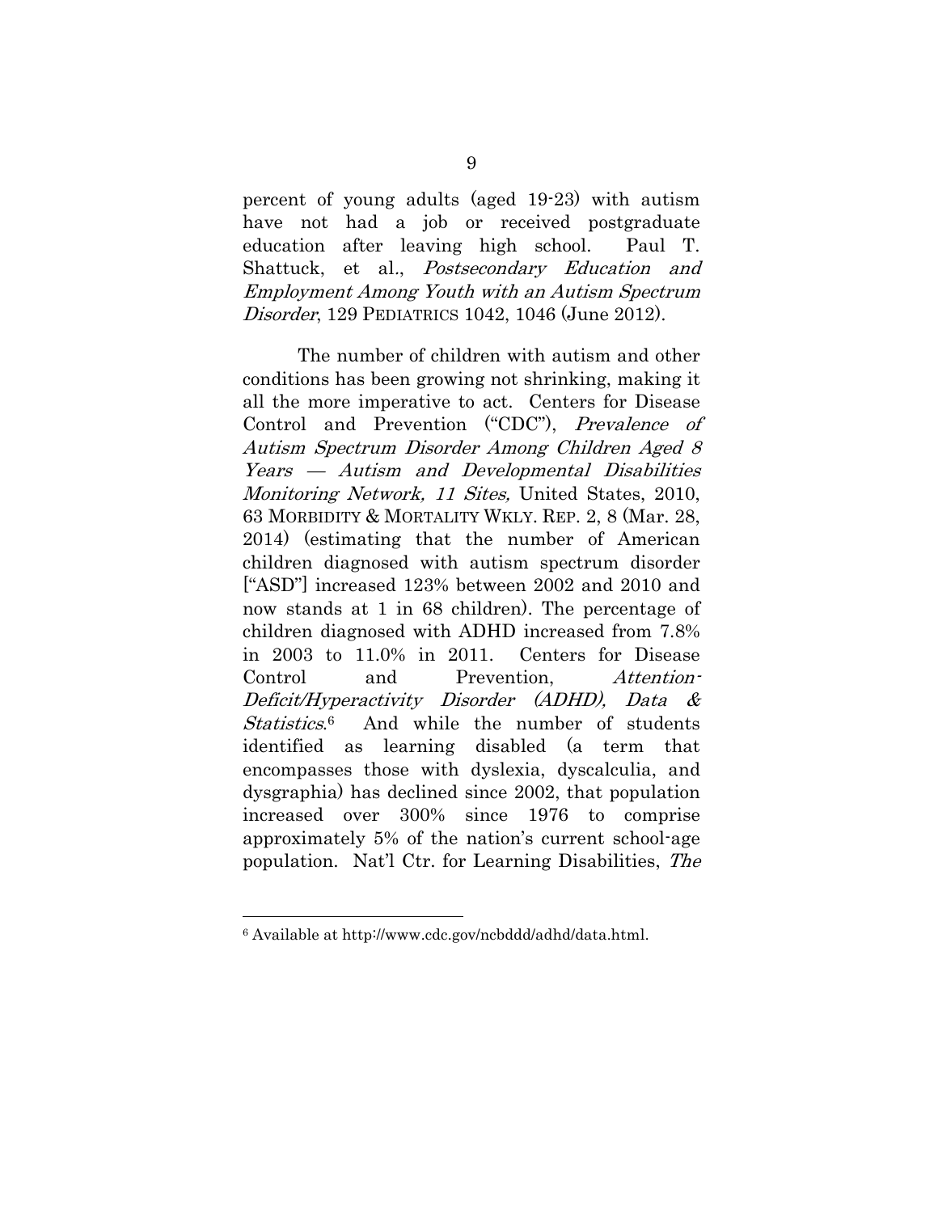percent of young adults (aged 19-23) with autism have not had a job or received postgraduate education after leaving high school. Paul T. Shattuck, et al., *Postsecondary Education and Employment Among Youth with an Autism Spectrum Disorder*, 129 PEDIATRICS 1042, 1046 (June 2012).

The number of children with autism and other conditions has been growing not shrinking, making it all the more imperative to act. Centers for Disease Control and Prevention ("CDC"), *Prevalence of Autism Spectrum Disorder Among Children Aged 8 Years — Autism and Developmental Disabilities Monitoring Network, 11 Sites,* United States, 2010, 63 MORBIDITY & MORTALITY WKLY. REP. 2, 8 (Mar. 28, 2014) (estimating that the number of American children diagnosed with autism spectrum disorder ["ASD"] increased 123% between 2002 and 2010 and now stands at 1 in 68 children). The percentage of children diagnosed with ADHD increased from 7.8% in 2003 to 11.0% in 2011. Centers for Disease Control and Prevention, *Attention-Deficit/Hyperactivity Disorder (ADHD), Data & Statistics*.[6] And while the number of students identified as learning disabled (a term that encompasses those with dyslexia, dyscalculia, and dysgraphia) has declined since 2002, that population increased over 300% since 1976 to comprise approximately 5% of the nation's current school-age population. Nat'l Ctr. for Learning Disabilities, *The*

---

[6] Available at http://www.cdc.gov/ncbddd/adhd/data.html.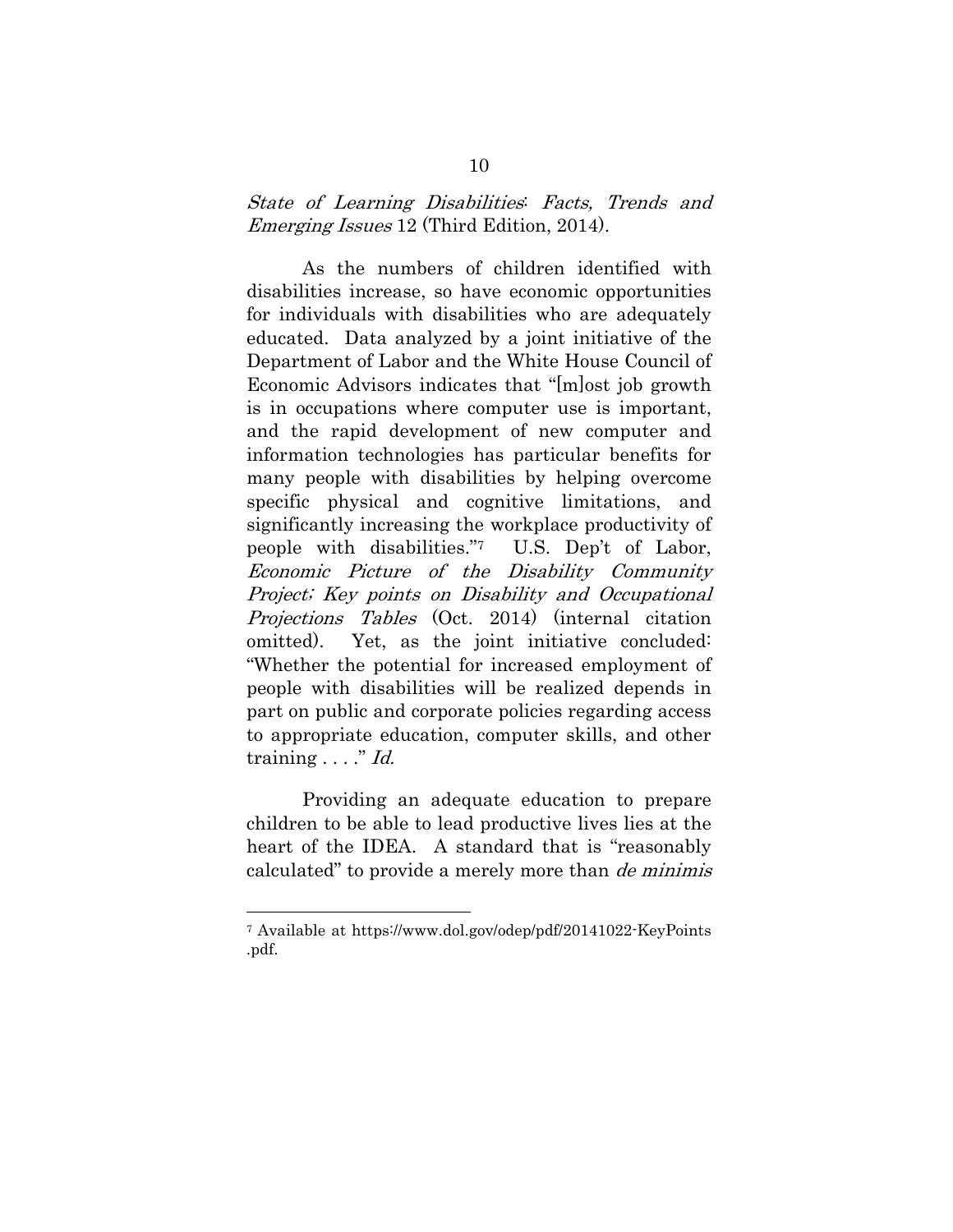*State of Learning Disabilities: Facts, Trends and Emerging Issues* 12 (Third Edition, 2014).

As the numbers of children identified with disabilities increase, so have economic opportunities for individuals with disabilities who are adequately educated. Data analyzed by a joint initiative of the Department of Labor and the White House Council of Economic Advisors indicates that "[m]ost job growth is in occupations where computer use is important, and the rapid development of new computer and information technologies has particular benefits for many people with disabilities by helping overcome specific physical and cognitive limitations, and significantly increasing the workplace productivity of people with disabilities."[7] U.S. Dep't of Labor, *Economic Picture of the Disability Community Project; Key points on Disability and Occupational Projections Tables* (Oct. 2014) (internal citation omitted). Yet, as the joint initiative concluded: "Whether the potential for increased employment of people with disabilities will be realized depends in part on public and corporate policies regarding access to appropriate education, computer skills, and other training . . . ." *Id.*

Providing an adequate education to prepare children to be able to lead productive lives lies at the heart of the IDEA. A standard that is "reasonably calculated" to provide a merely more than *de minimis*

---

[7] Available at https://www.dol.gov/odep/pdf/20141022-KeyPoints.pdf.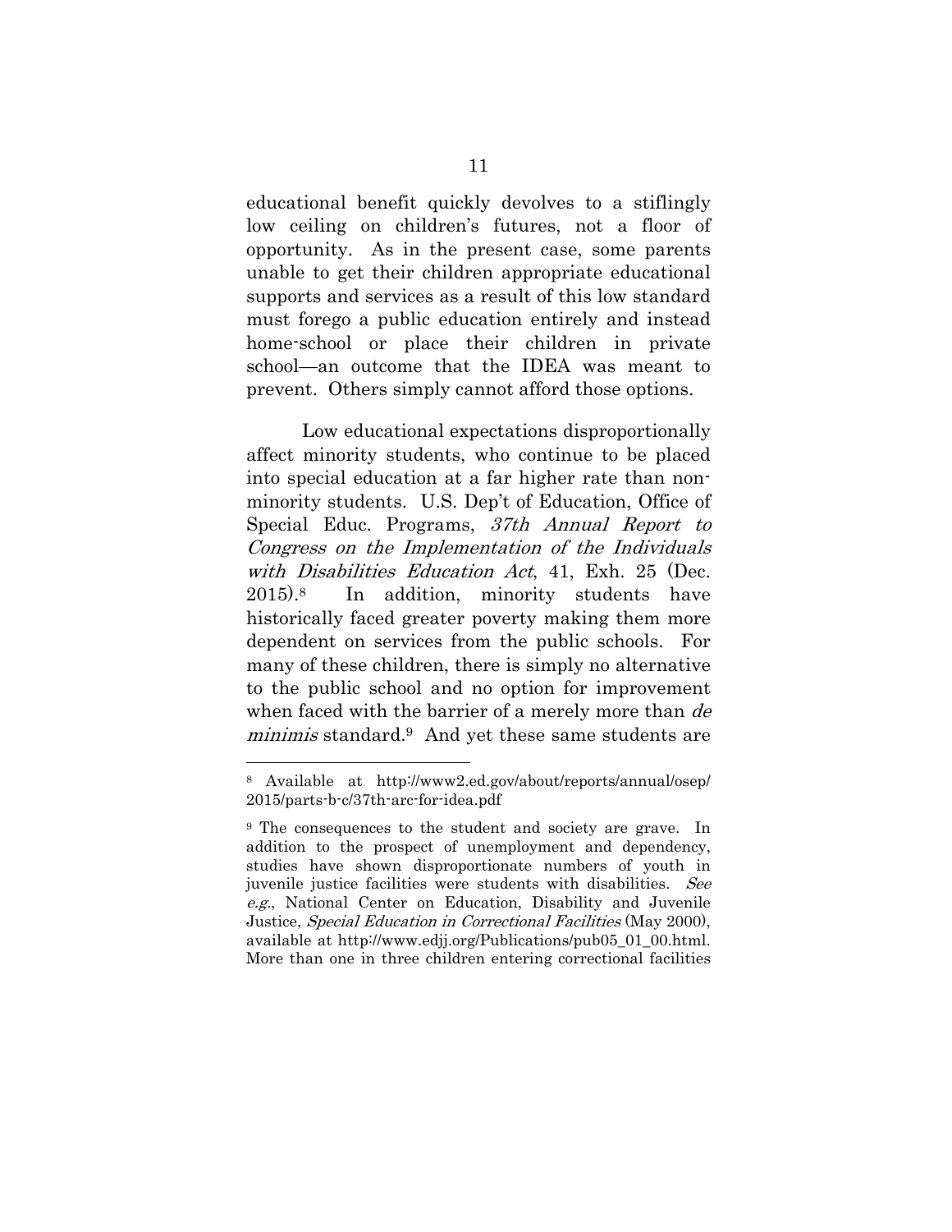educational benefit quickly devolves to a stiflingly low ceiling on children's futures, not a floor of opportunity. As in the present case, some parents unable to get their children appropriate educational supports and services as a result of this low standard must forego a public education entirely and instead home-school or place their children in private school—an outcome that the IDEA was meant to prevent. Others simply cannot afford those options.

Low educational expectations disproportionally affect minority students, who continue to be placed into special education at a far higher rate than non-minority students. U.S. Dep't of Education, Office of Special Educ. Programs, *37th Annual Report to Congress on the Implementation of the Individuals with Disabilities Education Act*, 41, Exh. 25 (Dec. 2015).[8] In addition, minority students have historically faced greater poverty making them more dependent on services from the public schools. For many of these children, there is simply no alternative to the public school and no option for improvement when faced with the barrier of a merely more than *de minimis* standard.[9] And yet these same students are

---

[8] Available at http://www2.ed.gov/about/reports/annual/osep/2015/parts-b-c/37th-arc-for-idea.pdf

[9] The consequences to the student and society are grave. In addition to the prospect of unemployment and dependency, studies have shown disproportionate numbers of youth in juvenile justice facilities were students with disabilities. *See e.g.*, National Center on Education, Disability and Juvenile Justice, *Special Education in Correctional Facilities* (May 2000), available at http://www.edjj.org/Publications/pub05_01_00.html. More than one in three children entering correctional facilities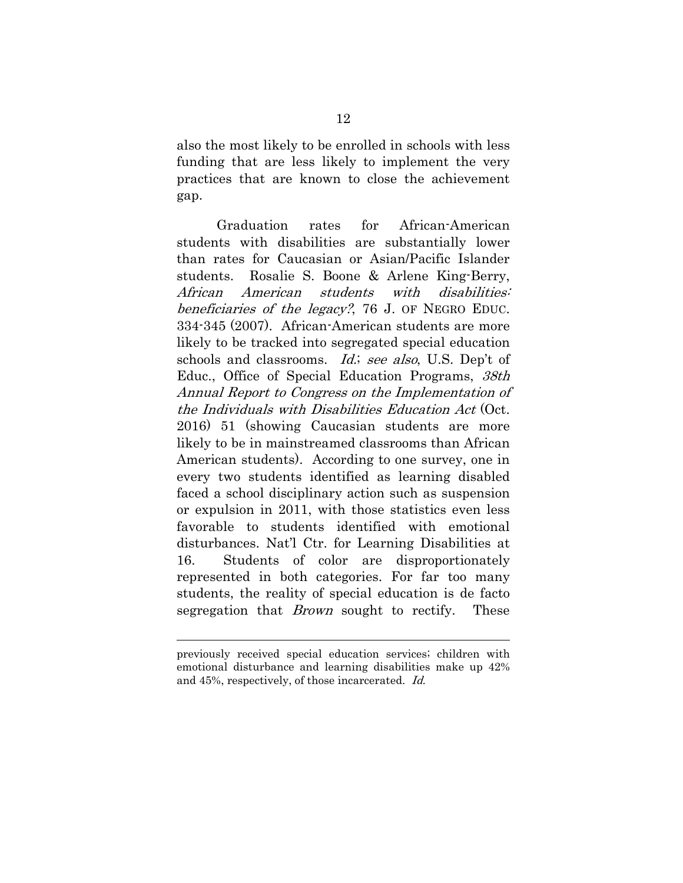also the most likely to be enrolled in schools with less funding that are less likely to implement the very practices that are known to close the achievement gap.

Graduation rates for African-American students with disabilities are substantially lower than rates for Caucasian or Asian/Pacific Islander students. Rosalie S. Boone & Arlene King-Berry, *African American students with disabilities: beneficiaries of the legacy?*, 76 J. OF NEGRO EDUC. 334-345 (2007). African-American students are more likely to be tracked into segregated special education schools and classrooms. *Id.*; *see also*, U.S. Dep't of Educ., Office of Special Education Programs, *38th Annual Report to Congress on the Implementation of the Individuals with Disabilities Education Act* (Oct. 2016) 51 (showing Caucasian students are more likely to be in mainstreamed classrooms than African American students). According to one survey, one in every two students identified as learning disabled faced a school disciplinary action such as suspension or expulsion in 2011, with those statistics even less favorable to students identified with emotional disturbances. Nat'l Ctr. for Learning Disabilities at 16. Students of color are disproportionately represented in both categories. For far too many students, the reality of special education is de facto segregation that *Brown* sought to rectify. These

---

previously received special education services; children with emotional disturbance and learning disabilities make up 42% and 45%, respectively, of those incarcerated. *Id.*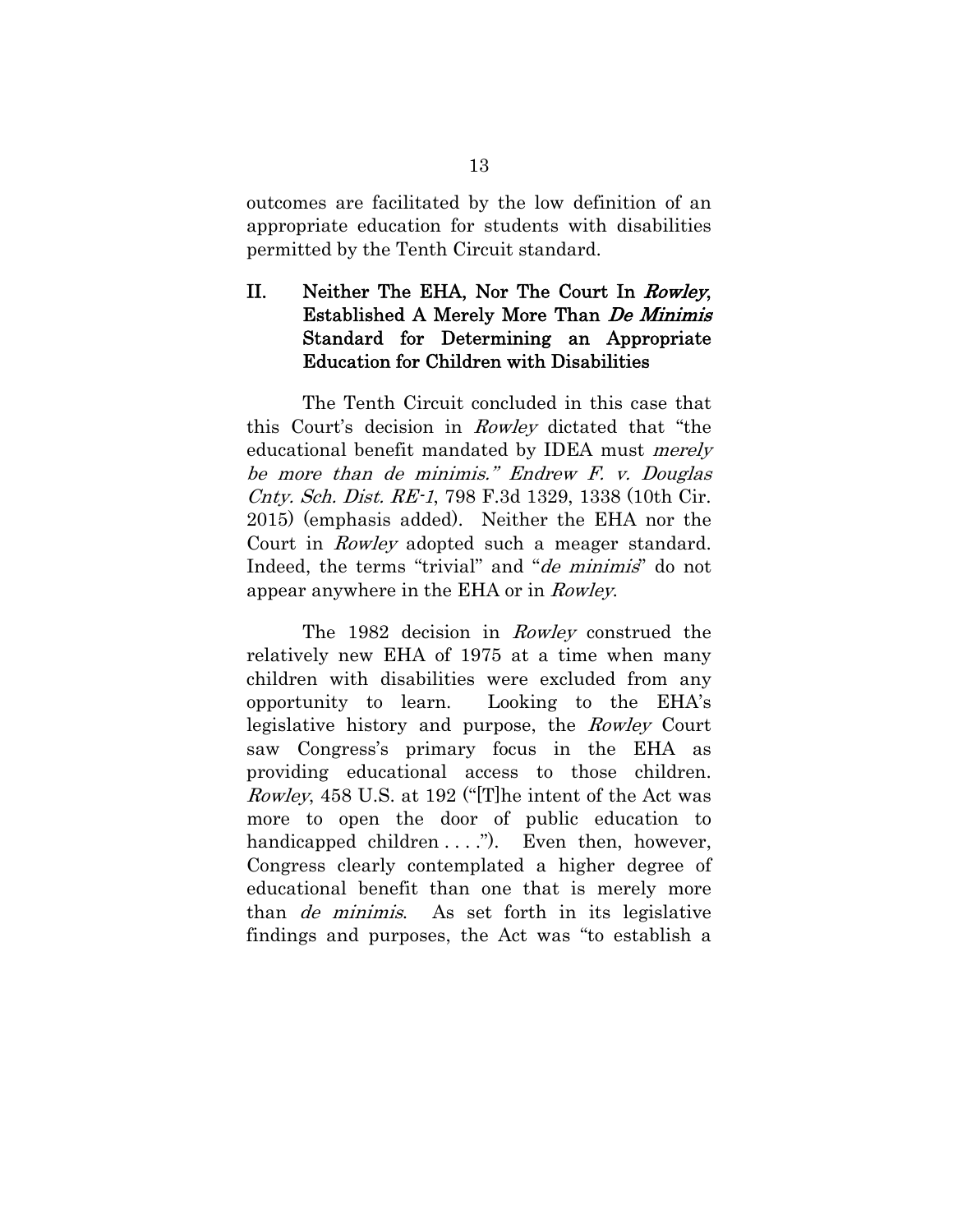outcomes are facilitated by the low definition of an appropriate education for students with disabilities permitted by the Tenth Circuit standard.

## II. Neither The EHA, Nor The Court In *Rowley*, Established A Merely More Than *De Minimis* Standard for Determining an Appropriate Education for Children with Disabilities

The Tenth Circuit concluded in this case that this Court's decision in *Rowley* dictated that "the educational benefit mandated by IDEA must *merely be more than de minimis." Endrew F. v. Douglas Cnty. Sch. Dist. RE-1*, 798 F.3d 1329, 1338 (10th Cir. 2015) (emphasis added). Neither the EHA nor the Court in *Rowley* adopted such a meager standard. Indeed, the terms "trivial" and "*de minimis*" do not appear anywhere in the EHA or in *Rowley*.

The 1982 decision in *Rowley* construed the relatively new EHA of 1975 at a time when many children with disabilities were excluded from any opportunity to learn. Looking to the EHA's legislative history and purpose, the *Rowley* Court saw Congress's primary focus in the EHA as providing educational access to those children. *Rowley*, 458 U.S. at 192 ("[T]he intent of the Act was more to open the door of public education to handicapped children . . . ."). Even then, however, Congress clearly contemplated a higher degree of educational benefit than one that is merely more than *de minimis*. As set forth in its legislative findings and purposes, the Act was "to establish a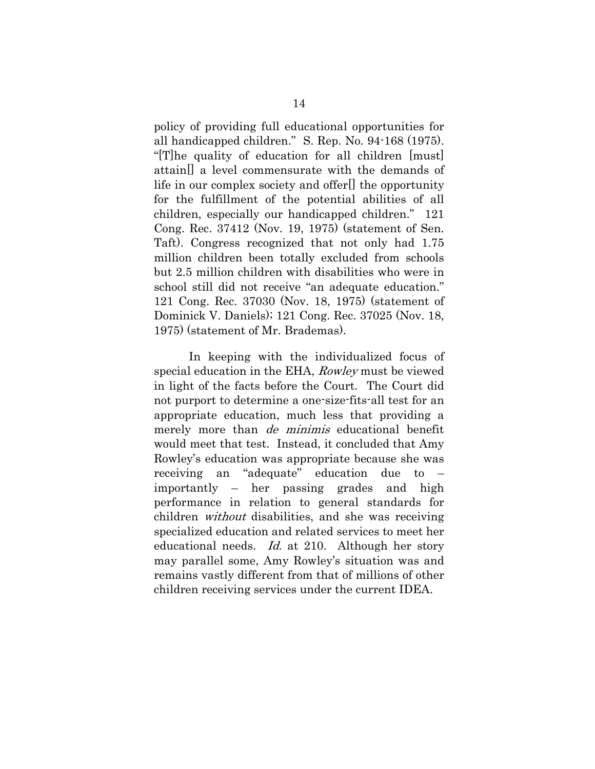policy of providing full educational opportunities for all handicapped children." S. Rep. No. 94-168 (1975). "[T]he quality of education for all children [must] attain[] a level commensurate with the demands of life in our complex society and offer[] the opportunity for the fulfillment of the potential abilities of all children, especially our handicapped children." 121 Cong. Rec. 37412 (Nov. 19, 1975) (statement of Sen. Taft). Congress recognized that not only had 1.75 million children been totally excluded from schools but 2.5 million children with disabilities who were in school still did not receive "an adequate education." 121 Cong. Rec. 37030 (Nov. 18, 1975) (statement of Dominick V. Daniels); 121 Cong. Rec. 37025 (Nov. 18, 1975) (statement of Mr. Brademas).

In keeping with the individualized focus of special education in the EHA, *Rowley* must be viewed in light of the facts before the Court. The Court did not purport to determine a one-size-fits-all test for an appropriate education, much less that providing a merely more than *de minimis* educational benefit would meet that test. Instead, it concluded that Amy Rowley's education was appropriate because she was receiving an "adequate" education due to – importantly – her passing grades and high performance in relation to general standards for children *without* disabilities, and she was receiving specialized education and related services to meet her educational needs. *Id.* at 210. Although her story may parallel some, Amy Rowley's situation was and remains vastly different from that of millions of other children receiving services under the current IDEA.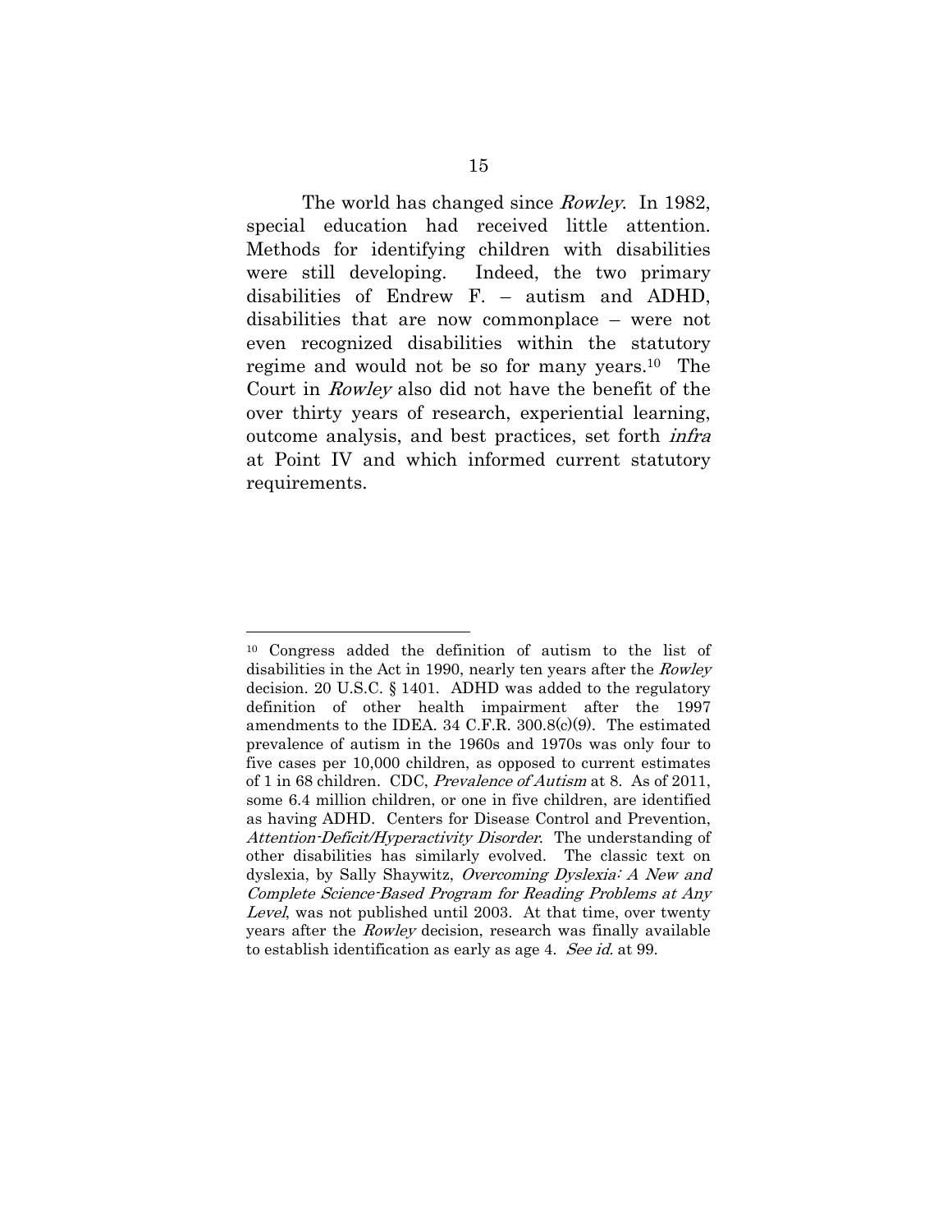The world has changed since *Rowley*. In 1982, special education had received little attention. Methods for identifying children with disabilities were still developing. Indeed, the two primary disabilities of Endrew F. – autism and ADHD, disabilities that are now commonplace – were not even recognized disabilities within the statutory regime and would not be so for many years.[10] The Court in *Rowley* also did not have the benefit of the over thirty years of research, experiential learning, outcome analysis, and best practices, set forth *infra* at Point IV and which informed current statutory requirements.

---

[10] Congress added the definition of autism to the list of disabilities in the Act in 1990, nearly ten years after the *Rowley* decision. 20 U.S.C. § 1401. ADHD was added to the regulatory definition of other health impairment after the 1997 amendments to the IDEA. 34 C.F.R. 300.8(c)(9). The estimated prevalence of autism in the 1960s and 1970s was only four to five cases per 10,000 children, as opposed to current estimates of 1 in 68 children. CDC, *Prevalence of Autism* at 8. As of 2011, some 6.4 million children, or one in five children, are identified as having ADHD. Centers for Disease Control and Prevention, *Attention-Deficit/Hyperactivity Disorder*. The understanding of other disabilities has similarly evolved. The classic text on dyslexia, by Sally Shaywitz, *Overcoming Dyslexia: A New and Complete Science-Based Program for Reading Problems at Any Level*, was not published until 2003. At that time, over twenty years after the *Rowley* decision, research was finally available to establish identification as early as age 4. *See id.* at 99.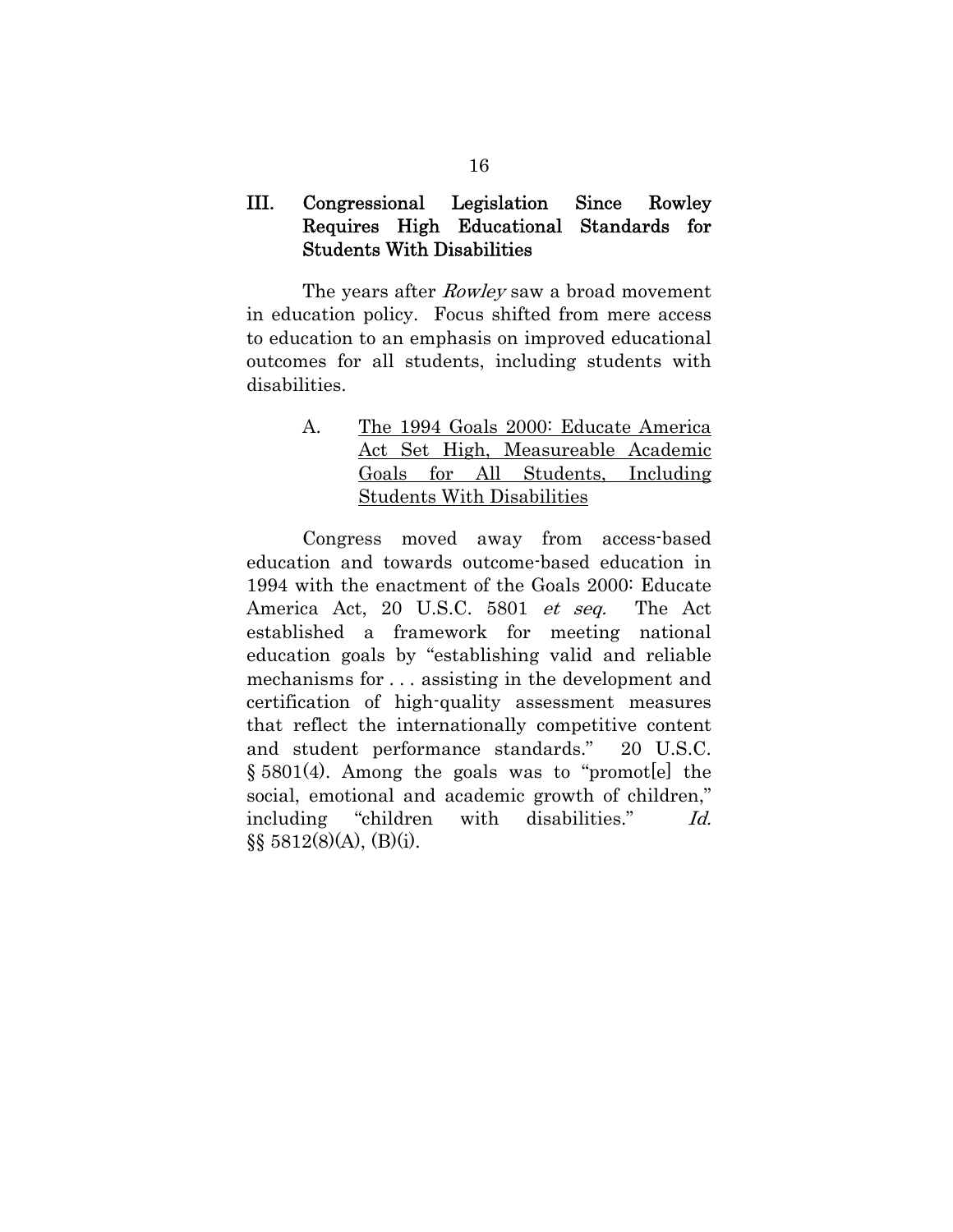## III. Congressional Legislation Since Rowley Requires High Educational Standards for Students With Disabilities

The years after *Rowley* saw a broad movement in education policy. Focus shifted from mere access to education to an emphasis on improved educational outcomes for all students, including students with disabilities.

### A. The 1994 Goals 2000: Educate America Act Set High, Measureable Academic Goals for All Students, Including Students With Disabilities

Congress moved away from access-based education and towards outcome-based education in 1994 with the enactment of the Goals 2000: Educate America Act, 20 U.S.C. 5801 *et seq.* The Act established a framework for meeting national education goals by "establishing valid and reliable mechanisms for . . . assisting in the development and certification of high-quality assessment measures that reflect the internationally competitive content and student performance standards." 20 U.S.C. § 5801(4). Among the goals was to "promot[e] the social, emotional and academic growth of children," including "children with disabilities." *Id.* §§ 5812(8)(A), (B)(i).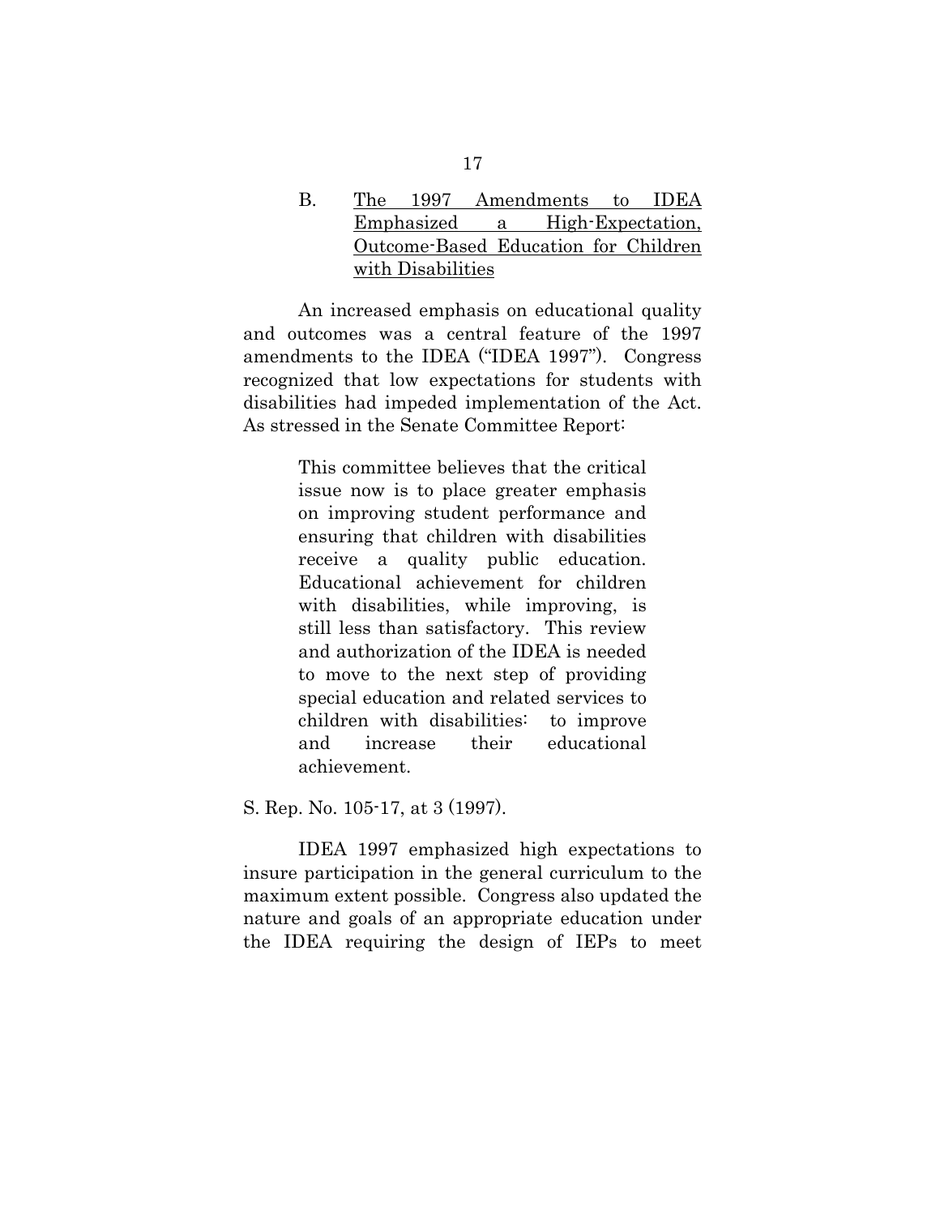### B. The 1997 Amendments to IDEA Emphasized a High-Expectation, Outcome-Based Education for Children with Disabilities

An increased emphasis on educational quality and outcomes was a central feature of the 1997 amendments to the IDEA ("IDEA 1997"). Congress recognized that low expectations for students with disabilities had impeded implementation of the Act. As stressed in the Senate Committee Report:

> This committee believes that the critical issue now is to place greater emphasis on improving student performance and ensuring that children with disabilities receive a quality public education. Educational achievement for children with disabilities, while improving, is still less than satisfactory. This review and authorization of the IDEA is needed to move to the next step of providing special education and related services to children with disabilities: to improve and increase their educational achievement.

S. Rep. No. 105-17, at 3 (1997).

IDEA 1997 emphasized high expectations to insure participation in the general curriculum to the maximum extent possible. Congress also updated the nature and goals of an appropriate education under the IDEA requiring the design of IEPs to meet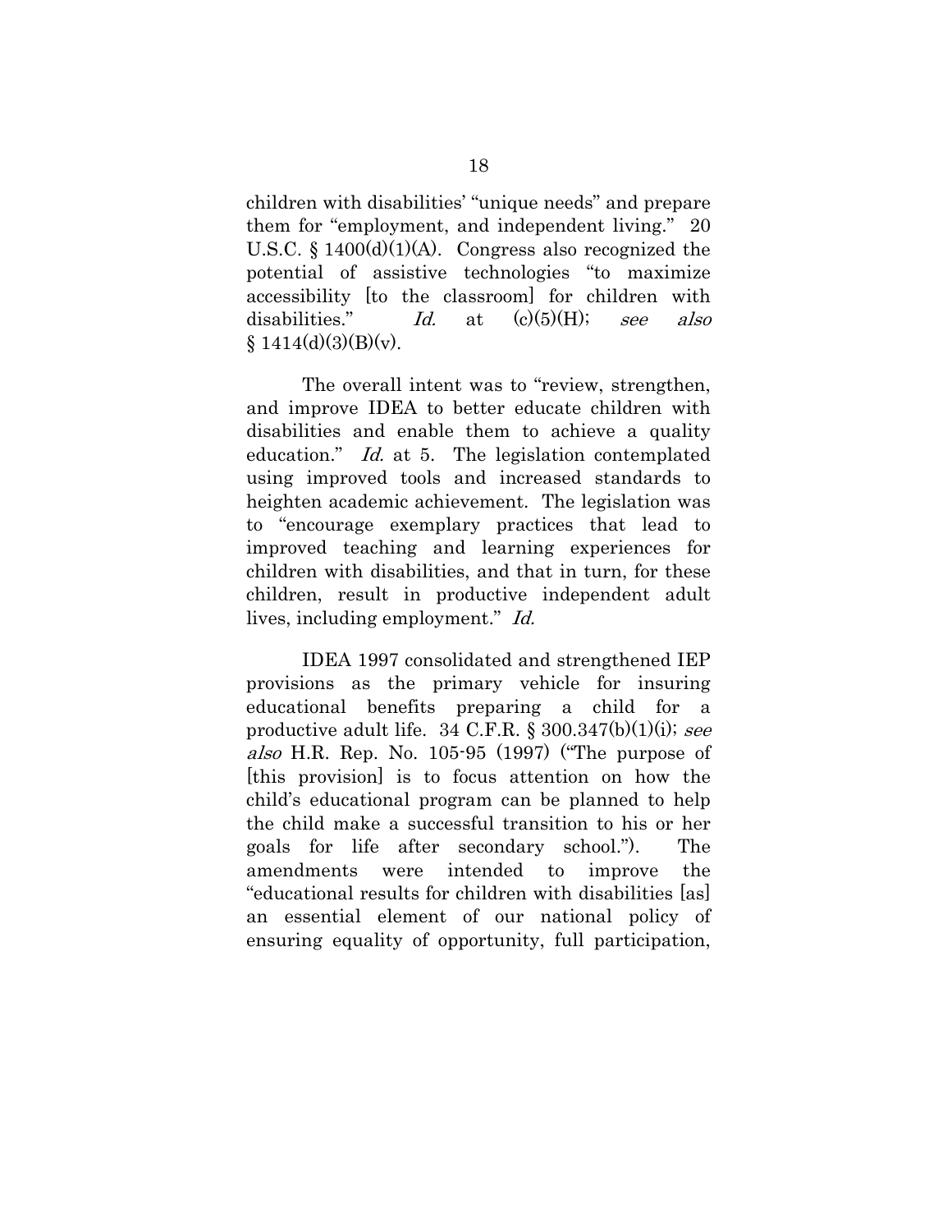children with disabilities' "unique needs" and prepare them for "employment, and independent living." 20 U.S.C. § 1400(d)(1)(A). Congress also recognized the potential of assistive technologies "to maximize accessibility [to the classroom] for children with disabilities." *Id.* at (c)(5)(H); *see also* § 1414(d)(3)(B)(v).

The overall intent was to "review, strengthen, and improve IDEA to better educate children with disabilities and enable them to achieve a quality education." *Id.* at 5. The legislation contemplated using improved tools and increased standards to heighten academic achievement. The legislation was to "encourage exemplary practices that lead to improved teaching and learning experiences for children with disabilities, and that in turn, for these children, result in productive independent adult lives, including employment." *Id.*

IDEA 1997 consolidated and strengthened IEP provisions as the primary vehicle for insuring educational benefits preparing a child for a productive adult life. 34 C.F.R. § 300.347(b)(1)(i); *see also* H.R. Rep. No. 105-95 (1997) ("The purpose of [this provision] is to focus attention on how the child's educational program can be planned to help the child make a successful transition to his or her goals for life after secondary school."). The amendments were intended to improve the "educational results for children with disabilities [as] an essential element of our national policy of ensuring equality of opportunity, full participation,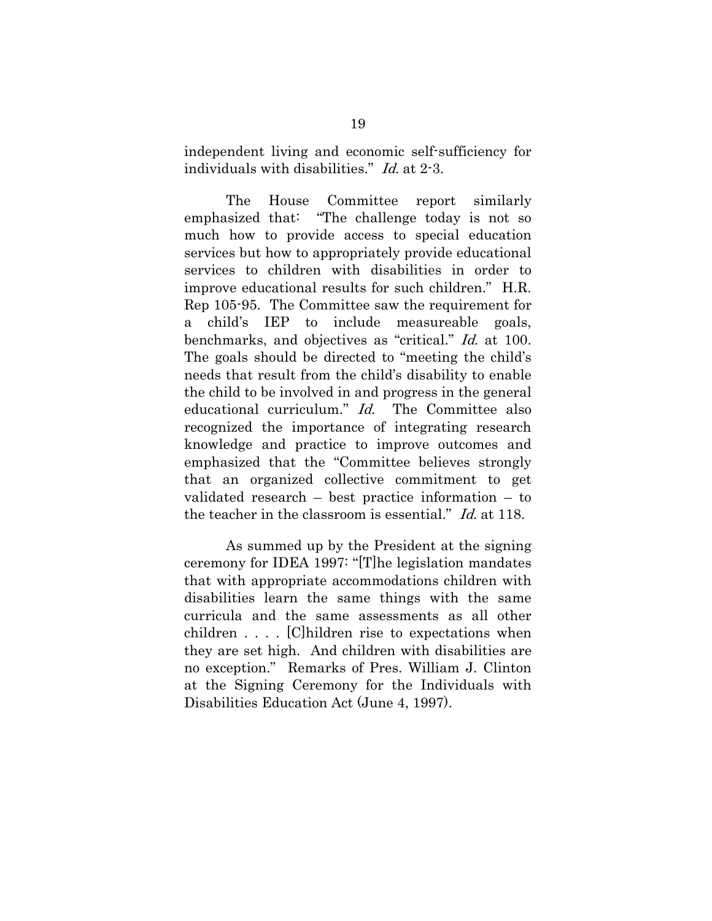independent living and economic self-sufficiency for individuals with disabilities." *Id.* at 2-3.

The House Committee report similarly emphasized that: "The challenge today is not so much how to provide access to special education services but how to appropriately provide educational services to children with disabilities in order to improve educational results for such children." H.R. Rep 105-95. The Committee saw the requirement for a child's IEP to include measureable goals, benchmarks, and objectives as "critical." *Id.* at 100. The goals should be directed to "meeting the child's needs that result from the child's disability to enable the child to be involved in and progress in the general educational curriculum." *Id.* The Committee also recognized the importance of integrating research knowledge and practice to improve outcomes and emphasized that the "Committee believes strongly that an organized collective commitment to get validated research – best practice information – to the teacher in the classroom is essential." *Id.* at 118.

As summed up by the President at the signing ceremony for IDEA 1997: "[T]he legislation mandates that with appropriate accommodations children with disabilities learn the same things with the same curricula and the same assessments as all other children . . . . [C]hildren rise to expectations when they are set high. And children with disabilities are no exception." Remarks of Pres. William J. Clinton at the Signing Ceremony for the Individuals with Disabilities Education Act (June 4, 1997).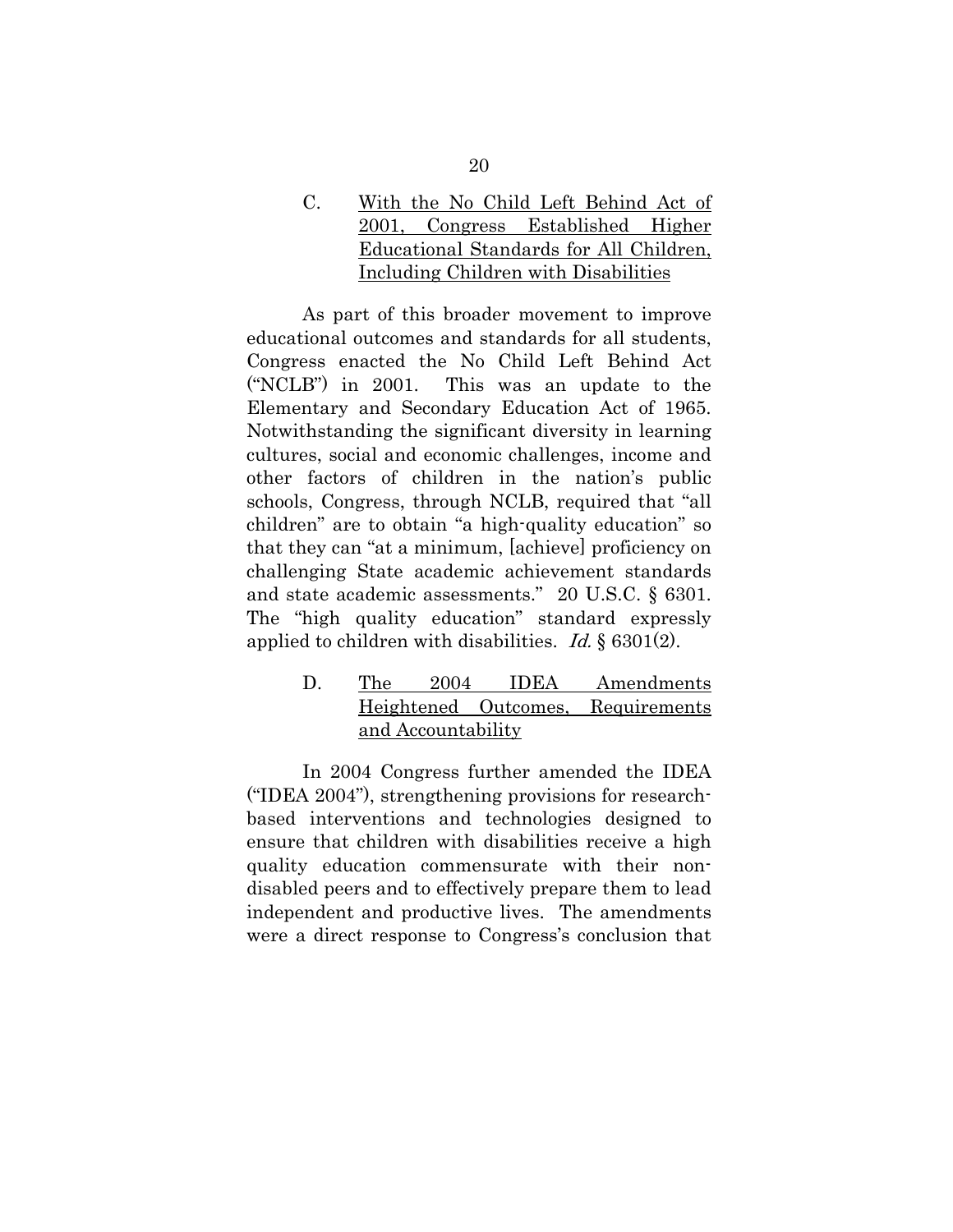### C. With the No Child Left Behind Act of 2001, Congress Established Higher Educational Standards for All Children, Including Children with Disabilities

As part of this broader movement to improve educational outcomes and standards for all students, Congress enacted the No Child Left Behind Act ("NCLB") in 2001. This was an update to the Elementary and Secondary Education Act of 1965. Notwithstanding the significant diversity in learning cultures, social and economic challenges, income and other factors of children in the nation's public schools, Congress, through NCLB, required that "all children" are to obtain "a high-quality education" so that they can "at a minimum, [achieve] proficiency on challenging State academic achievement standards and state academic assessments." 20 U.S.C. § 6301. The "high quality education" standard expressly applied to children with disabilities. *Id.* § 6301(2).

### D. The 2004 IDEA Amendments Heightened Outcomes, Requirements and Accountability

In 2004 Congress further amended the IDEA ("IDEA 2004"), strengthening provisions for research-based interventions and technologies designed to ensure that children with disabilities receive a high quality education commensurate with their non-disabled peers and to effectively prepare them to lead independent and productive lives. The amendments were a direct response to Congress's conclusion that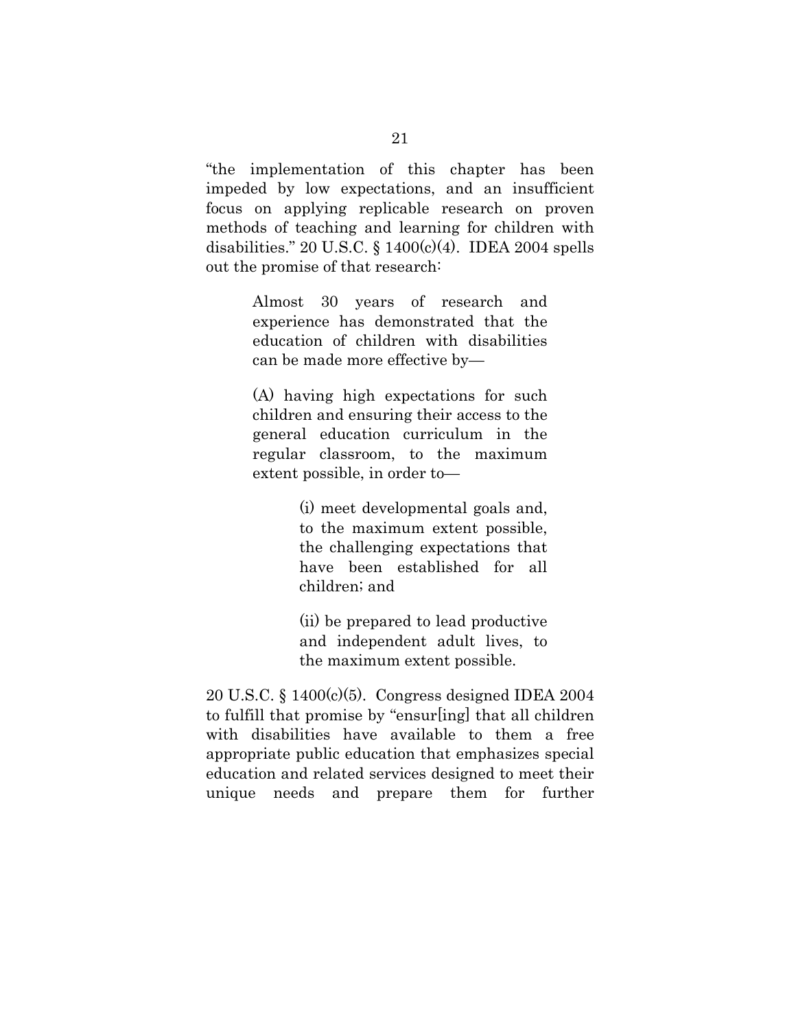"the implementation of this chapter has been impeded by low expectations, and an insufficient focus on applying replicable research on proven methods of teaching and learning for children with disabilities." 20 U.S.C. § 1400(c)(4). IDEA 2004 spells out the promise of that research:

> Almost 30 years of research and experience has demonstrated that the education of children with disabilities can be made more effective by—
>
> (A) having high expectations for such children and ensuring their access to the general education curriculum in the regular classroom, to the maximum extent possible, in order to—
>
> > (i) meet developmental goals and, to the maximum extent possible, the challenging expectations that have been established for all children; and
> >
> > (ii) be prepared to lead productive and independent adult lives, to the maximum extent possible.

20 U.S.C. § 1400(c)(5). Congress designed IDEA 2004 to fulfill that promise by "ensur[ing] that all children with disabilities have available to them a free appropriate public education that emphasizes special education and related services designed to meet their unique needs and prepare them for further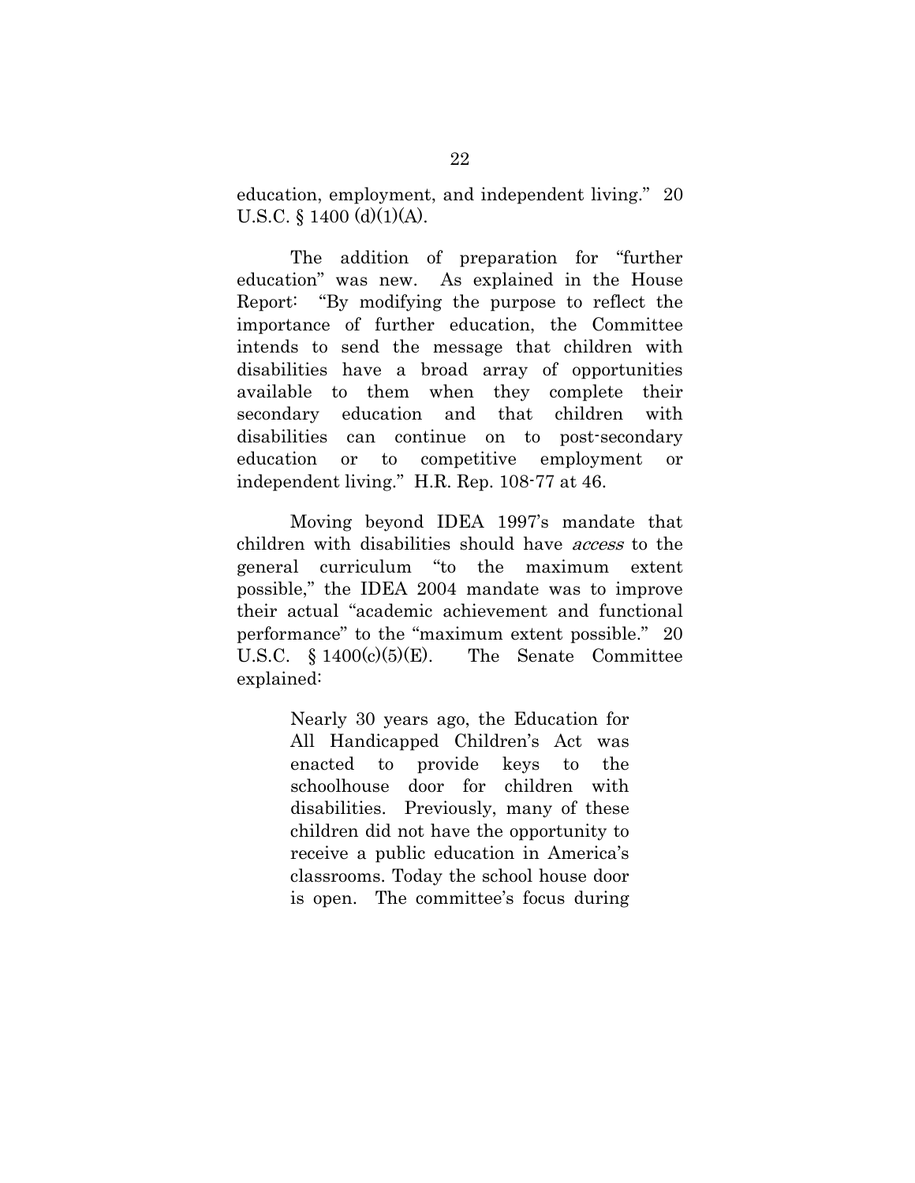education, employment, and independent living." 20 U.S.C. § 1400 (d)(1)(A).

The addition of preparation for "further education" was new. As explained in the House Report: "By modifying the purpose to reflect the importance of further education, the Committee intends to send the message that children with disabilities have a broad array of opportunities available to them when they complete their secondary education and that children with disabilities can continue on to post-secondary education or to competitive employment or independent living." H.R. Rep. 108-77 at 46.

Moving beyond IDEA 1997's mandate that children with disabilities should have *access* to the general curriculum "to the maximum extent possible," the IDEA 2004 mandate was to improve their actual "academic achievement and functional performance" to the "maximum extent possible." 20 U.S.C. § 1400(c)(5)(E). The Senate Committee explained:

> Nearly 30 years ago, the Education for All Handicapped Children's Act was enacted to provide keys to the schoolhouse door for children with disabilities. Previously, many of these children did not have the opportunity to receive a public education in America's classrooms. Today the school house door is open. The committee's focus during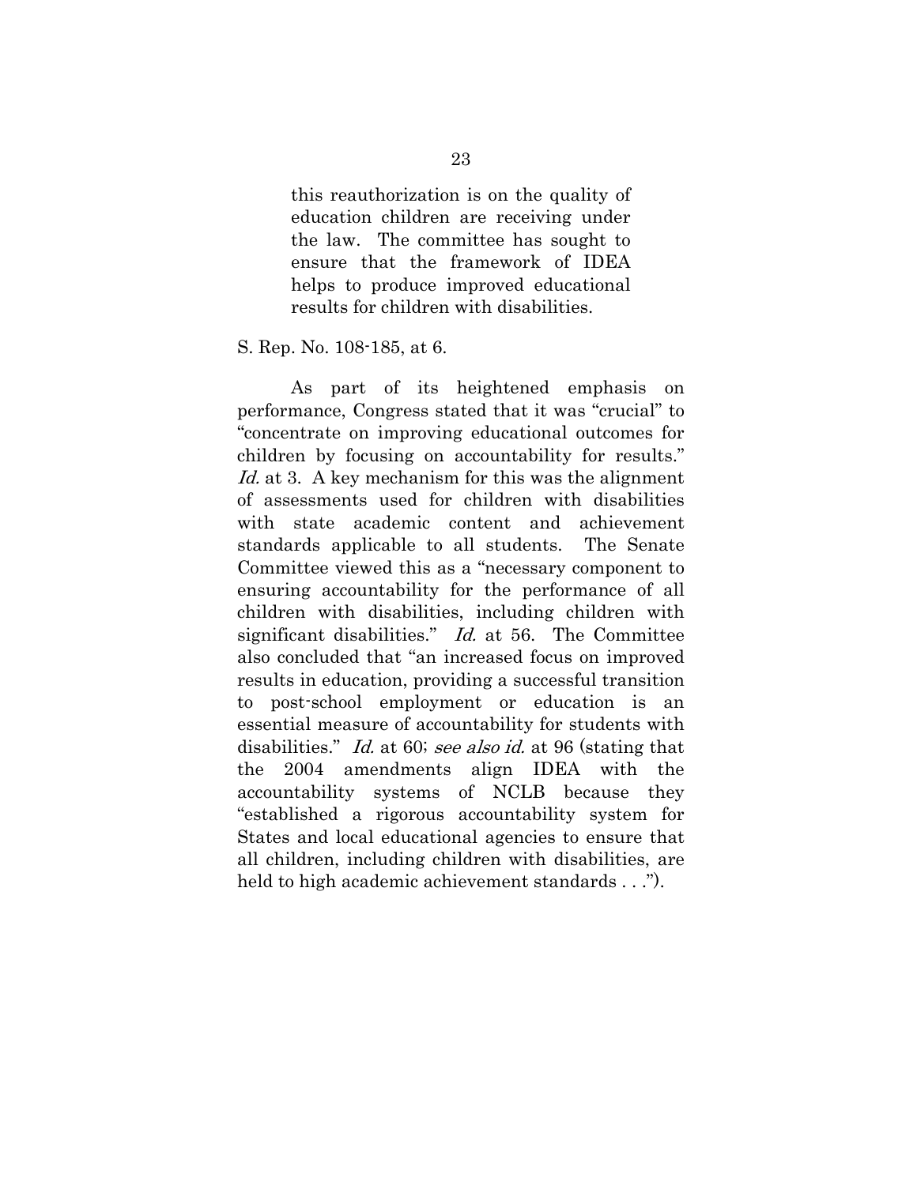> this reauthorization is on the quality of education children are receiving under the law. The committee has sought to ensure that the framework of IDEA helps to produce improved educational results for children with disabilities.

S. Rep. No. 108-185, at 6.

As part of its heightened emphasis on performance, Congress stated that it was "crucial" to "concentrate on improving educational outcomes for children by focusing on accountability for results." *Id.* at 3. A key mechanism for this was the alignment of assessments used for children with disabilities with state academic content and achievement standards applicable to all students. The Senate Committee viewed this as a "necessary component to ensuring accountability for the performance of all children with disabilities, including children with significant disabilities." *Id.* at 56. The Committee also concluded that "an increased focus on improved results in education, providing a successful transition to post-school employment or education is an essential measure of accountability for students with disabilities." *Id.* at 60; *see also id.* at 96 (stating that the 2004 amendments align IDEA with the accountability systems of NCLB because they "established a rigorous accountability system for States and local educational agencies to ensure that all children, including children with disabilities, are held to high academic achievement standards . . .").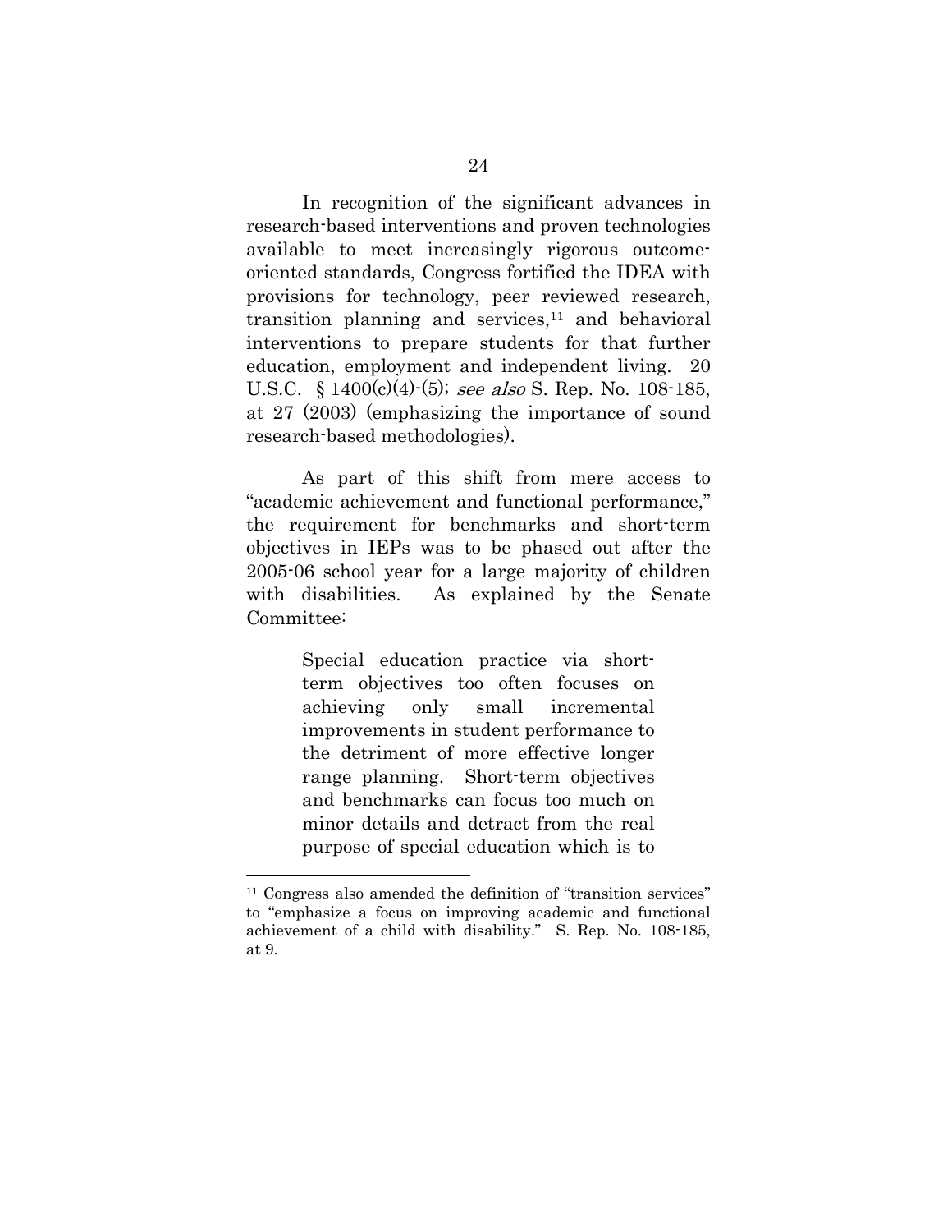In recognition of the significant advances in research-based interventions and proven technologies available to meet increasingly rigorous outcome-oriented standards, Congress fortified the IDEA with provisions for technology, peer reviewed research, transition planning and services,[11] and behavioral interventions to prepare students for that further education, employment and independent living. 20 U.S.C. § 1400(c)(4)-(5); *see also* S. Rep. No. 108-185, at 27 (2003) (emphasizing the importance of sound research-based methodologies).

As part of this shift from mere access to "academic achievement and functional performance," the requirement for benchmarks and short-term objectives in IEPs was to be phased out after the 2005-06 school year for a large majority of children with disabilities. As explained by the Senate Committee:

> Special education practice via short-term objectives too often focuses on achieving only small incremental improvements in student performance to the detriment of more effective longer range planning. Short-term objectives and benchmarks can focus too much on minor details and detract from the real purpose of special education which is to

---

[11] Congress also amended the definition of "transition services" to "emphasize a focus on improving academic and functional achievement of a child with disability." S. Rep. No. 108-185, at 9.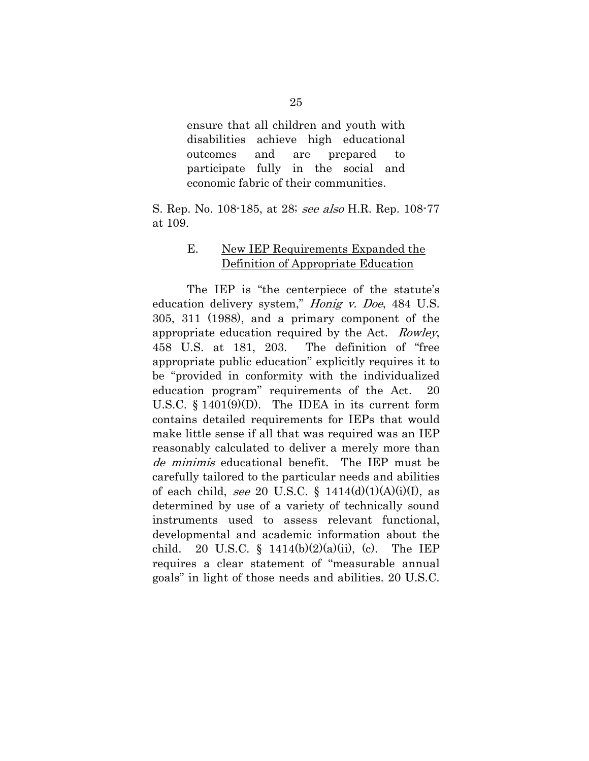> ensure that all children and youth with disabilities achieve high educational outcomes and are prepared to participate fully in the social and economic fabric of their communities.

S. Rep. No. 108-185, at 28; *see also* H.R. Rep. 108-77 at 109.

### E. <u>New IEP Requirements Expanded the Definition of Appropriate Education</u>

The IEP is "the centerpiece of the statute's education delivery system," *Honig v. Doe*, 484 U.S. 305, 311 (1988), and a primary component of the appropriate education required by the Act. *Rowley*, 458 U.S. at 181, 203. The definition of "free appropriate public education" explicitly requires it to be "provided in conformity with the individualized education program" requirements of the Act. 20 U.S.C. § 1401(9)(D). The IDEA in its current form contains detailed requirements for IEPs that would make little sense if all that was required was an IEP reasonably calculated to deliver a merely more than *de minimis* educational benefit. The IEP must be carefully tailored to the particular needs and abilities of each child, *see* 20 U.S.C. § 1414(d)(1)(A)(i)(I), as determined by use of a variety of technically sound instruments used to assess relevant functional, developmental and academic information about the child. 20 U.S.C. § 1414(b)(2)(a)(ii), (c). The IEP requires a clear statement of "measurable annual goals" in light of those needs and abilities. 20 U.S.C.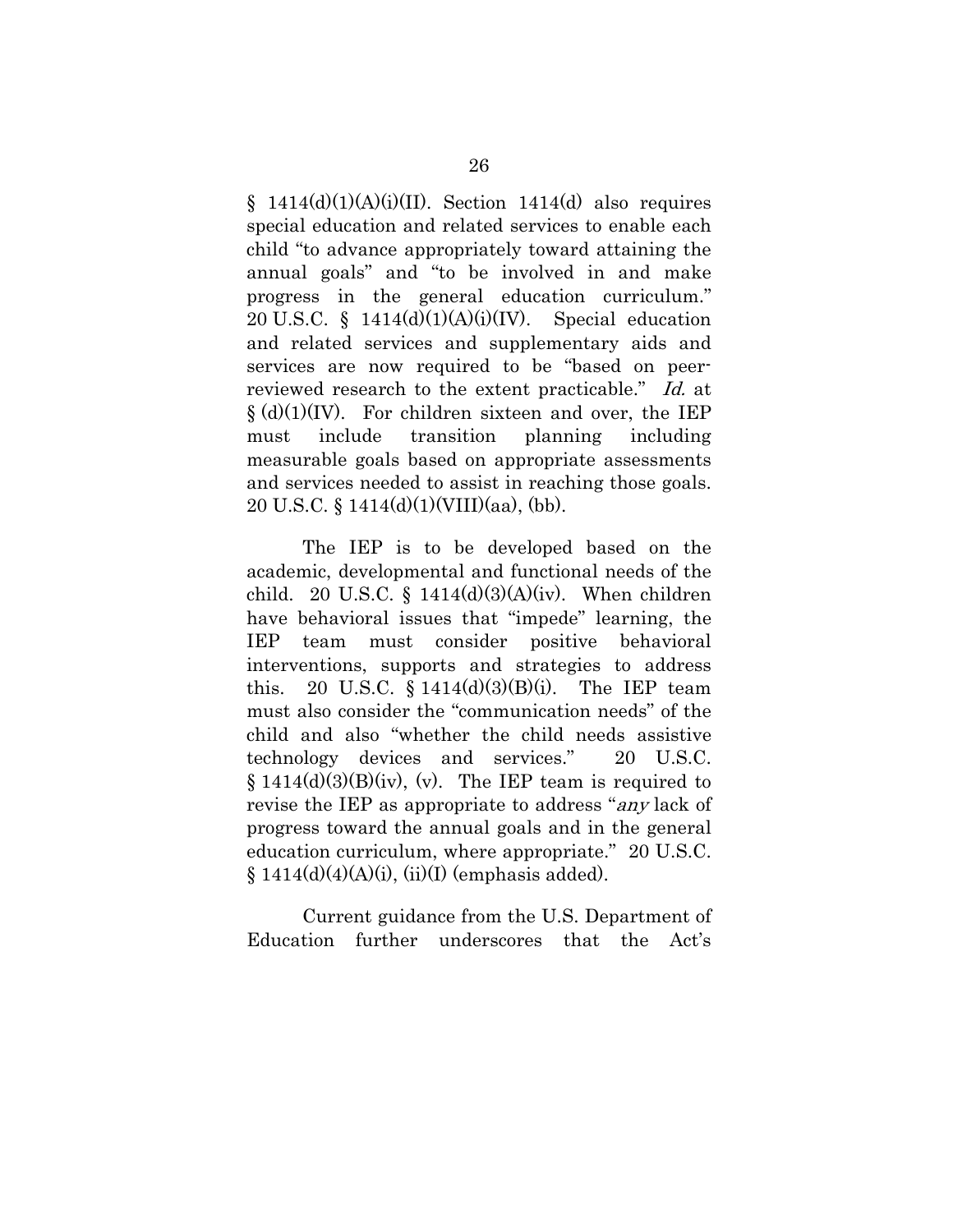§ 1414(d)(1)(A)(i)(II). Section 1414(d) also requires special education and related services to enable each child "to advance appropriately toward attaining the annual goals" and "to be involved in and make progress in the general education curriculum." 20 U.S.C. § 1414(d)(1)(A)(i)(IV). Special education and related services and supplementary aids and services are now required to be "based on peer-reviewed research to the extent practicable." *Id.* at § (d)(1)(IV). For children sixteen and over, the IEP must include transition planning including measurable goals based on appropriate assessments and services needed to assist in reaching those goals. 20 U.S.C. § 1414(d)(1)(VIII)(aa), (bb).

The IEP is to be developed based on the academic, developmental and functional needs of the child. 20 U.S.C. § 1414(d)(3)(A)(iv). When children have behavioral issues that "impede" learning, the IEP team must consider positive behavioral interventions, supports and strategies to address this. 20 U.S.C. § 1414(d)(3)(B)(i). The IEP team must also consider the "communication needs" of the child and also "whether the child needs assistive technology devices and services." 20 U.S.C. § 1414(d)(3)(B)(iv), (v). The IEP team is required to revise the IEP as appropriate to address "*any* lack of progress toward the annual goals and in the general education curriculum, where appropriate." 20 U.S.C. § 1414(d)(4)(A)(i), (ii)(I) (emphasis added).

Current guidance from the U.S. Department of Education further underscores that the Act's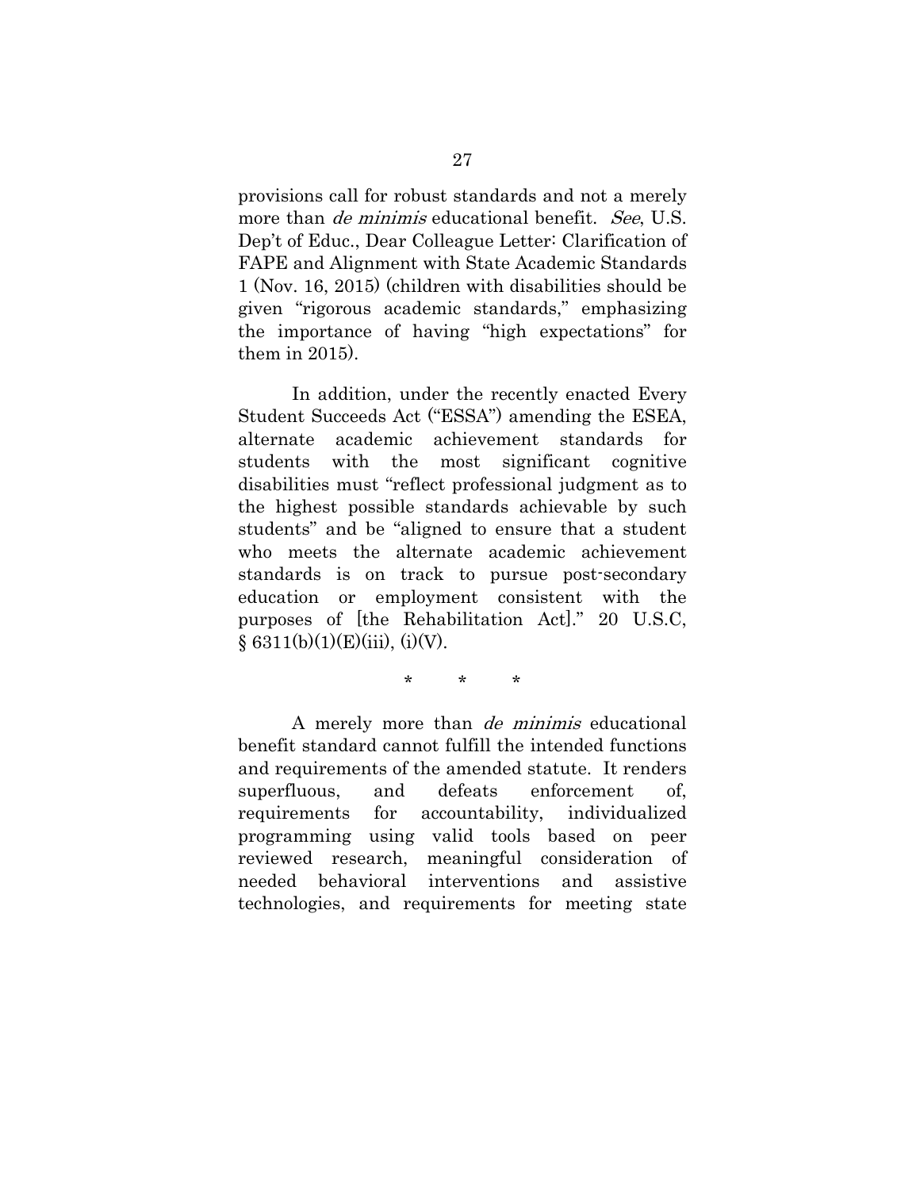provisions call for robust standards and not a merely more than *de minimis* educational benefit. *See*, U.S. Dep't of Educ., Dear Colleague Letter: Clarification of FAPE and Alignment with State Academic Standards 1 (Nov. 16, 2015) (children with disabilities should be given "rigorous academic standards," emphasizing the importance of having "high expectations" for them in 2015).

In addition, under the recently enacted Every Student Succeeds Act ("ESSA") amending the ESEA, alternate academic achievement standards for students with the most significant cognitive disabilities must "reflect professional judgment as to the highest possible standards achievable by such students" and be "aligned to ensure that a student who meets the alternate academic achievement standards is on track to pursue post-secondary education or employment consistent with the purposes of [the Rehabilitation Act]." 20 U.S.C, § 6311(b)(1)(E)(iii), (i)(V).

\* \* \*

A merely more than *de minimis* educational benefit standard cannot fulfill the intended functions and requirements of the amended statute. It renders superfluous, and defeats enforcement of, requirements for accountability, individualized programming using valid tools based on peer reviewed research, meaningful consideration of needed behavioral interventions and assistive technologies, and requirements for meeting state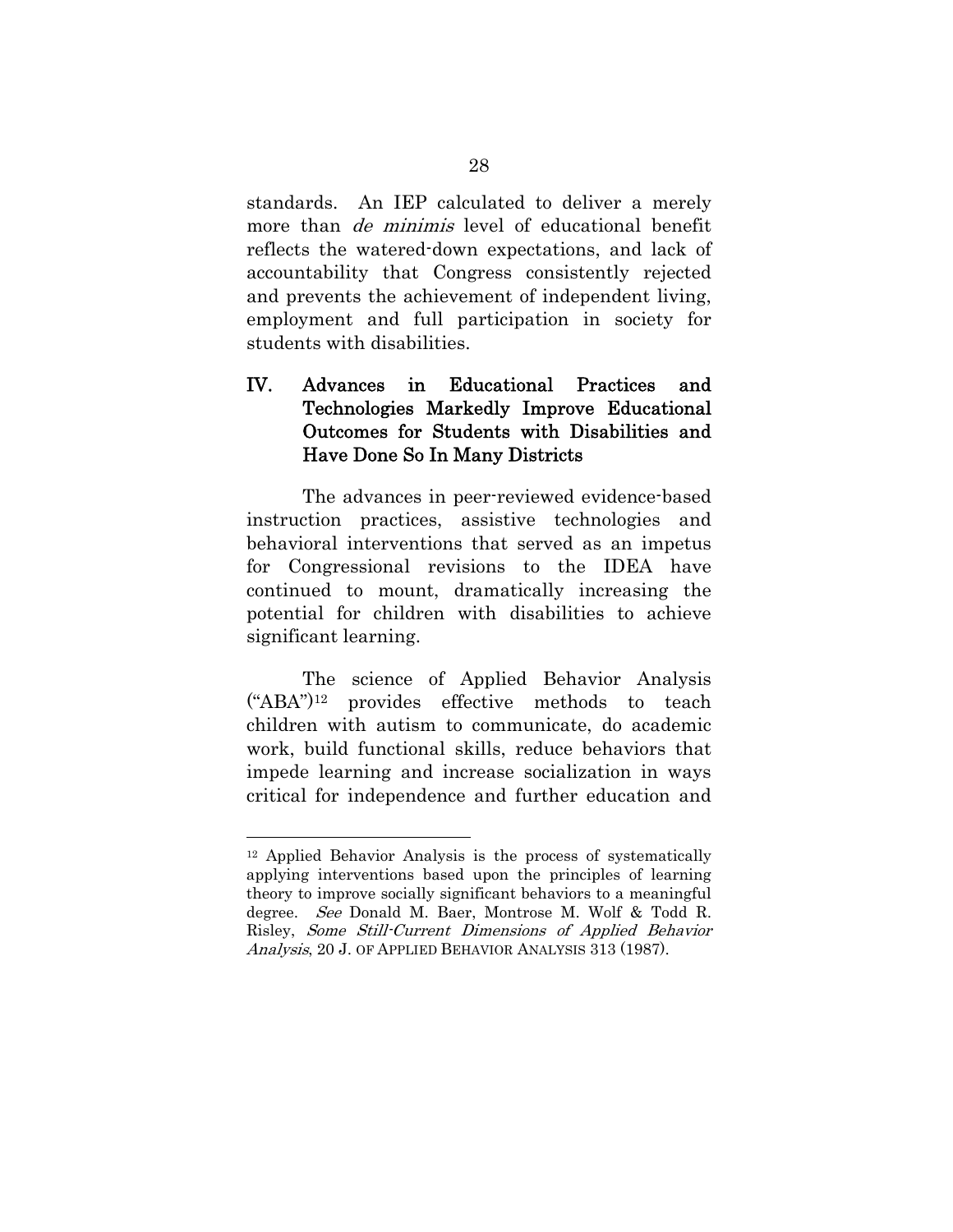standards. An IEP calculated to deliver a merely more than *de minimis* level of educational benefit reflects the watered-down expectations, and lack of accountability that Congress consistently rejected and prevents the achievement of independent living, employment and full participation in society for students with disabilities.

## IV. Advances in Educational Practices and Technologies Markedly Improve Educational Outcomes for Students with Disabilities and Have Done So In Many Districts

The advances in peer-reviewed evidence-based instruction practices, assistive technologies and behavioral interventions that served as an impetus for Congressional revisions to the IDEA have continued to mount, dramatically increasing the potential for children with disabilities to achieve significant learning.

The science of Applied Behavior Analysis ("ABA")[12] provides effective methods to teach children with autism to communicate, do academic work, build functional skills, reduce behaviors that impede learning and increase socialization in ways critical for independence and further education and

---

[12] Applied Behavior Analysis is the process of systematically applying interventions based upon the principles of learning theory to improve socially significant behaviors to a meaningful degree. *See* Donald M. Baer, Montrose M. Wolf & Todd R. Risley, *Some Still-Current Dimensions of Applied Behavior Analysis*, 20 J. OF APPLIED BEHAVIOR ANALYSIS 313 (1987).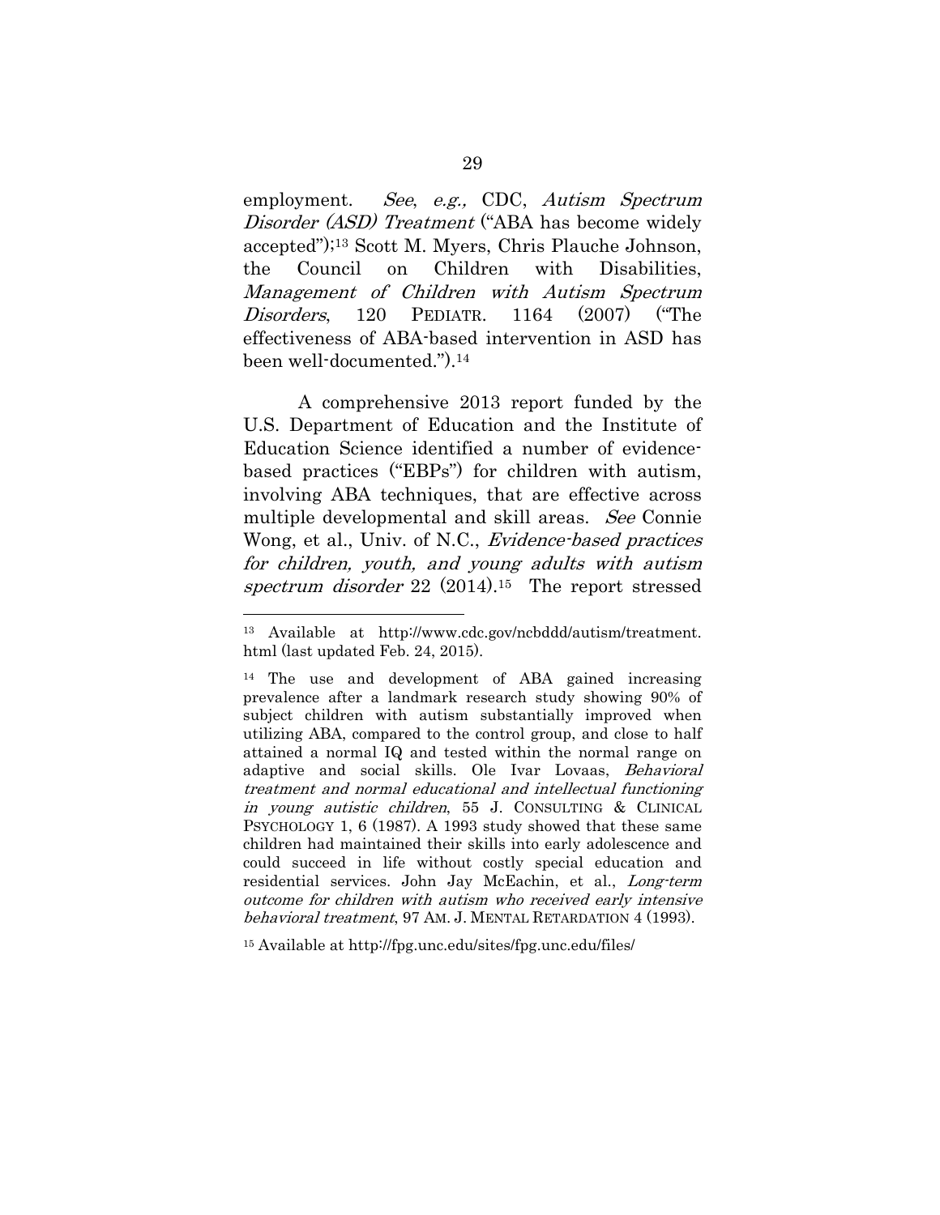employment. *See*, *e.g.,* CDC, *Autism Spectrum Disorder (ASD) Treatment* ("ABA has become widely accepted");[13] Scott M. Myers, Chris Plauche Johnson, the Council on Children with Disabilities, *Management of Children with Autism Spectrum Disorders*, 120 PEDIATR. 1164 (2007) ("The effectiveness of ABA-based intervention in ASD has been well-documented.").[14]

A comprehensive 2013 report funded by the U.S. Department of Education and the Institute of Education Science identified a number of evidence-based practices ("EBPs") for children with autism, involving ABA techniques, that are effective across multiple developmental and skill areas. *See* Connie Wong, et al., Univ. of N.C., *Evidence-based practices for children, youth, and young adults with autism spectrum disorder* 22 (2014).[15] The report stressed

---

[13] Available at http://www.cdc.gov/ncbddd/autism/treatment.html (last updated Feb. 24, 2015).

[14] The use and development of ABA gained increasing prevalence after a landmark research study showing 90% of subject children with autism substantially improved when utilizing ABA, compared to the control group, and close to half attained a normal IQ and tested within the normal range on adaptive and social skills. Ole Ivar Lovaas, *Behavioral treatment and normal educational and intellectual functioning in young autistic children*, 55 J. CONSULTING & CLINICAL PSYCHOLOGY 1, 6 (1987). A 1993 study showed that these same children had maintained their skills into early adolescence and could succeed in life without costly special education and residential services. John Jay McEachin, et al., *Long-term outcome for children with autism who received early intensive behavioral treatment*, 97 AM. J. MENTAL RETARDATION 4 (1993).

[15] Available at http://fpg.unc.edu/sites/fpg.unc.edu/files/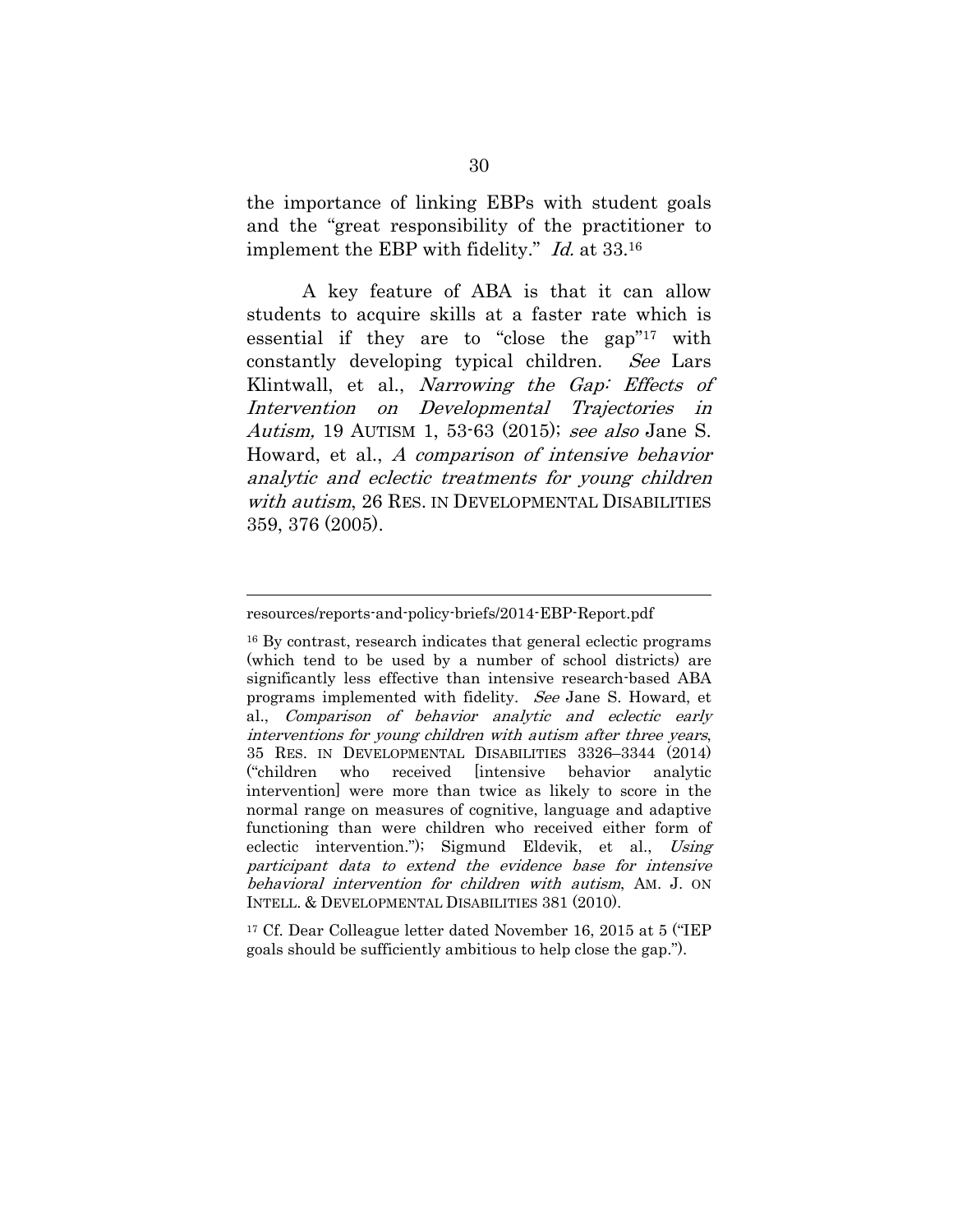the importance of linking EBPs with student goals and the "great responsibility of the practitioner to implement the EBP with fidelity." *Id.* at 33.[16]

A key feature of ABA is that it can allow students to acquire skills at a faster rate which is essential if they are to "close the gap"[17] with constantly developing typical children. *See* Lars Klintwall, et al., *Narrowing the Gap: Effects of Intervention on Developmental Trajectories in Autism,* 19 AUTISM 1, 53-63 (2015); *see also* Jane S. Howard, et al., *A comparison of intensive behavior analytic and eclectic treatments for young children with autism*, 26 RES. IN DEVELOPMENTAL DISABILITIES 359, 376 (2005).

---

resources/reports-and-policy-briefs/2014-EBP-Report.pdf

[16] By contrast, research indicates that general eclectic programs (which tend to be used by a number of school districts) are significantly less effective than intensive research-based ABA programs implemented with fidelity. *See* Jane S. Howard, et al., *Comparison of behavior analytic and eclectic early interventions for young children with autism after three years*, 35 RES. IN DEVELOPMENTAL DISABILITIES 3326–3344 (2014) ("children who received [intensive behavior analytic intervention] were more than twice as likely to score in the normal range on measures of cognitive, language and adaptive functioning than were children who received either form of eclectic intervention."); Sigmund Eldevik, et al., *Using participant data to extend the evidence base for intensive behavioral intervention for children with autism*, AM. J. ON INTELL. & DEVELOPMENTAL DISABILITIES 381 (2010).

[17] Cf. Dear Colleague letter dated November 16, 2015 at 5 ("IEP goals should be sufficiently ambitious to help close the gap.").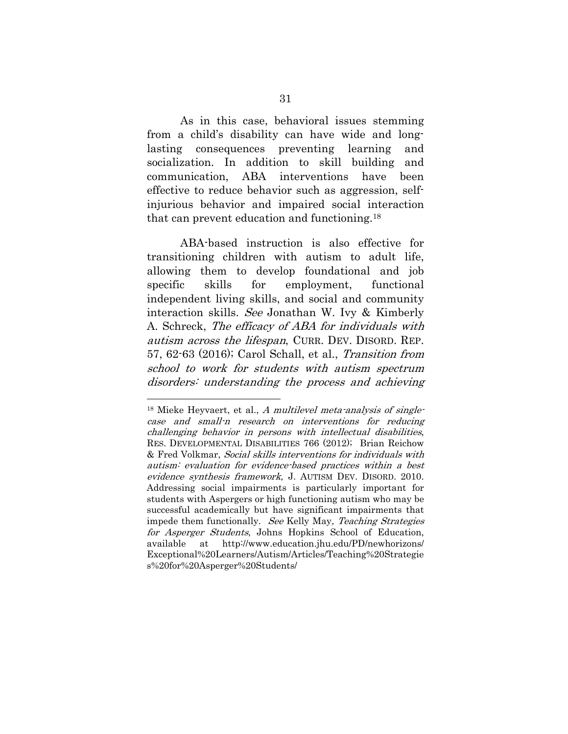As in this case, behavioral issues stemming from a child's disability can have wide and long-lasting consequences preventing learning and socialization. In addition to skill building and communication, ABA interventions have been effective to reduce behavior such as aggression, self-injurious behavior and impaired social interaction that can prevent education and functioning.[18]

ABA-based instruction is also effective for transitioning children with autism to adult life, allowing them to develop foundational and job specific skills for employment, functional independent living skills, and social and community interaction skills. *See* Jonathan W. Ivy & Kimberly A. Schreck, *The efficacy of ABA for individuals with autism across the lifespan*, CURR. DEV. DISORD. REP. 57, 62-63 (2016); Carol Schall, et al., *Transition from school to work for students with autism spectrum disorders: understanding the process and achieving*

---

[18] Mieke Heyvaert, et al., *A multilevel meta-analysis of single-case and small-n research on interventions for reducing challenging behavior in persons with intellectual disabilities*, RES. DEVELOPMENTAL DISABILITIES 766 (2012); Brian Reichow & Fred Volkmar, *Social skills interventions for individuals with autism: evaluation for evidence-based practices within a best evidence synthesis framework*, J. AUTISM DEV. DISORD. 2010. Addressing social impairments is particularly important for students with Aspergers or high functioning autism who may be successful academically but have significant impairments that impede them functionally. *See* Kelly May, *Teaching Strategies for Asperger Students*, Johns Hopkins School of Education, available at http://www.education.jhu.edu/PD/newhorizons/Exceptional%20Learners/Autism/Articles/Teaching%20Strategies%20for%20Asperger%20Students/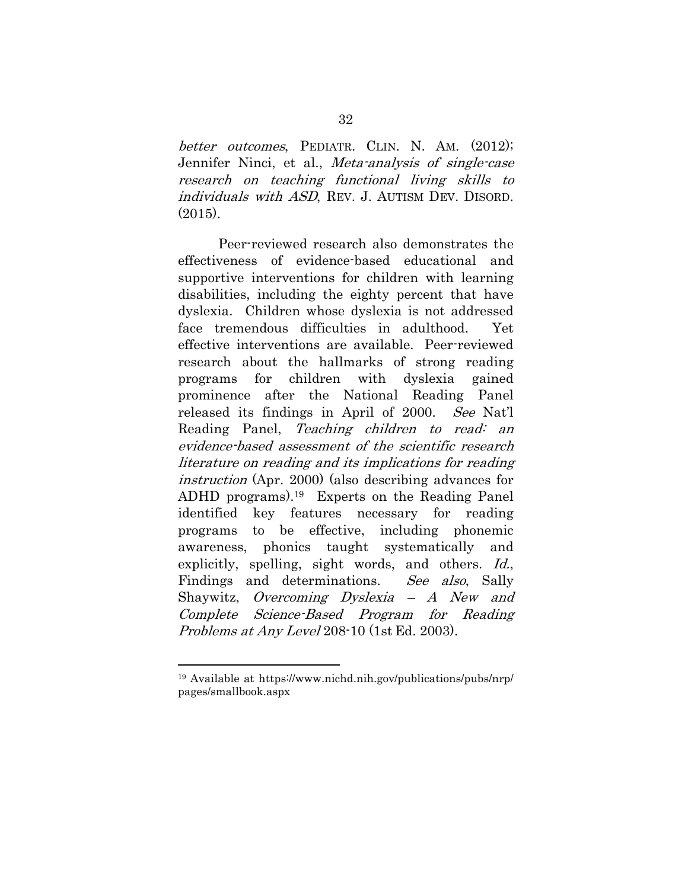*better outcomes*, PEDIATR. CLIN. N. AM. (2012); Jennifer Ninci, et al., *Meta-analysis of single-case research on teaching functional living skills to individuals with ASD*, REV. J. AUTISM DEV. DISORD. (2015).

Peer-reviewed research also demonstrates the effectiveness of evidence-based educational and supportive interventions for children with learning disabilities, including the eighty percent that have dyslexia. Children whose dyslexia is not addressed face tremendous difficulties in adulthood. Yet effective interventions are available. Peer-reviewed research about the hallmarks of strong reading programs for children with dyslexia gained prominence after the National Reading Panel released its findings in April of 2000. *See* Nat'l Reading Panel, *Teaching children to read: an evidence-based assessment of the scientific research literature on reading and its implications for reading instruction* (Apr. 2000) (also describing advances for ADHD programs).[19] Experts on the Reading Panel identified key features necessary for reading programs to be effective, including phonemic awareness, phonics taught systematically and explicitly, spelling, sight words, and others. *Id.*, Findings and determinations. *See also*, Sally Shaywitz, *Overcoming Dyslexia – A New and Complete Science-Based Program for Reading Problems at Any Level* 208-10 (1st Ed. 2003).

---

[19] Available at https://www.nichd.nih.gov/publications/pubs/nrp/pages/smallbook.aspx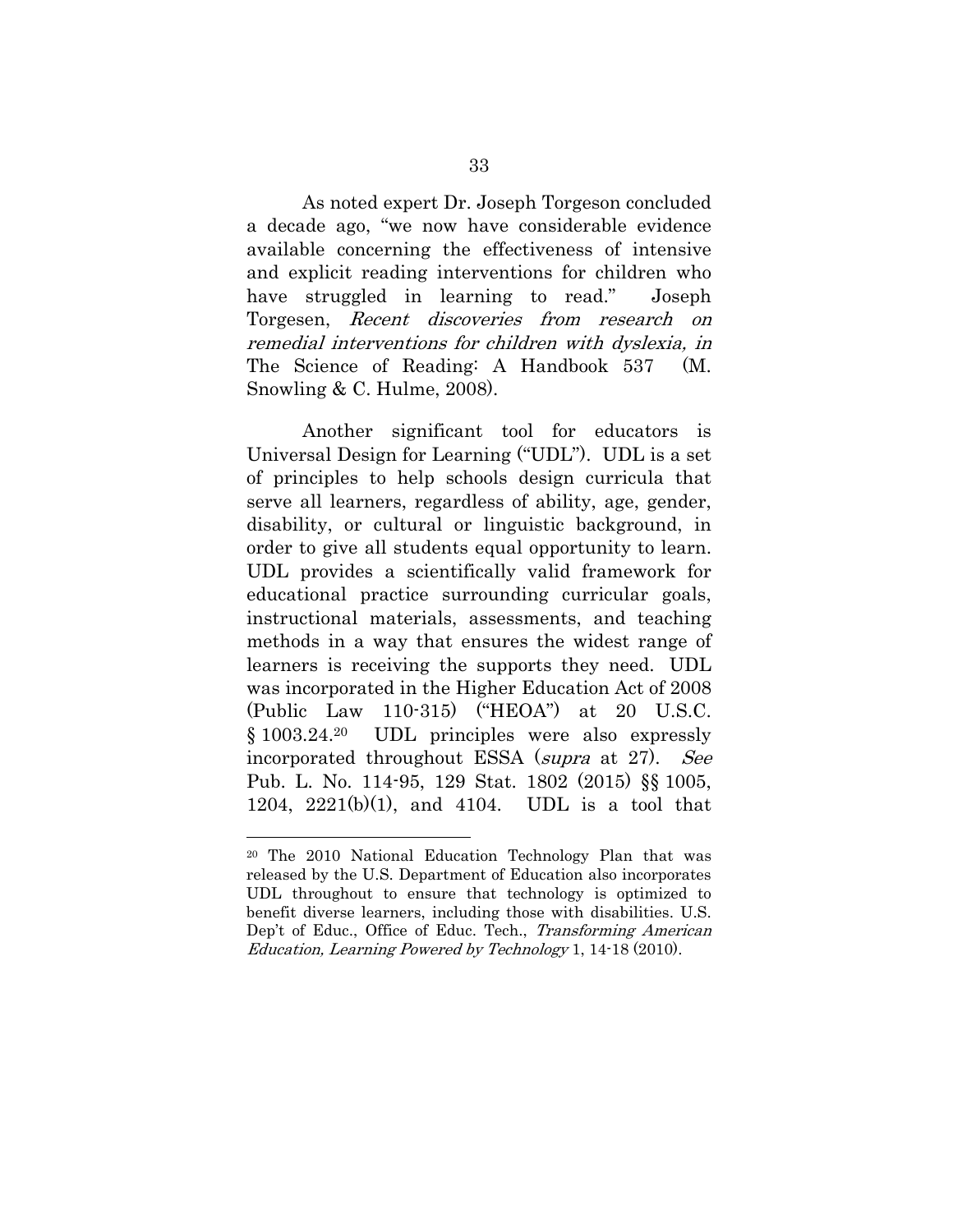As noted expert Dr. Joseph Torgeson concluded a decade ago, "we now have considerable evidence available concerning the effectiveness of intensive and explicit reading interventions for children who have struggled in learning to read." Joseph Torgesen, *Recent discoveries from research on remedial interventions for children with dyslexia, in* The Science of Reading: A Handbook 537 (M. Snowling & C. Hulme, 2008).

Another significant tool for educators is Universal Design for Learning ("UDL"). UDL is a set of principles to help schools design curricula that serve all learners, regardless of ability, age, gender, disability, or cultural or linguistic background, in order to give all students equal opportunity to learn. UDL provides a scientifically valid framework for educational practice surrounding curricular goals, instructional materials, assessments, and teaching methods in a way that ensures the widest range of learners is receiving the supports they need. UDL was incorporated in the Higher Education Act of 2008 (Public Law 110-315) ("HEOA") at 20 U.S.C. § 1003.24.[20] UDL principles were also expressly incorporated throughout ESSA (*supra* at 27). *See* Pub. L. No. 114-95, 129 Stat. 1802 (2015) §§ 1005, 1204, 2221(b)(1), and 4104. UDL is a tool that

---

[20] The 2010 National Education Technology Plan that was released by the U.S. Department of Education also incorporates UDL throughout to ensure that technology is optimized to benefit diverse learners, including those with disabilities. U.S. Dep't of Educ., Office of Educ. Tech., *Transforming American Education, Learning Powered by Technology* 1, 14-18 (2010).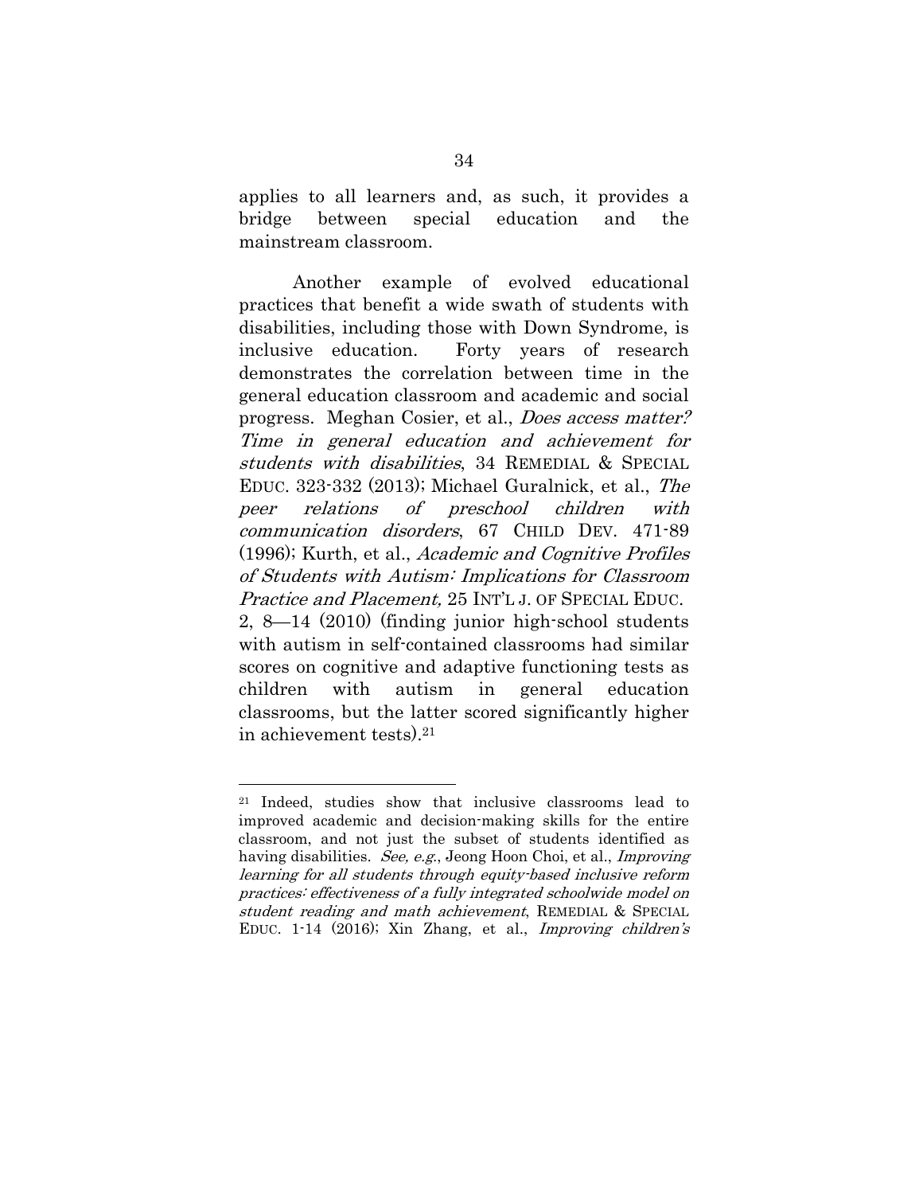applies to all learners and, as such, it provides a bridge between special education and the mainstream classroom.

Another example of evolved educational practices that benefit a wide swath of students with disabilities, including those with Down Syndrome, is inclusive education. Forty years of research demonstrates the correlation between time in the general education classroom and academic and social progress. Meghan Cosier, et al., *Does access matter? Time in general education and achievement for students with disabilities*, 34 REMEDIAL & SPECIAL EDUC. 323-332 (2013); Michael Guralnick, et al., *The peer relations of preschool children with communication disorders*, 67 CHILD DEV. 471-89 (1996); Kurth, et al., *Academic and Cognitive Profiles of Students with Autism: Implications for Classroom Practice and Placement,* 25 INT'L J. OF SPECIAL EDUC. 2, 8—14 (2010) (finding junior high-school students with autism in self-contained classrooms had similar scores on cognitive and adaptive functioning tests as children with autism in general education classrooms, but the latter scored significantly higher in achievement tests).[21]

---

[21] Indeed, studies show that inclusive classrooms lead to improved academic and decision-making skills for the entire classroom, and not just the subset of students identified as having disabilities. *See, e.g.*, Jeong Hoon Choi, et al., *Improving learning for all students through equity-based inclusive reform practices: effectiveness of a fully integrated schoolwide model on student reading and math achievement*, REMEDIAL & SPECIAL EDUC. 1-14 (2016); Xin Zhang, et al., *Improving children's*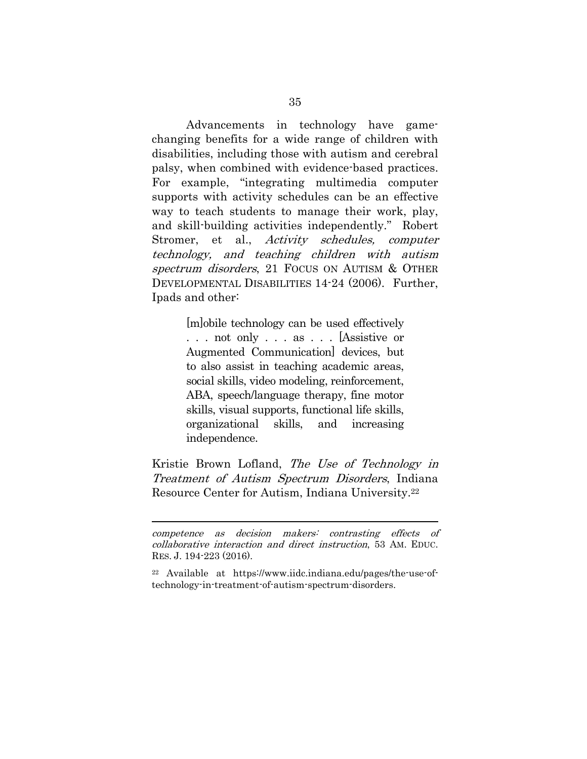Advancements in technology have game-changing benefits for a wide range of children with disabilities, including those with autism and cerebral palsy, when combined with evidence-based practices. For example, "integrating multimedia computer supports with activity schedules can be an effective way to teach students to manage their work, play, and skill-building activities independently." Robert Stromer, et al., *Activity schedules, computer technology, and teaching children with autism spectrum disorders*, 21 FOCUS ON AUTISM & OTHER DEVELOPMENTAL DISABILITIES 14-24 (2006). Further, Ipads and other:

> [m]obile technology can be used effectively . . . not only . . . as . . . [Assistive or Augmented Communication] devices, but to also assist in teaching academic areas, social skills, video modeling, reinforcement, ABA, speech/language therapy, fine motor skills, visual supports, functional life skills, organizational skills, and increasing independence.

Kristie Brown Lofland, *The Use of Technology in Treatment of Autism Spectrum Disorders*, Indiana Resource Center for Autism, Indiana University.[22]

---

*competence as decision makers: contrasting effects of collaborative interaction and direct instruction*, 53 AM. EDUC. RES. J. 194-223 (2016).

[22] Available at https://www.iidc.indiana.edu/pages/the-use-of-technology-in-treatment-of-autism-spectrum-disorders.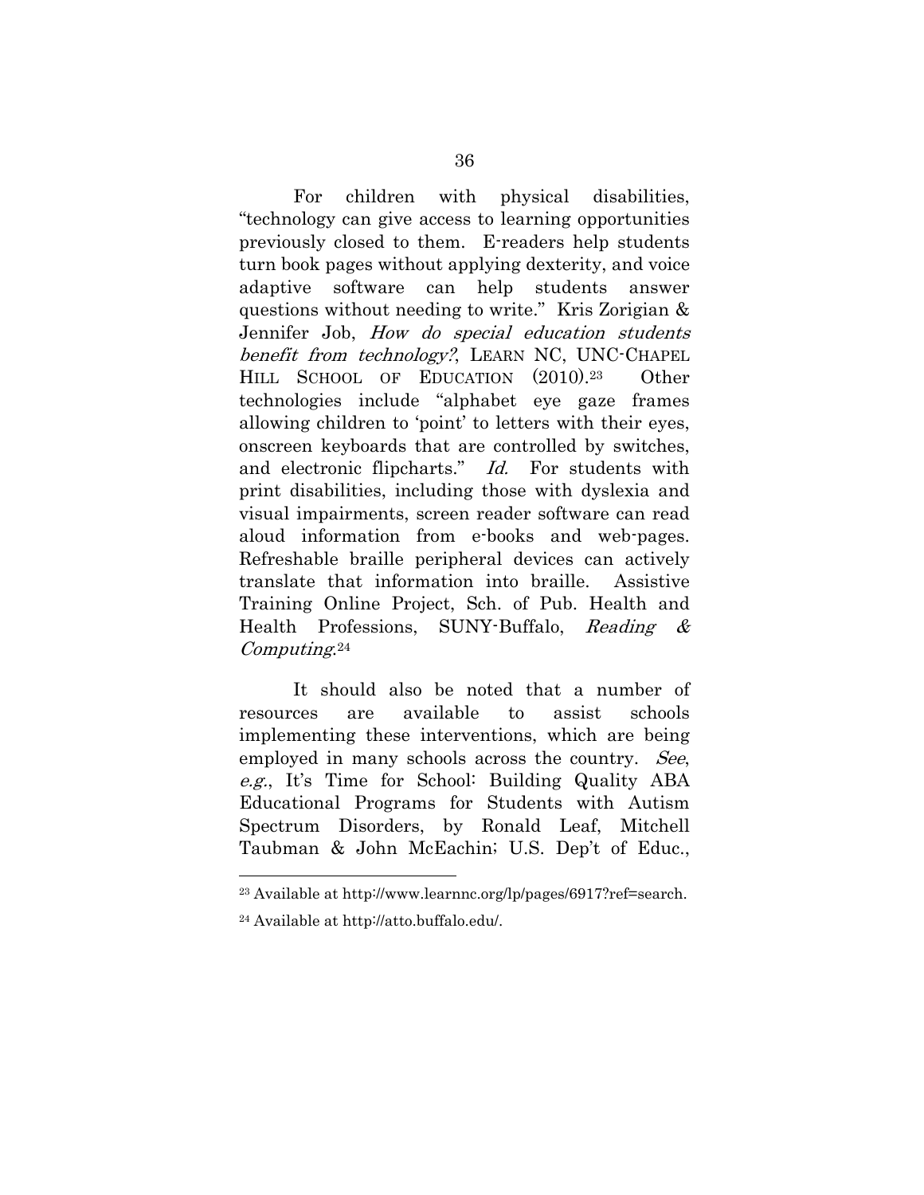For children with physical disabilities, "technology can give access to learning opportunities previously closed to them. E-readers help students turn book pages without applying dexterity, and voice adaptive software can help students answer questions without needing to write." Kris Zorigian & Jennifer Job, *How do special education students benefit from technology?*, LEARN NC, UNC-CHAPEL HILL SCHOOL OF EDUCATION (2010).[23] Other technologies include "alphabet eye gaze frames allowing children to 'point' to letters with their eyes, onscreen keyboards that are controlled by switches, and electronic flipcharts." *Id.* For students with print disabilities, including those with dyslexia and visual impairments, screen reader software can read aloud information from e-books and web-pages. Refreshable braille peripheral devices can actively translate that information into braille. Assistive Training Online Project, Sch. of Pub. Health and Health Professions, SUNY-Buffalo, *Reading & Computing*.[24]

It should also be noted that a number of resources are available to assist schools implementing these interventions, which are being employed in many schools across the country. *See*, *e.g.*, It's Time for School: Building Quality ABA Educational Programs for Students with Autism Spectrum Disorders, by Ronald Leaf, Mitchell Taubman & John McEachin; U.S. Dep't of Educ.,

---

[23] Available at http://www.learnnc.org/lp/pages/6917?ref=search.

[24] Available at http://atto.buffalo.edu/.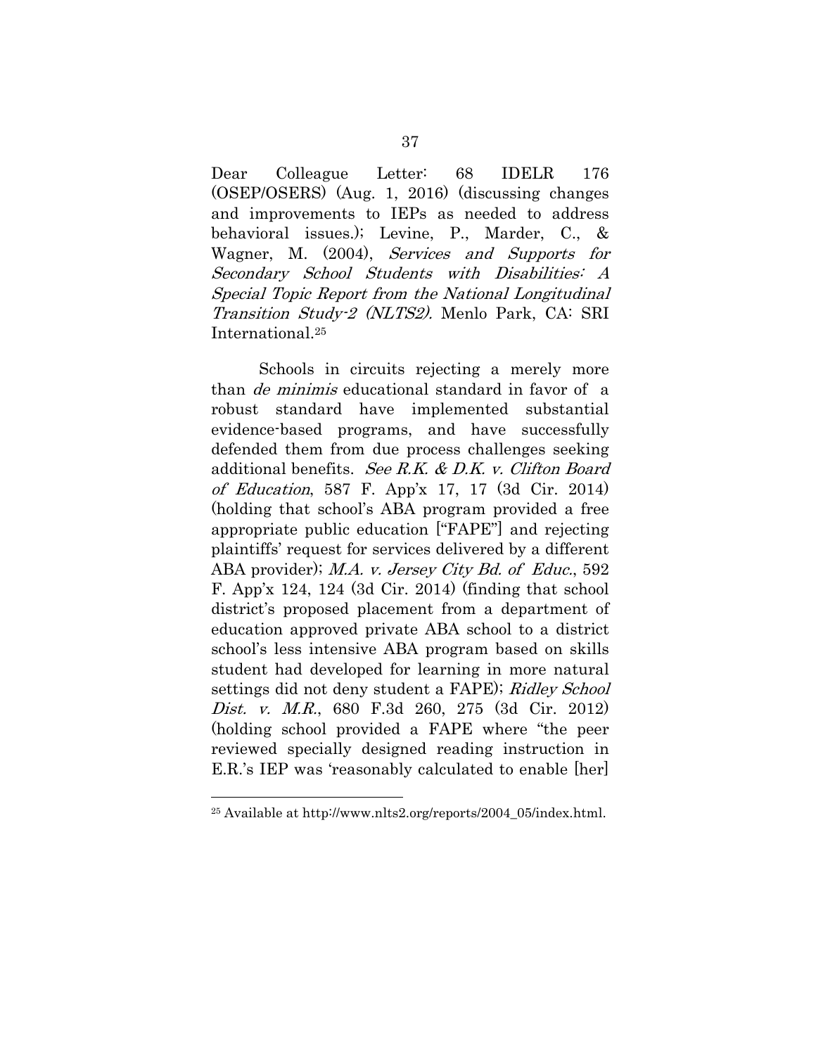Dear Colleague Letter: 68 IDELR 176 (OSEP/OSERS) (Aug. 1, 2016) (discussing changes and improvements to IEPs as needed to address behavioral issues.); Levine, P., Marder, C., & Wagner, M. (2004), *Services and Supports for Secondary School Students with Disabilities: A Special Topic Report from the National Longitudinal Transition Study-2 (NLTS2).* Menlo Park, CA: SRI International.[25]

Schools in circuits rejecting a merely more than *de minimis* educational standard in favor of a robust standard have implemented substantial evidence-based programs, and have successfully defended them from due process challenges seeking additional benefits. *See R.K. & D.K. v. Clifton Board of Education*, 587 F. App'x 17, 17 (3d Cir. 2014) (holding that school's ABA program provided a free appropriate public education ["FAPE"] and rejecting plaintiffs' request for services delivered by a different ABA provider); *M.A. v. Jersey City Bd. of Educ.*, 592 F. App'x 124, 124 (3d Cir. 2014) (finding that school district's proposed placement from a department of education approved private ABA school to a district school's less intensive ABA program based on skills student had developed for learning in more natural settings did not deny student a FAPE); *Ridley School Dist. v. M.R.*, 680 F.3d 260, 275 (3d Cir. 2012) (holding school provided a FAPE where "the peer reviewed specially designed reading instruction in E.R.'s IEP was 'reasonably calculated to enable [her]

[25] Available at http://www.nlts2.org/reports/2004_05/index.html.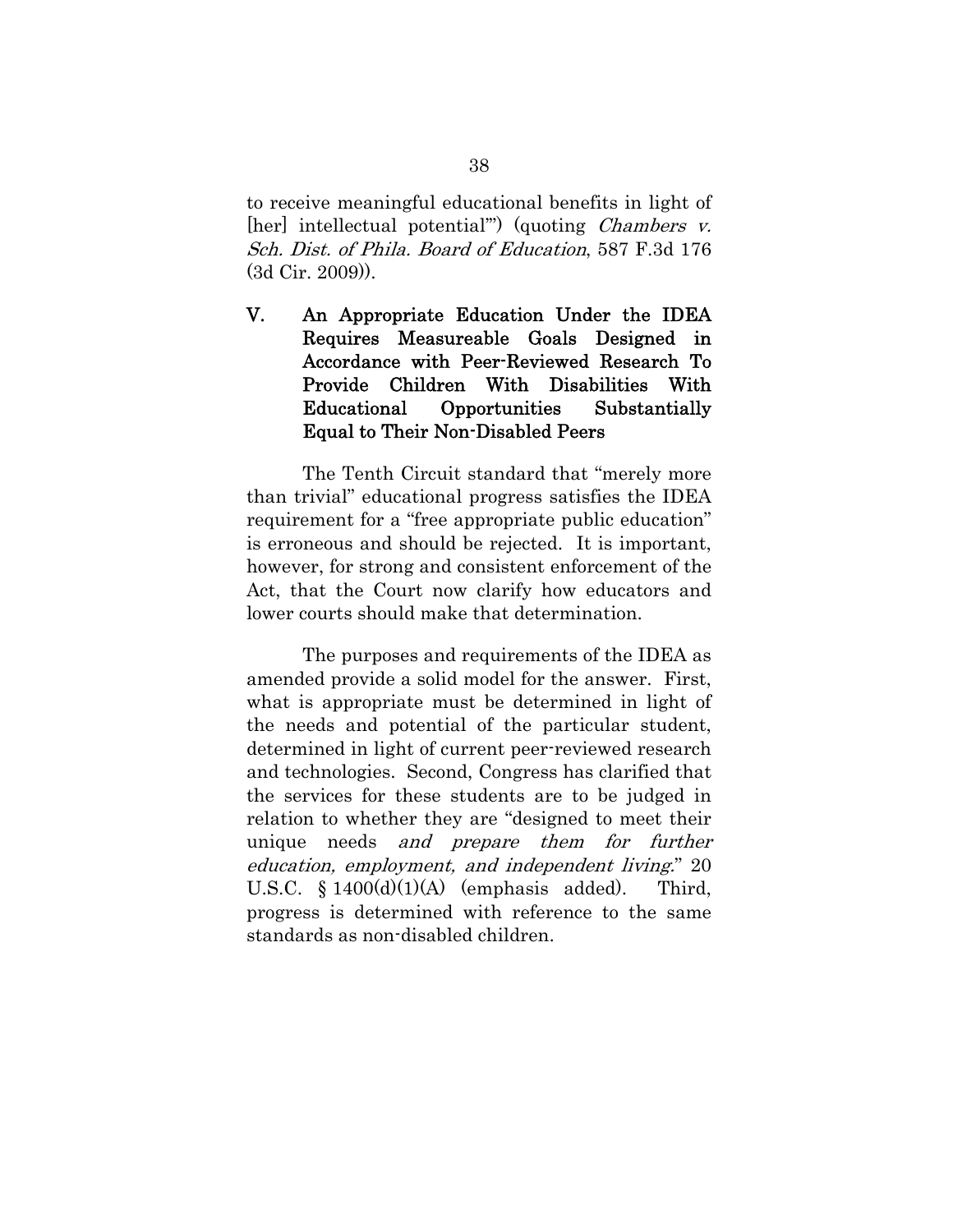to receive meaningful educational benefits in light of [her] intellectual potential'") (quoting *Chambers v. Sch. Dist. of Phila. Board of Education*, 587 F.3d 176 (3d Cir. 2009)).

## V. An Appropriate Education Under the IDEA Requires Measureable Goals Designed in Accordance with Peer-Reviewed Research To Provide Children With Disabilities With Educational Opportunities Substantially Equal to Their Non-Disabled Peers

The Tenth Circuit standard that "merely more than trivial" educational progress satisfies the IDEA requirement for a "free appropriate public education" is erroneous and should be rejected. It is important, however, for strong and consistent enforcement of the Act, that the Court now clarify how educators and lower courts should make that determination.

The purposes and requirements of the IDEA as amended provide a solid model for the answer. First, what is appropriate must be determined in light of the needs and potential of the particular student, determined in light of current peer-reviewed research and technologies. Second, Congress has clarified that the services for these students are to be judged in relation to whether they are "designed to meet their unique needs *and prepare them for further education, employment, and independent living*." 20 U.S.C. § 1400(d)(1)(A) (emphasis added). Third, progress is determined with reference to the same standards as non-disabled children.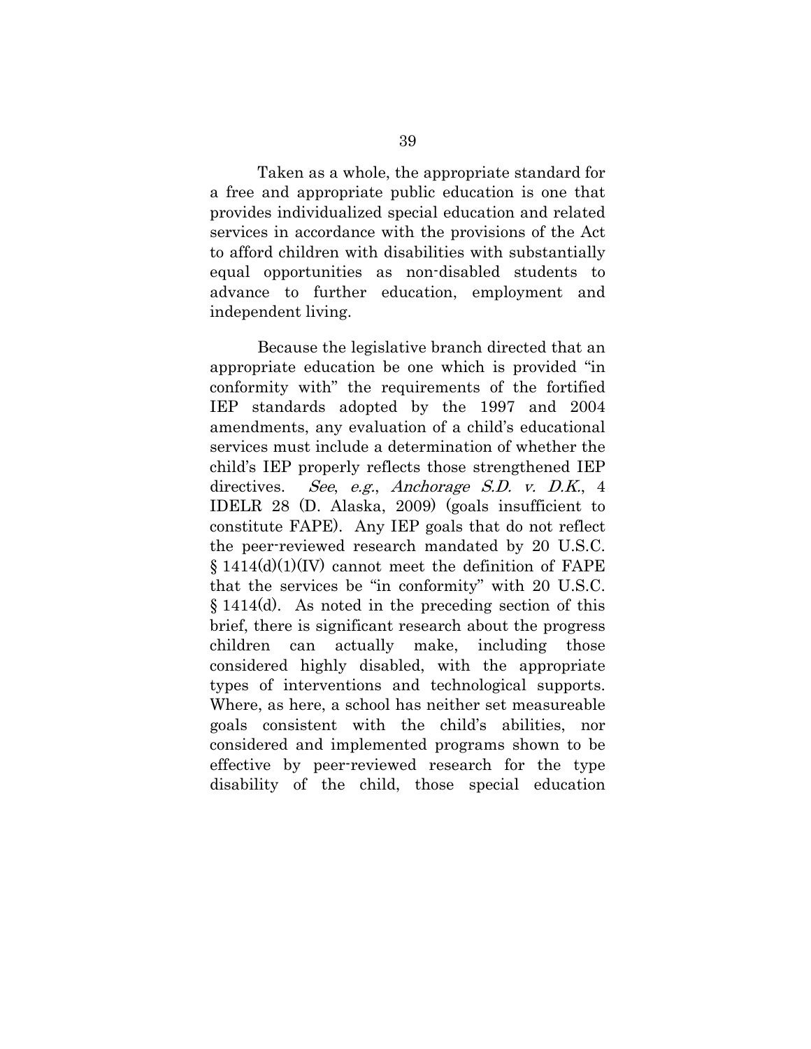Taken as a whole, the appropriate standard for a free and appropriate public education is one that provides individualized special education and related services in accordance with the provisions of the Act to afford children with disabilities with substantially equal opportunities as non-disabled students to advance to further education, employment and independent living.

Because the legislative branch directed that an appropriate education be one which is provided "in conformity with" the requirements of the fortified IEP standards adopted by the 1997 and 2004 amendments, any evaluation of a child's educational services must include a determination of whether the child's IEP properly reflects those strengthened IEP directives. *See*, *e.g.*, *Anchorage S.D. v. D.K.*, 4 IDELR 28 (D. Alaska, 2009) (goals insufficient to constitute FAPE). Any IEP goals that do not reflect the peer-reviewed research mandated by 20 U.S.C. § 1414(d)(1)(IV) cannot meet the definition of FAPE that the services be "in conformity" with 20 U.S.C. § 1414(d). As noted in the preceding section of this brief, there is significant research about the progress children can actually make, including those considered highly disabled, with the appropriate types of interventions and technological supports. Where, as here, a school has neither set measureable goals consistent with the child's abilities, nor considered and implemented programs shown to be effective by peer-reviewed research for the type disability of the child, those special education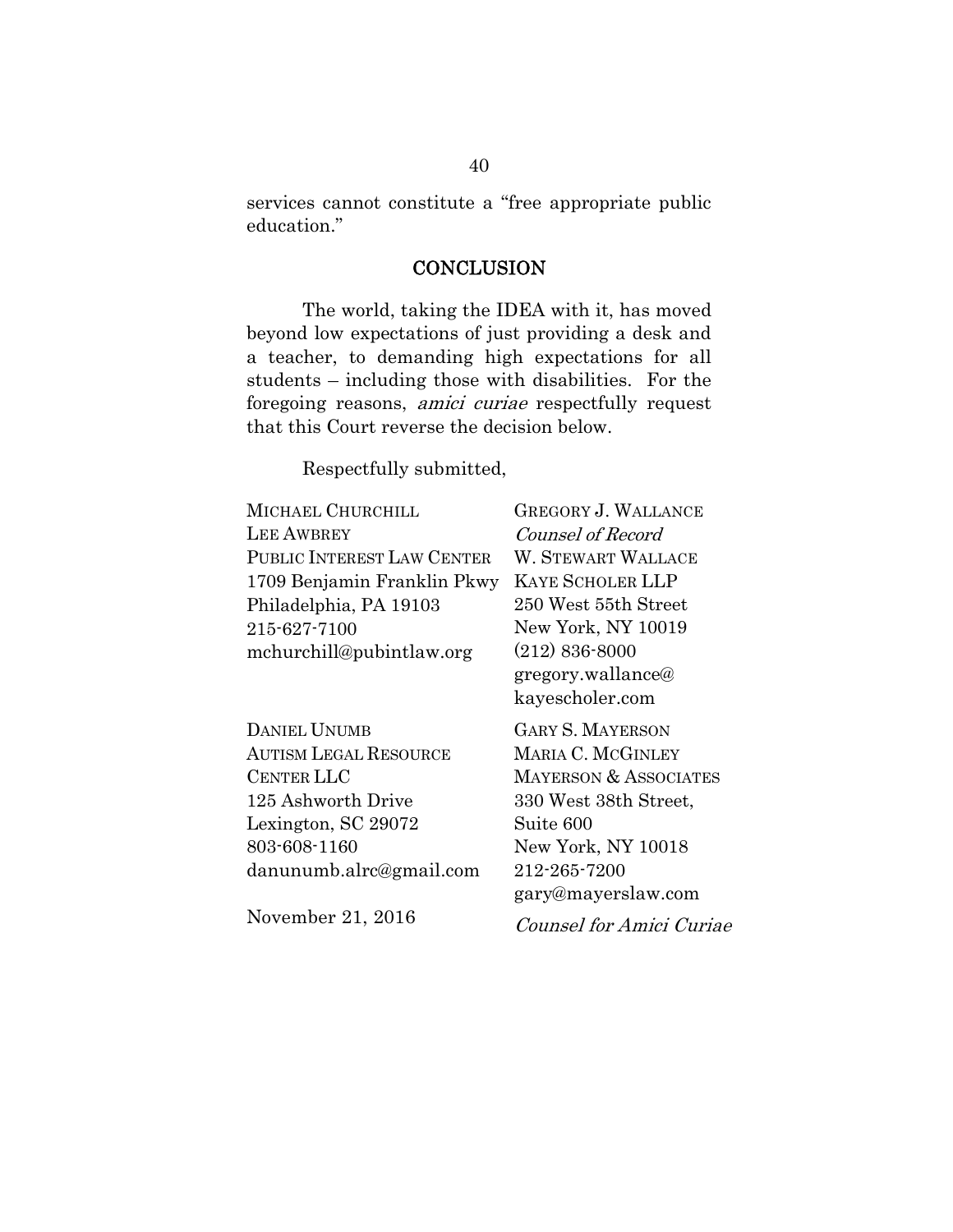services cannot constitute a "free appropriate public education."

## CONCLUSION

The world, taking the IDEA with it, has moved beyond low expectations of just providing a desk and a teacher, to demanding high expectations for all students – including those with disabilities. For the foregoing reasons, *amici curiae* respectfully request that this Court reverse the decision below.

Respectfully submitted,

MICHAEL CHURCHILL
LEE AWBREY
PUBLIC INTEREST LAW CENTER
1709 Benjamin Franklin Pkwy
Philadelphia, PA 19103
215-627-7100
mchurchill@pubintlaw.org

GREGORY J. WALLANCE
*Counsel of Record*
W. STEWART WALLACE
KAYE SCHOLER LLP
250 West 55th Street
New York, NY 10019
(212) 836-8000
gregory.wallance@kayescholer.com

DANIEL UNUMB
AUTISM LEGAL RESOURCE CENTER LLC
125 Ashworth Drive
Lexington, SC 29072
803-608-1160
danunumb.alrc@gmail.com

GARY S. MAYERSON
MARIA C. MCGINLEY
MAYERSON & ASSOCIATES
330 West 38th Street, Suite 600
New York, NY 10018
212-265-7200
gary@mayerslaw.com

*Counsel for Amici Curiae*

November 21, 2016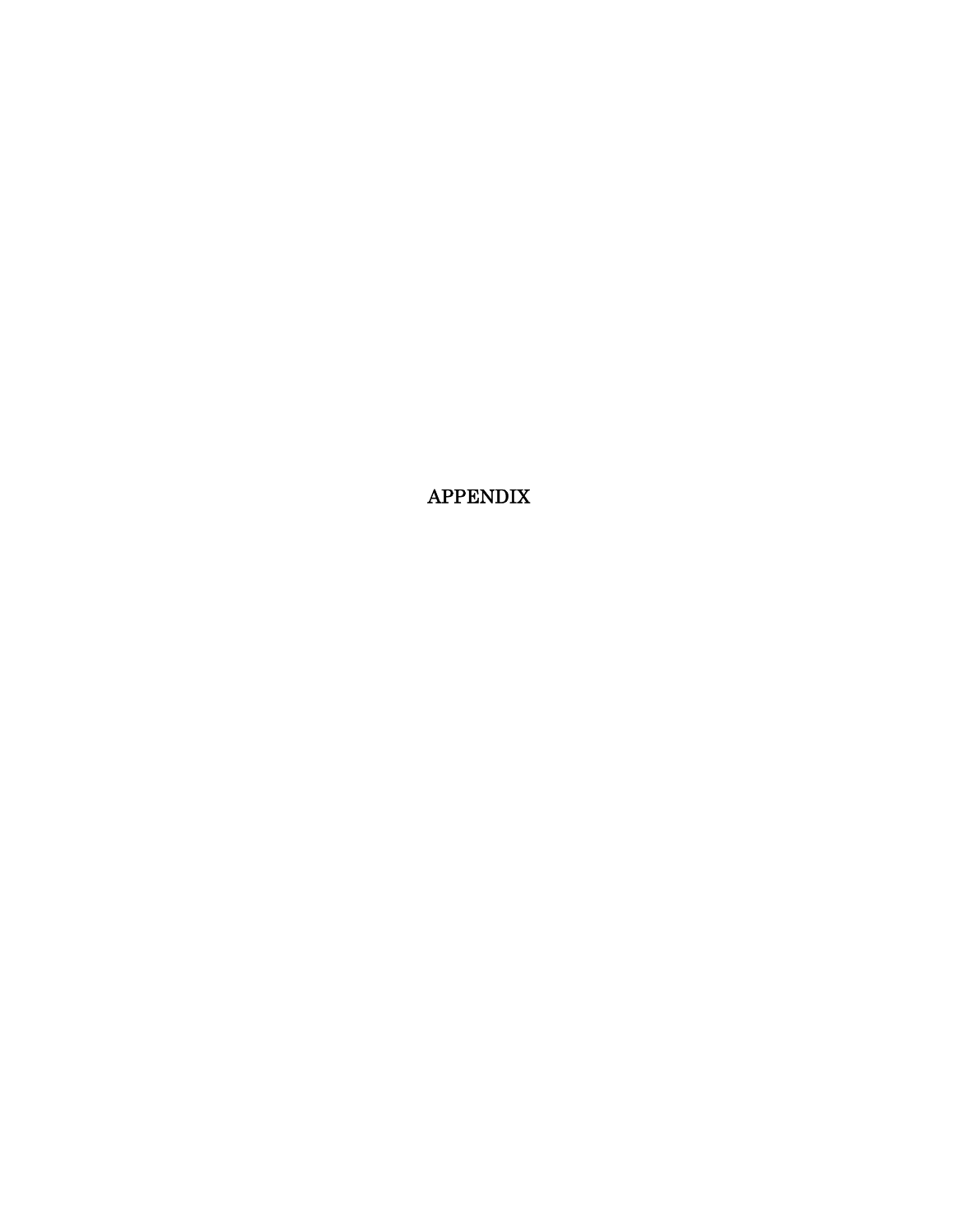# APPENDIX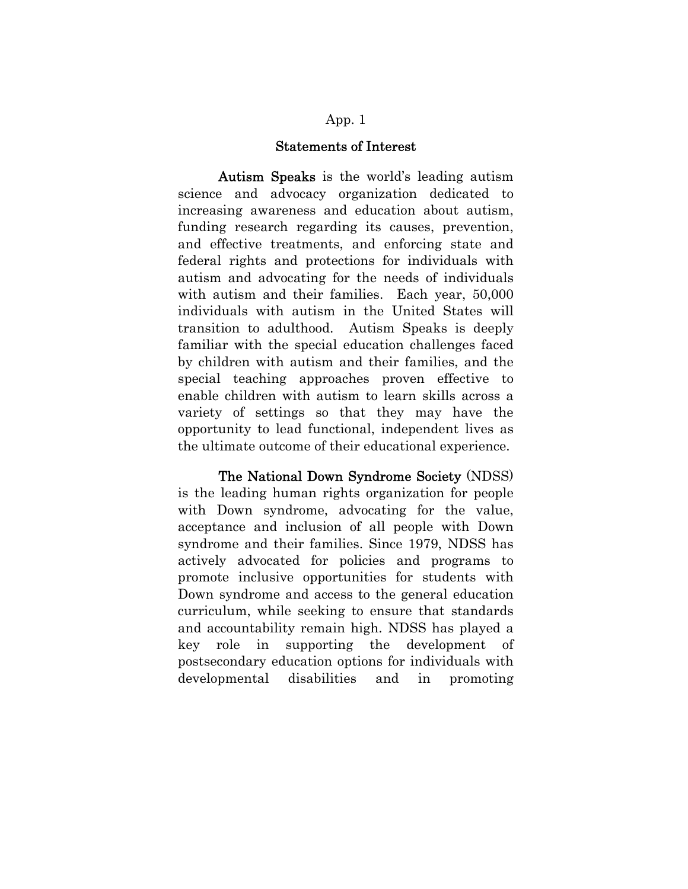## Statements of Interest

**Autism Speaks** is the world's leading autism science and advocacy organization dedicated to increasing awareness and education about autism, funding research regarding its causes, prevention, and effective treatments, and enforcing state and federal rights and protections for individuals with autism and advocating for the needs of individuals with autism and their families. Each year, 50,000 individuals with autism in the United States will transition to adulthood. Autism Speaks is deeply familiar with the special education challenges faced by children with autism and their families, and the special teaching approaches proven effective to enable children with autism to learn skills across a variety of settings so that they may have the opportunity to lead functional, independent lives as the ultimate outcome of their educational experience.

**The National Down Syndrome Society** (NDSS) is the leading human rights organization for people with Down syndrome, advocating for the value, acceptance and inclusion of all people with Down syndrome and their families. Since 1979, NDSS has actively advocated for policies and programs to promote inclusive opportunities for students with Down syndrome and access to the general education curriculum, while seeking to ensure that standards and accountability remain high. NDSS has played a key role in supporting the development of postsecondary education options for individuals with developmental disabilities and in promoting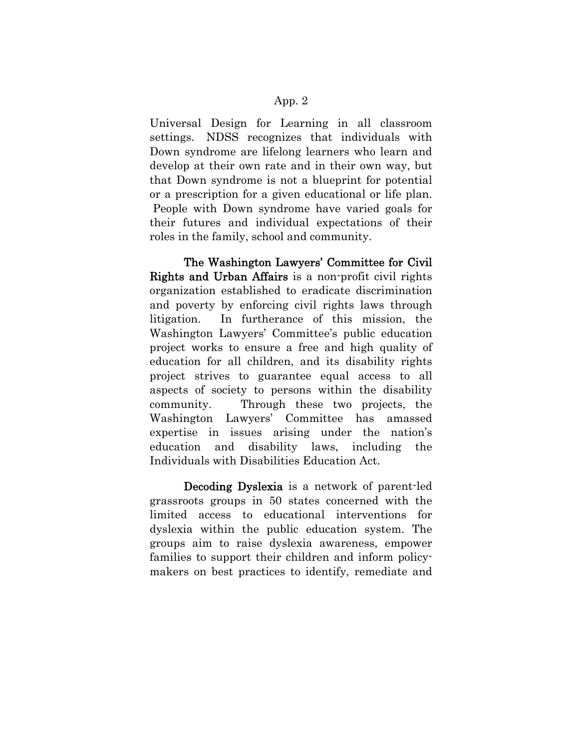Universal Design for Learning in all classroom settings. NDSS recognizes that individuals with Down syndrome are lifelong learners who learn and develop at their own rate and in their own way, but that Down syndrome is not a blueprint for potential or a prescription for a given educational or life plan. People with Down syndrome have varied goals for their futures and individual expectations of their roles in the family, school and community.

**The Washington Lawyers' Committee for Civil Rights and Urban Affairs** is a non-profit civil rights organization established to eradicate discrimination and poverty by enforcing civil rights laws through litigation. In furtherance of this mission, the Washington Lawyers' Committee's public education project works to ensure a free and high quality of education for all children, and its disability rights project strives to guarantee equal access to all aspects of society to persons within the disability community. Through these two projects, the Washington Lawyers' Committee has amassed expertise in issues arising under the nation's education and disability laws, including the Individuals with Disabilities Education Act.

**Decoding Dyslexia** is a network of parent-led grassroots groups in 50 states concerned with the limited access to educational interventions for dyslexia within the public education system. The groups aim to raise dyslexia awareness, empower families to support their children and inform policy-makers on best practices to identify, remediate and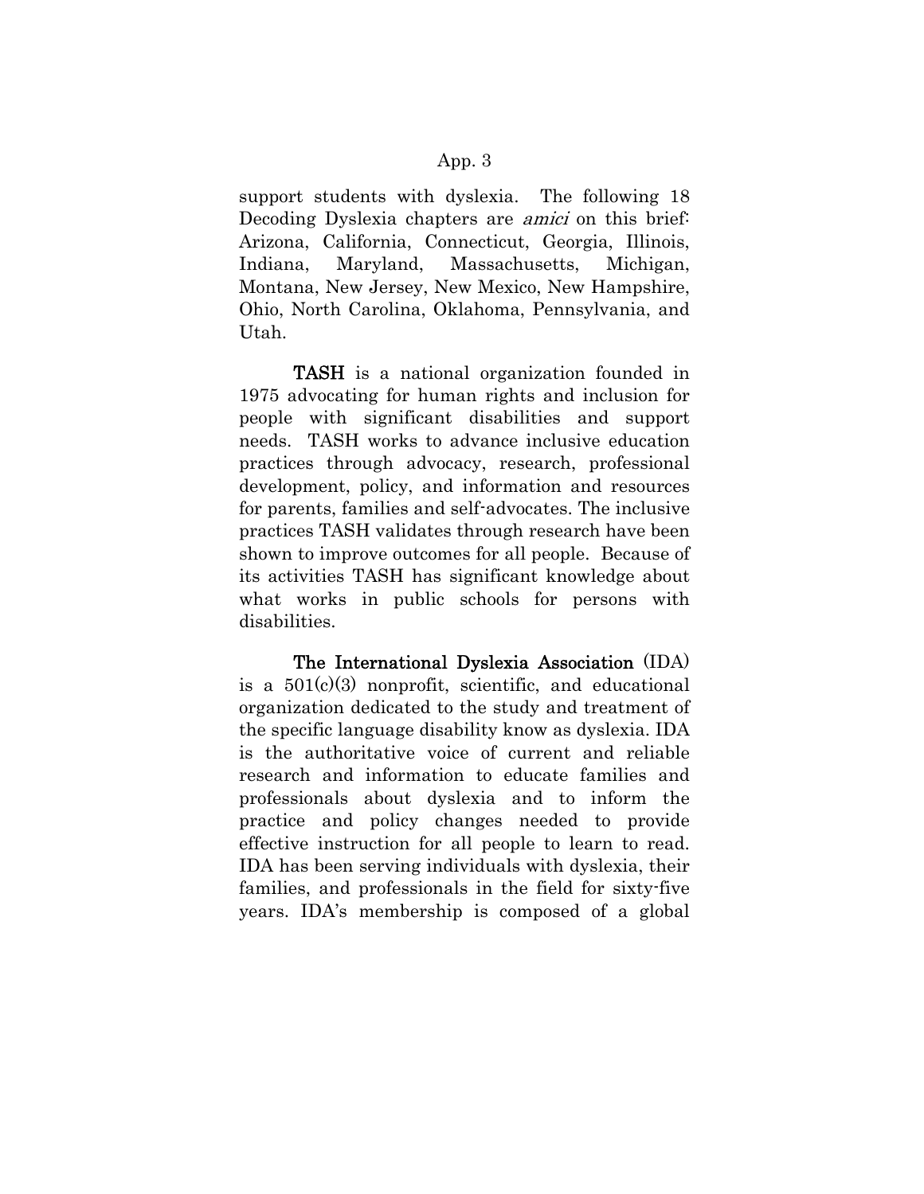support students with dyslexia. The following 18 Decoding Dyslexia chapters are *amici* on this brief: Arizona, California, Connecticut, Georgia, Illinois, Indiana, Maryland, Massachusetts, Michigan, Montana, New Jersey, New Mexico, New Hampshire, Ohio, North Carolina, Oklahoma, Pennsylvania, and Utah.

**TASH** is a national organization founded in 1975 advocating for human rights and inclusion for people with significant disabilities and support needs. TASH works to advance inclusive education practices through advocacy, research, professional development, policy, and information and resources for parents, families and self-advocates. The inclusive practices TASH validates through research have been shown to improve outcomes for all people. Because of its activities TASH has significant knowledge about what works in public schools for persons with disabilities.

**The International Dyslexia Association** (IDA) is a 501(c)(3) nonprofit, scientific, and educational organization dedicated to the study and treatment of the specific language disability know as dyslexia. IDA is the authoritative voice of current and reliable research and information to educate families and professionals about dyslexia and to inform the practice and policy changes needed to provide effective instruction for all people to learn to read. IDA has been serving individuals with dyslexia, their families, and professionals in the field for sixty-five years. IDA's membership is composed of a global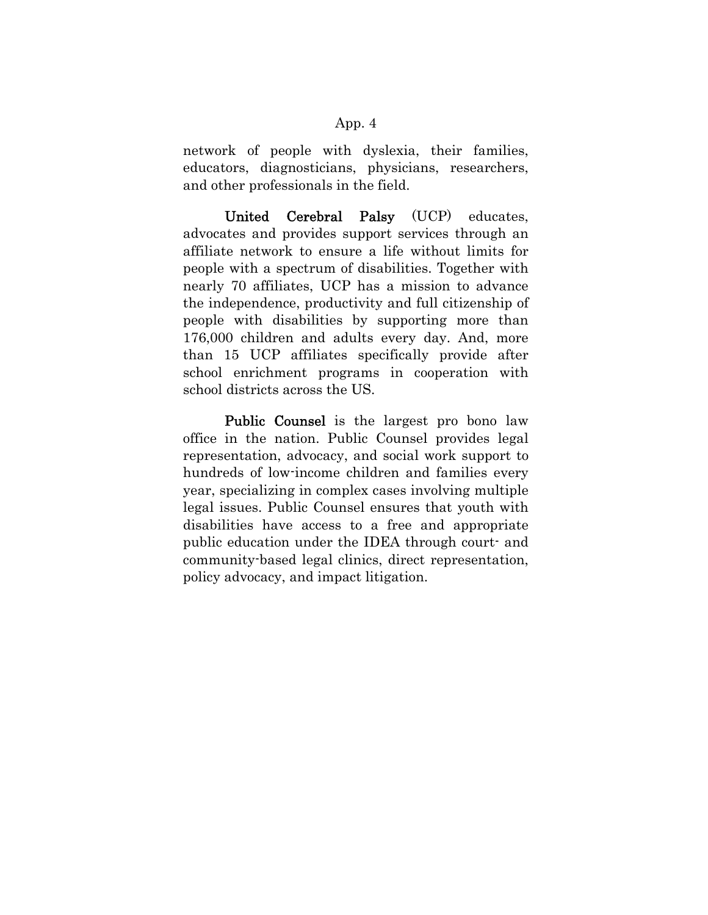network of people with dyslexia, their families, educators, diagnosticians, physicians, researchers, and other professionals in the field.

**United Cerebral Palsy** (UCP) educates, advocates and provides support services through an affiliate network to ensure a life without limits for people with a spectrum of disabilities. Together with nearly 70 affiliates, UCP has a mission to advance the independence, productivity and full citizenship of people with disabilities by supporting more than 176,000 children and adults every day. And, more than 15 UCP affiliates specifically provide after school enrichment programs in cooperation with school districts across the US.

**Public Counsel** is the largest pro bono law office in the nation. Public Counsel provides legal representation, advocacy, and social work support to hundreds of low-income children and families every year, specializing in complex cases involving multiple legal issues. Public Counsel ensures that youth with disabilities have access to a free and appropriate public education under the IDEA through court- and community-based legal clinics, direct representation, policy advocacy, and impact litigation.